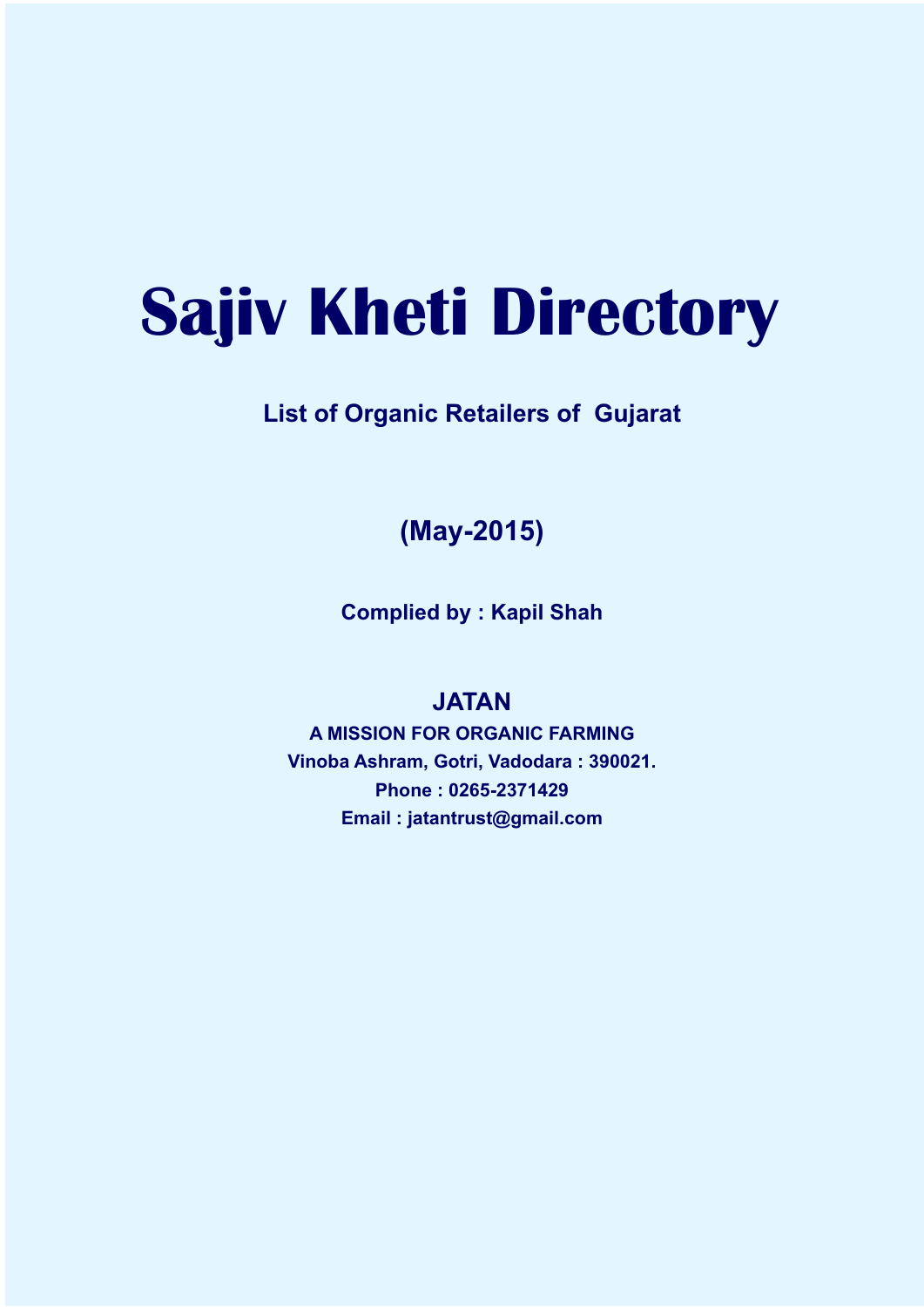# Sajiv Kheti Directory

**List of Organic Retailers of Gujarat**

**(May-2015)**

**Complied by : Kapil Shah**

**JATAN**

**A MISSION FOR ORGANIC FARMING**

**Vinoba Ashram, Gotri, Vadodara : 390021.**

**Phone : 0265-2371429**

**Email : jatantrust@gmail.com**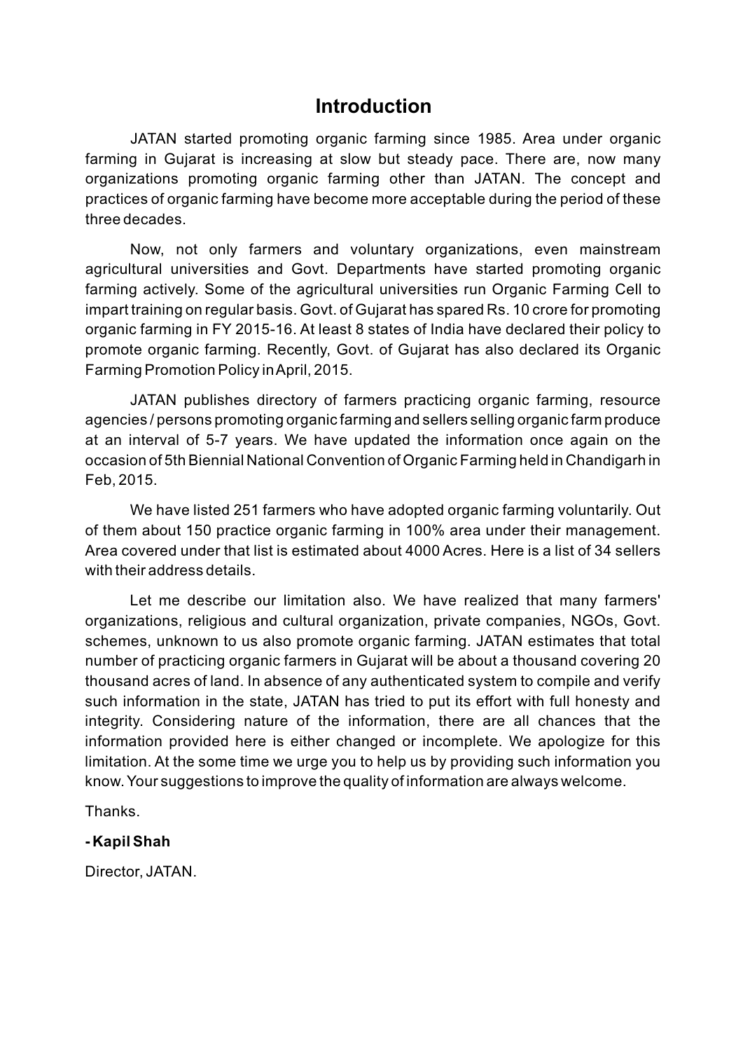# Introduction

JATAN started promoting organic farming since 1985. Area under organic farming in Gujarat is increasing at slow but steady pace. There are, now many organizations promoting organic farming other than JATAN. The concept and practices of organic farming have become more acceptable during the period of these three decades.

Now, not only farmers and voluntary organizations, even mainstream agricultural universities and Govt. Departments have started promoting organic farming actively. Some of the agricultural universities run Organic Farming Cell to impart training on regular basis. Govt. of Gujarat has spared Rs. 10 crore for promoting organic farming in FY 2015-16. At least 8 states of India have declared their policy to promote organic farming. Recently, Govt. of Gujarat has also declared its Organic Farming Promotion Policy in April, 2015.

JATAN publishes directory of farmers practicing organic farming, resource agencies / persons promoting organic farming and sellers selling organic farm produce at an interval of 5-7 years. We have updated the information once again on the occasion of 5th Biennial National Convention of Organic Farming held in Chandigarh in Feb, 2015.

We have listed 251 farmers who have adopted organic farming voluntarily. Out of them about 150 practice organic farming in 100% area under their management. Area covered under that list is estimated about 4000 Acres. Here is a list of 34 sellers with their address details.

Let me describe our limitation also. We have realized that many farmers' organizations, religious and cultural organization, private companies, NGOs, Govt. schemes, unknown to us also promote organic farming. JATAN estimates that total number of practicing organic farmers in Gujarat will be about a thousand covering 20 thousand acres of land. In absence of any authenticated system to compile and verify such information in the state, JATAN has tried to put its effort with full honesty and integrity. Considering nature of the information, there are all chances that the information provided here is either changed or incomplete. We apologize for this limitation. At the some time we urge you to help us by providing such information you know. Your suggestions to improve the quality of information are always welcome.

Thanks.

**- Kapil Shah**

Director, JATAN.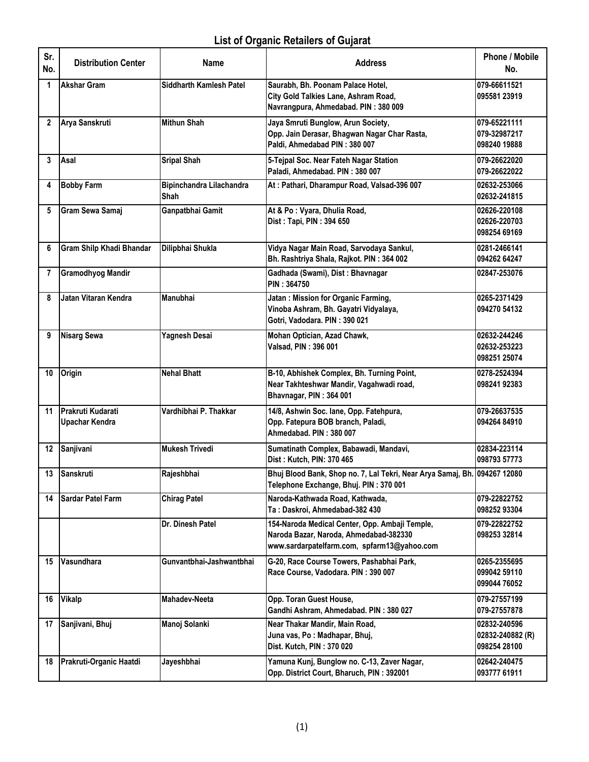## List of Organic Retailers of Gujarat

| Sr. No. | Distribution Center | Name | Address | Phone / Mobile No. |
|---|---|---|---|---|
| 1 | Akshar Gram | Siddharth Kamlesh Patel | Saurabh, Bh. Poonam Palace Hotel, City Gold Talkies Lane, Ashram Road, Navrangpura, Ahmedabad. PIN : 380 009 | 079-66611521<br>095581 23919 |
| 2 | Arya Sanskruti | Mithun Shah | Jaya Smruti Bunglow, Arun Society, Opp. Jain Derasar, Bhagwan Nagar Char Rasta, Paldi, Ahmedabad PIN : 380 007 | 079-65221111<br>079-32987217<br>098240 19888 |
| 3 | Asal | Sripal Shah | 5-Tejpal Soc. Near Fateh Nagar Station Paladi, Ahmedabad. PIN : 380 007 | 079-26622020<br>079-26622022 |
| 4 | Bobby Farm | Bipinchandra Lilachandra Shah | At : Pathari, Dharampur Road, Valsad-396 007 | 02632-253066<br>02632-241815 |
| 5 | Gram Sewa Samaj | Ganpatbhai Gamit | At & Po : Vyara, Dhulia Road, Dist : Tapi, PIN : 394 650 | 02626-220108<br>02626-220703<br>098254 69169 |
| 6 | Gram Shilp Khadi Bhandar | Dilipbhai Shukla | Vidya Nagar Main Road, Sarvodaya Sankul, Bh. Rashtriya Shala, Rajkot. PIN : 364 002 | 0281-2466141<br>094262 64247 |
| 7 | Gramodhyog Mandir | | Gadhada (Swami), Dist : Bhavnagar PIN : 364750 | 02847-253076 |
| 8 | Jatan Vitaran Kendra | Manubhai | Jatan : Mission for Organic Farming, Vinoba Ashram, Bh. Gayatri Vidyalaya, Gotri, Vadodara. PIN : 390 021 | 0265-2371429<br>094270 54132 |
| 9 | Nisarg Sewa | Yagnesh Desai | Mohan Optician, Azad Chawk, Valsad, PIN : 396 001 | 02632-244246<br>02632-253223<br>098251 25074 |
| 10 | Origin | Nehal Bhatt | B-10, Abhishek Complex, Bh. Turning Point, Near Takhteshwar Mandir, Vagahwadi road, Bhavnagar, PIN : 364 001 | 0278-2524394<br>098241 92383 |
| 11 | Prakruti Kudarati Upachar Kendra | Vardhibhai P. Thakkar | 14/8, Ashwin Soc. lane, Opp. Fatehpura, Opp. Fatepura BOB branch, Paladi, Ahmedabad. PIN : 380 007 | 079-26637535<br>094264 84910 |
| 12 | Sanjivani | Mukesh Trivedi | Sumatinath Complex, Babawadi, Mandavi, Dist : Kutch, PIN: 370 465 | 02834-223114<br>098793 57773 |
| 13 | Sanskruti | Rajeshbhai | Bhuj Blood Bank, Shop no. 7, Lal Tekri, Near Arya Samaj, Bh. Telephone Exchange, Bhuj. PIN : 370 001 | 094267 12080 |
| 14 | Sardar Patel Farm | Chirag Patel | Naroda-Kathwada Road, Kathwada, Ta : Daskroi, Ahmedabad-382 430 | 079-22822752<br>098252 93304 |
| | | Dr. Dinesh Patel | 154-Naroda Medical Center, Opp. Ambaji Temple, Naroda Bazar, Naroda, Ahmedabad-382330 www.sardarpatelfarm.com, spfarm13@yahoo.com | 079-22822752<br>098253 32814 |
| 15 | Vasundhara | Gunvantbhai-Jashwantbhai | G-20, Race Course Towers, Pashabhai Park, Race Course, Vadodara. PIN : 390 007 | 0265-2355695<br>099042 59110<br>099044 76052 |
| 16 | Vikalp | Mahadev-Neeta | Opp. Toran Guest House, Gandhi Ashram, Ahmedabad. PIN : 380 027 | 079-27557199<br>079-27557878 |
| 17 | Sanjivani, Bhuj | Manoj Solanki | Near Thakar Mandir, Main Road, Juna vas, Po : Madhapar, Bhuj, Dist. Kutch, PIN : 370 020 | 02832-240596<br>02832-240882 (R)<br>098254 28100 |
| 18 | Prakruti-Organic Haatdi | Jayeshbhai | Yamuna Kunj, Bunglow no. C-13, Zaver Nagar, Opp. District Court, Bharuch, PIN : 392001 | 02642-240475<br>093777 61911 |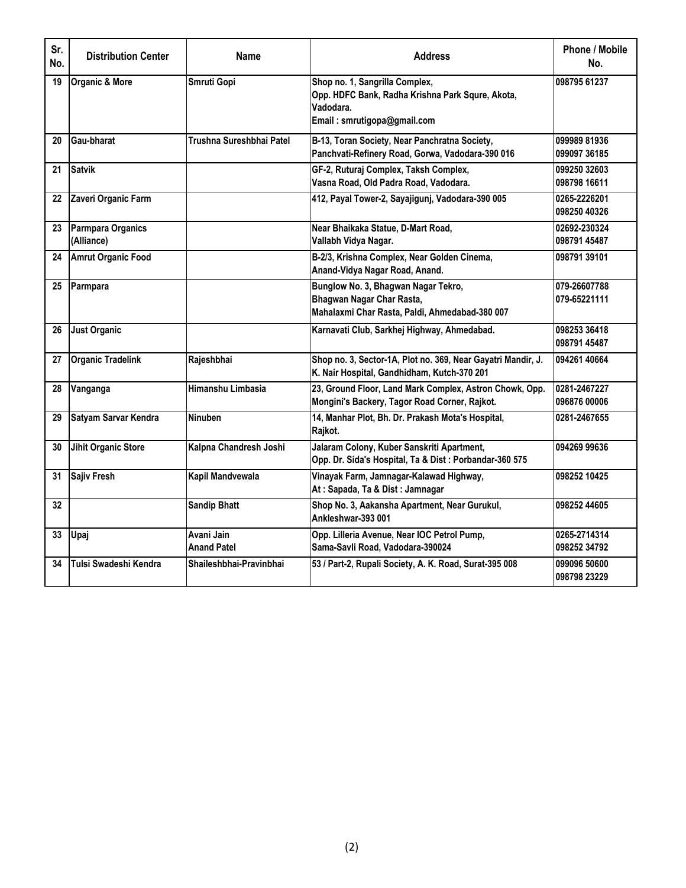| Sr. No. | Distribution Center | Name | Address | Phone / Mobile No. |
|---|---|---|---|---|
| 19 | Organic & More | Smruti Gopi | Shop no. 1, Sangrilla Complex, Opp. HDFC Bank, Radha Krishna Park Squre, Akota, Vadodara. Email : smrutigopa@gmail.com | 098795 61237 |
| 20 | Gau-bharat | Trushna Sureshbhai Patel | B-13, Toran Society, Near Panchratna Society, Panchvati-Refinery Road, Gorwa, Vadodara-390 016 | 099989 81936 099097 36185 |
| 21 | Satvik | | GF-2, Ruturaj Complex, Taksh Complex, Vasna Road, Old Padra Road, Vadodara. | 099250 32603 098798 16611 |
| 22 | Zaveri Organic Farm | | 412, Payal Tower-2, Sayajigunj, Vadodara-390 005 | 0265-2226201 098250 40326 |
| 23 | Parmpara Organics (Alliance) | | Near Bhaikaka Statue, D-Mart Road, Vallabh Vidya Nagar. | 02692-230324 098791 45487 |
| 24 | Amrut Organic Food | | B-2/3, Krishna Complex, Near Golden Cinema, Anand-Vidya Nagar Road, Anand. | 098791 39101 |
| 25 | Parmpara | | Bunglow No. 3, Bhagwan Nagar Tekro, Bhagwan Nagar Char Rasta, Mahalaxmi Char Rasta, Paldi, Ahmedabad-380 007 | 079-26607788 079-65221111 |
| 26 | Just Organic | | Karnavati Club, Sarkhej Highway, Ahmedabad. | 098253 36418 098791 45487 |
| 27 | Organic Tradelink | Rajeshbhai | Shop no. 3, Sector-1A, Plot no. 369, Near Gayatri Mandir, J. K. Nair Hospital, Gandhidham, Kutch-370 201 | 094261 40664 |
| 28 | Vanganga | Himanshu Limbasia | 23, Ground Floor, Land Mark Complex, Astron Chowk, Opp. Mongini's Backery, Tagor Road Corner, Rajkot. | 0281-2467227 096876 00006 |
| 29 | Satyam Sarvar Kendra | Ninuben | 14, Manhar Plot, Bh. Dr. Prakash Mota's Hospital, Rajkot. | 0281-2467655 |
| 30 | Jihit Organic Store | Kalpna Chandresh Joshi | Jalaram Colony, Kuber Sanskriti Apartment, Opp. Dr. Sida's Hospital, Ta & Dist : Porbandar-360 575 | 094269 99636 |
| 31 | Sajiv Fresh | Kapil Mandvewala | Vinayak Farm, Jamnagar-Kalawad Highway, At : Sapada, Ta & Dist : Jamnagar | 098252 10425 |
| 32 | | Sandip Bhatt | Shop No. 3, Aakansha Apartment, Near Gurukul, Ankleshwar-393 001 | 098252 44605 |
| 33 | Upaj | Avani Jain Anand Patel | Opp. Lilleria Avenue, Near IOC Petrol Pump, Sama-Savli Road, Vadodara-390024 | 0265-2714314 098252 34792 |
| 34 | Tulsi Swadeshi Kendra | Shaileshbhai-Pravinbhai | 53 / Part-2, Rupali Society, A. K. Road, Surat-395 008 | 099096 50600 098798 23229 |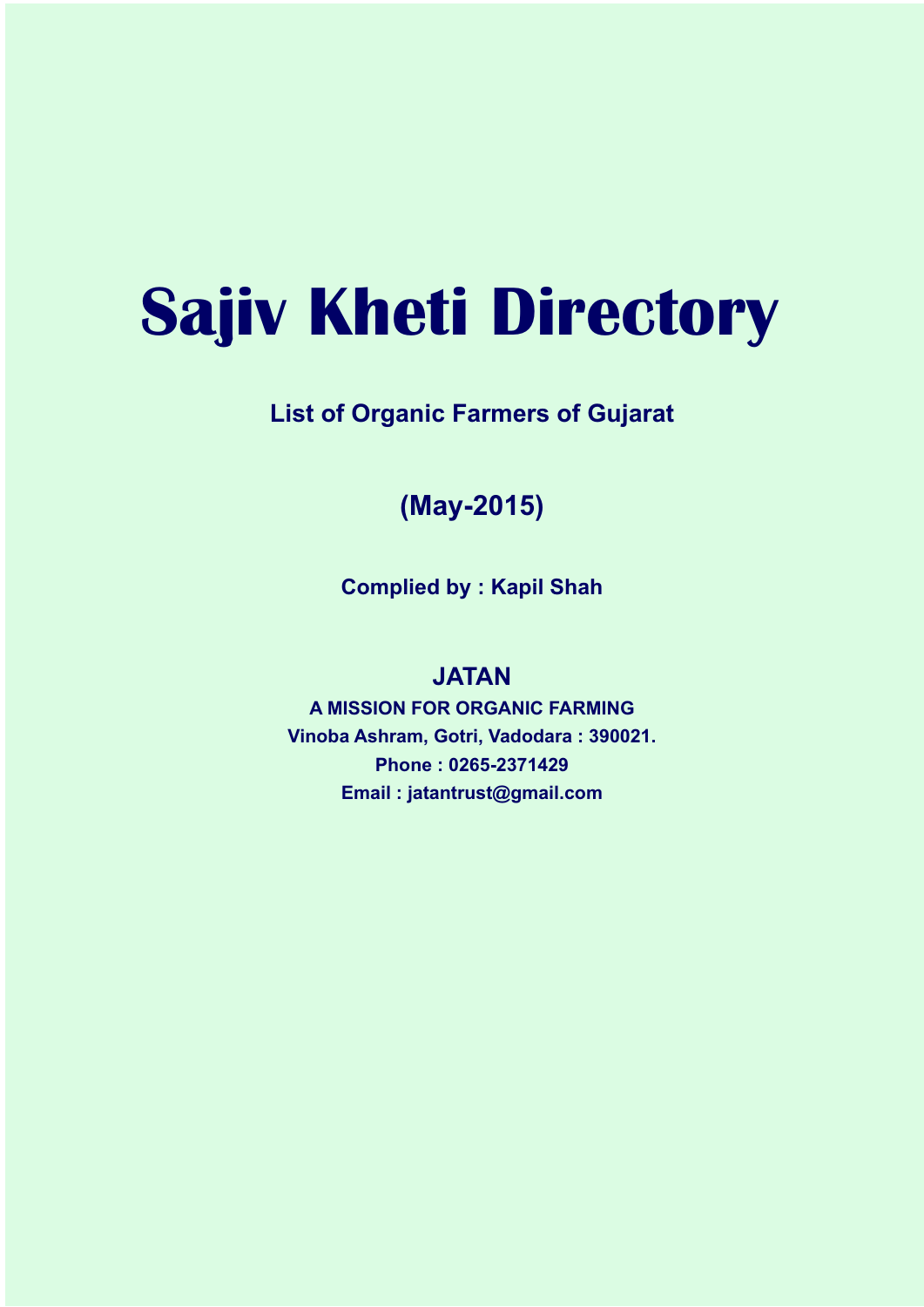# Sajiv Kheti Directory

**List of Organic Farmers of Gujarat**

**(May-2015)**

**Complied by : Kapil Shah**

**JATAN**

**A MISSION FOR ORGANIC FARMING**

**Vinoba Ashram, Gotri, Vadodara : 390021.**

**Phone : 0265-2371429**

**Email : jatantrust@gmail.com**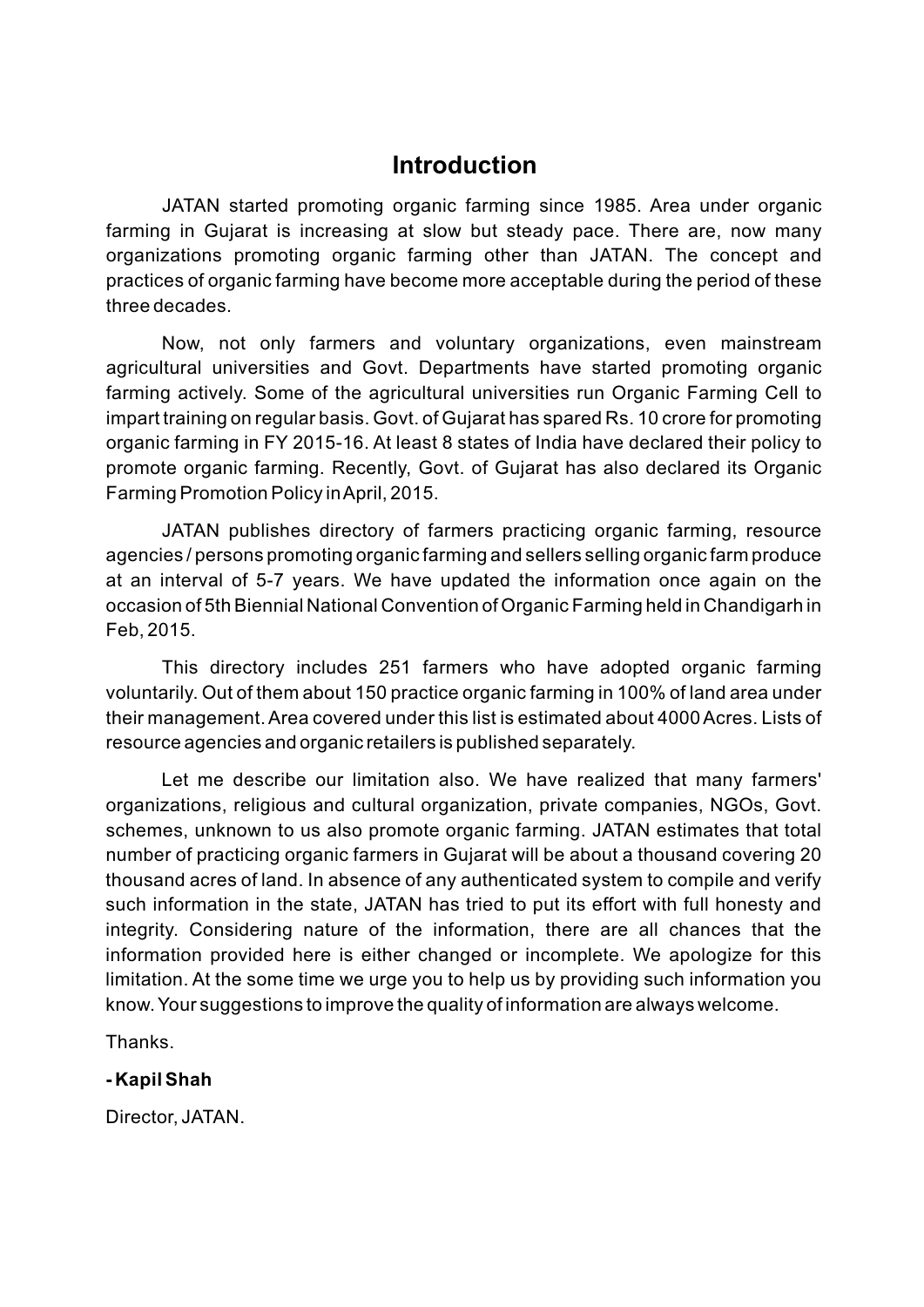# Introduction

JATAN started promoting organic farming since 1985. Area under organic farming in Gujarat is increasing at slow but steady pace. There are, now many organizations promoting organic farming other than JATAN. The concept and practices of organic farming have become more acceptable during the period of these three decades.

Now, not only farmers and voluntary organizations, even mainstream agricultural universities and Govt. Departments have started promoting organic farming actively. Some of the agricultural universities run Organic Farming Cell to impart training on regular basis. Govt. of Gujarat has spared Rs. 10 crore for promoting organic farming in FY 2015-16. At least 8 states of India have declared their policy to promote organic farming. Recently, Govt. of Gujarat has also declared its Organic Farming Promotion Policy in April, 2015.

JATAN publishes directory of farmers practicing organic farming, resource agencies / persons promoting organic farming and sellers selling organic farm produce at an interval of 5-7 years. We have updated the information once again on the occasion of 5th Biennial National Convention of Organic Farming held in Chandigarh in Feb, 2015.

This directory includes 251 farmers who have adopted organic farming voluntarily. Out of them about 150 practice organic farming in 100% of land area under their management. Area covered under this list is estimated about 4000 Acres. Lists of resource agencies and organic retailers is published separately.

Let me describe our limitation also. We have realized that many farmers' organizations, religious and cultural organization, private companies, NGOs, Govt. schemes, unknown to us also promote organic farming. JATAN estimates that total number of practicing organic farmers in Gujarat will be about a thousand covering 20 thousand acres of land. In absence of any authenticated system to compile and verify such information in the state, JATAN has tried to put its effort with full honesty and integrity. Considering nature of the information, there are all chances that the information provided here is either changed or incomplete. We apologize for this limitation. At the some time we urge you to help us by providing such information you know. Your suggestions to improve the quality of information are always welcome.

Thanks.

**- Kapil Shah**

Director, JATAN.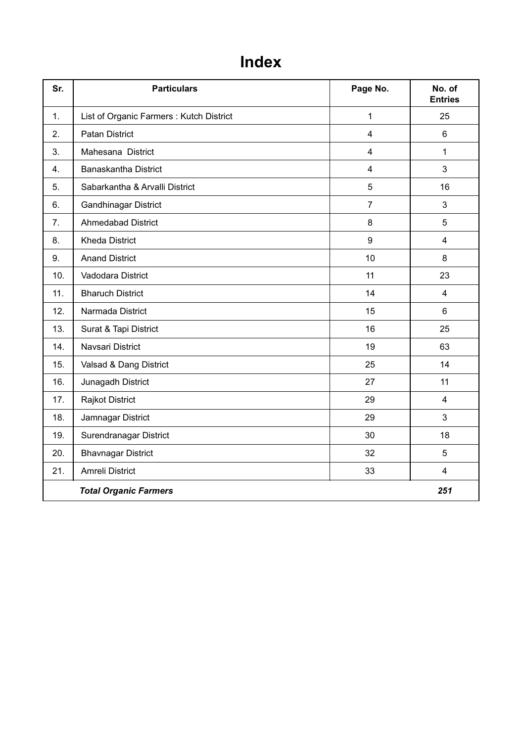# Index

| Sr. | Particulars | Page No. | No. of Entries |
|---|---|---|---|
| 1. | List of Organic Farmers : Kutch District | 1 | 25 |
| 2. | Patan District | 4 | 6 |
| 3. | Mahesana District | 4 | 1 |
| 4. | Banaskantha District | 4 | 3 |
| 5. | Sabarkantha & Arvalli District | 5 | 16 |
| 6. | Gandhinagar District | 7 | 3 |
| 7. | Ahmedabad District | 8 | 5 |
| 8. | Kheda District | 9 | 4 |
| 9. | Anand District | 10 | 8 |
| 10. | Vadodara District | 11 | 23 |
| 11. | Bharuch District | 14 | 4 |
| 12. | Narmada District | 15 | 6 |
| 13. | Surat & Tapi District | 16 | 25 |
| 14. | Navsari District | 19 | 63 |
| 15. | Valsad & Dang District | 25 | 14 |
| 16. | Junagadh District | 27 | 11 |
| 17. | Rajkot District | 29 | 4 |
| 18. | Jamnagar District | 29 | 3 |
| 19. | Surendranagar District | 30 | 18 |
| 20. | Bhavnagar District | 32 | 5 |
| 21. | Amreli District | 33 | 4 |
| | ***Total Organic Farmers*** | | ***251*** |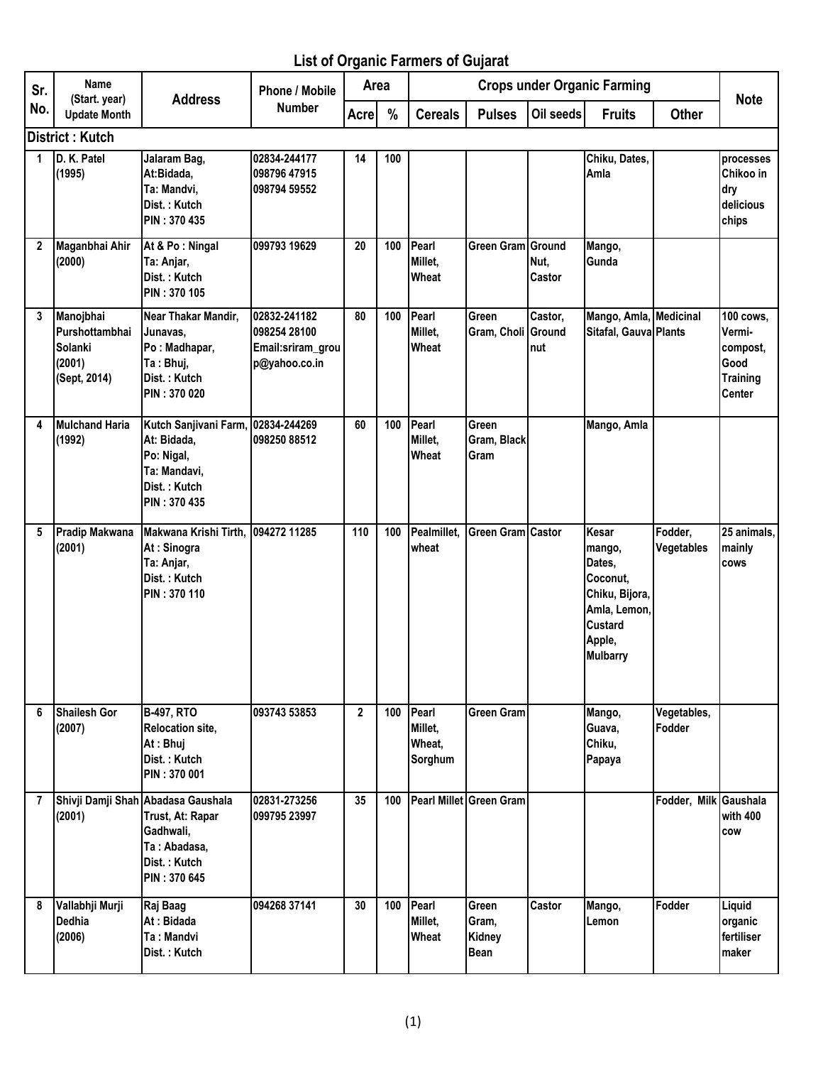# List of Organic Farmers of Gujarat

| Sr. No. | Name (Start. year) Update Month | Address | Phone / Mobile Number | Area | | Crops under Organic Farming | | | | | Note |
|---|---|---|---|---|---|---|---|---|---|---|---|
| | | | | Acre | % | Cereals | Pulses | Oil seeds | Fruits | Other | |
| **District : Kutch** | | | | | | | | | | | |
| 1 | D. K. Patel (1995) | Jalaram Bag, At:Bidada, Ta: Mandvi, Dist. : Kutch PIN : 370 435 | 02834-244177 098796 47915 098794 59552 | 14 | 100 | | | | Chiku, Dates, Amla | | processes Chikoo in dry delicious chips |
| 2 | Maganbhai Ahir (2000) | At & Po : Ningal Ta: Anjar, Dist. : Kutch PIN : 370 105 | 099793 19629 | 20 | 100 | Pearl Millet, Wheat | Green Gram | Ground Nut, Castor | Mango, Gunda | | |
| 3 | Manojbhai Purshottambhai Solanki (2001) (Sept, 2014) | Near Thakar Mandir, Junavas, Po : Madhapar, Ta : Bhuj, Dist. : Kutch PIN : 370 020 | 02832-241182 098254 28100 Email:sriram_group@yahoo.co.in | 80 | 100 | Pearl Millet, Wheat | Green Gram, Choli | Castor, Ground nut | Mango, Amla, Sitafal, Gauva | Medicinal Plants | 100 cows, Vermi-compost, Good Training Center |
| 4 | Mulchand Haria (1992) | Kutch Sanjivani Farm, At: Bidada, Po: Nigal, Ta: Mandavi, Dist. : Kutch PIN : 370 435 | 02834-244269 098250 88512 | 60 | 100 | Pearl Millet, Wheat | Green Gram, Black Gram | | Mango, Amla | | |
| 5 | Pradip Makwana (2001) | Makwana Krishi Tirth, At : Sinogra Ta: Anjar, Dist. : Kutch PIN : 370 110 | 094272 11285 | 110 | 100 | Pealmillet, wheat | Green Gram | Castor | Kesar mango, Dates, Coconut, Chiku, Bijora, Amla, Lemon, Custard Apple, Mulbarry | Fodder, Vegetables | 25 animals, mainly cows |
| 6 | Shailesh Gor (2007) | B-497, RTO Relocation site, At : Bhuj Dist. : Kutch PIN : 370 001 | 093743 53853 | 2 | 100 | Pearl Millet, Wheat, Sorghum | Green Gram | | Mango, Guava, Chiku, Papaya | Vegetables, Fodder | |
| 7 | Shivji Damji Shah (2001) | Abadasa Gaushala Trust, At: Rapar Gadhwali, Ta : Abadasa, Dist. : Kutch PIN : 370 645 | 02831-273256 099795 23997 | 35 | 100 | Pearl Millet | Green Gram | | | Fodder, Milk | Gaushala with 400 cow |
| 8 | Vallabhji Murji Dedhia (2006) | Raj Baag At : Bidada Ta : Mandvi Dist. : Kutch | 094268 37141 | 30 | 100 | Pearl Millet, Wheat | Green Gram, Kidney Bean | Castor | Mango, Lemon | Fodder | Liquid organic fertiliser maker |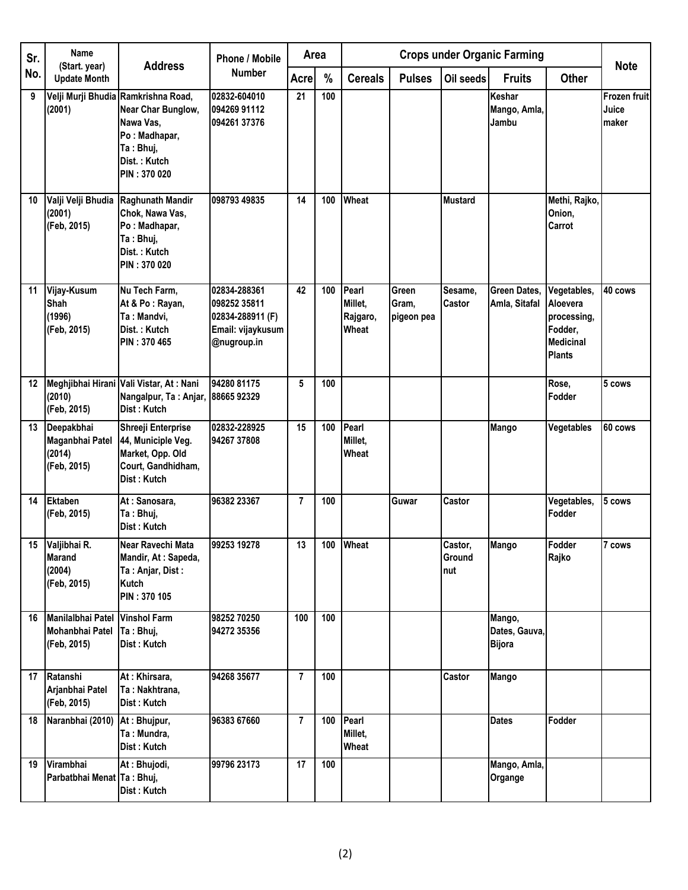| Sr. No. | Name (Start. year) Update Month | Address | Phone / Mobile Number | Area | | Crops under Organic Farming | | | | | Note |
|---|---|---|---|---|---|---|---|---|---|---|---|
| | | | | Acre | % | Cereals | Pulses | Oil seeds | Fruits | Other | |
| 9 | Velji Murji Bhudia (2001) | Ramkrishna Road, Near Char Bunglow, Nawa Vas, Po : Madhapar, Ta : Bhuj, Dist. : Kutch PIN : 370 020 | 02832-604010 094269 91112 094261 37376 | 21 | 100 | | | | Keshar Mango, Amla, Jambu | | Frozen fruit Juice maker |
| 10 | Valji Velji Bhudia (2001) (Feb, 2015) | Raghunath Mandir Chok, Nawa Vas, Po : Madhapar, Ta : Bhuj, Dist. : Kutch PIN : 370 020 | 098793 49835 | 14 | 100 | Wheat | | Mustard | | Methi, Rajko, Onion, Carrot | |
| 11 | Vijay-Kusum Shah (1996) (Feb, 2015) | Nu Tech Farm, At & Po : Rayan, Ta : Mandvi, Dist. : Kutch PIN : 370 465 | 02834-288361 098252 35811 02834-288911 (F) Email: vijaykusum @nugroup.in | 42 | 100 | Pearl Millet, Rajgaro, Wheat | Green Gram, pigeon pea | Sesame, Castor | Green Dates, Amla, Sitafal | Vegetables, Aloevera processing, Fodder, Medicinal Plants | 40 cows |
| 12 | Meghjibhai Hirani (2010) (Feb, 2015) | Vali Vistar, At : Nani Nangalpur, Ta : Anjar, Dist : Kutch | 94280 81175 88665 92329 | 5 | 100 | | | | | Rose, Fodder | 5 cows |
| 13 | Deepakbhai Maganbhai Patel (2014) (Feb, 2015) | Shreeji Enterprise 44, Municiple Veg. Market, Opp. Old Court, Gandhidham, Dist : Kutch | 02832-228925 94267 37808 | 15 | 100 | Pearl Millet, Wheat | | | Mango | Vegetables | 60 cows |
| 14 | Ektaben (Feb, 2015) | At : Sanosara, Ta : Bhuj, Dist : Kutch | 96382 23367 | 7 | 100 | | Guwar | Castor | | Vegetables, Fodder | 5 cows |
| 15 | Valjibhai R. Marand (2004) (Feb, 2015) | Near Ravechi Mata Mandir, At : Sapeda, Ta : Anjar, Dist : Kutch PIN : 370 105 | 99253 19278 | 13 | 100 | Wheat | | Castor, Ground nut | Mango | Fodder Rajko | 7 cows |
| 16 | Manilalbhai Patel Mohanbhai Patel (Feb, 2015) | Vinshol Farm Ta : Bhuj, Dist : Kutch | 98252 70250 94272 35356 | 100 | 100 | | | | Mango, Dates, Gauva, Bijora | | |
| 17 | Ratanshi Arjanbhai Patel (Feb, 2015) | At : Khirsara, Ta : Nakhtrana, Dist : Kutch | 94268 35677 | 7 | 100 | | | Castor | Mango | | |
| 18 | Naranbhai (2010) | At : Bhujpur, Ta : Mundra, Dist : Kutch | 96383 67660 | 7 | 100 | Pearl Millet, Wheat | | | Dates | Fodder | |
| 19 | Virambhai Parbatbhai Menat | At : Bhujodi, Ta : Bhuj, Dist : Kutch | 99796 23173 | 17 | 100 | | | | Mango, Amla, Organge | | |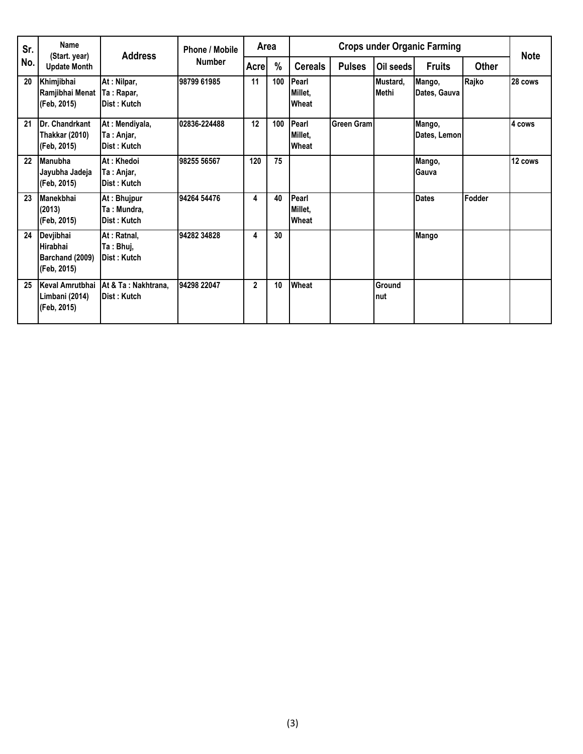| Sr. No. | Name (Start. year) Update Month | Address | Phone / Mobile Number | Area | | Crops under Organic Farming | | | | | Note |
|---|---|---|---|---|---|---|---|---|---|---|---|
| | | | | Acre | % | Cereals | Pulses | Oil seeds | Fruits | Other | |
| 20 | Khimjibhai Ramjibhai Menat (Feb, 2015) | At : Nilpar, Ta : Rapar, Dist : Kutch | 98799 61985 | 11 | 100 | Pearl Millet, Wheat | | Mustard, Methi | Mango, Dates, Gauva | Rajko | 28 cows |
| 21 | Dr. Chandrkant Thakkar (2010) (Feb, 2015) | At : Mendiyala, Ta : Anjar, Dist : Kutch | 02836-224488 | 12 | 100 | Pearl Millet, Wheat | Green Gram | | Mango, Dates, Lemon | | 4 cows |
| 22 | Manubha Jayubha Jadeja (Feb, 2015) | At : Khedoi Ta : Anjar, Dist : Kutch | 98255 56567 | 120 | 75 | | | | Mango, Gauva | | 12 cows |
| 23 | Manekbhai (2013) (Feb, 2015) | At : Bhujpur Ta : Mundra, Dist : Kutch | 94264 54476 | 4 | 40 | Pearl Millet, Wheat | | | Dates | Fodder | |
| 24 | Devjibhai Hirabhai Barchand (2009) (Feb, 2015) | At : Ratnal, Ta : Bhuj, Dist : Kutch | 94282 34828 | 4 | 30 | | | | Mango | | |
| 25 | Keval Amrutbhai Limbani (2014) (Feb, 2015) | At & Ta : Nakhtrana, Dist : Kutch | 94298 22047 | 2 | 10 | Wheat | | Ground nut | | | |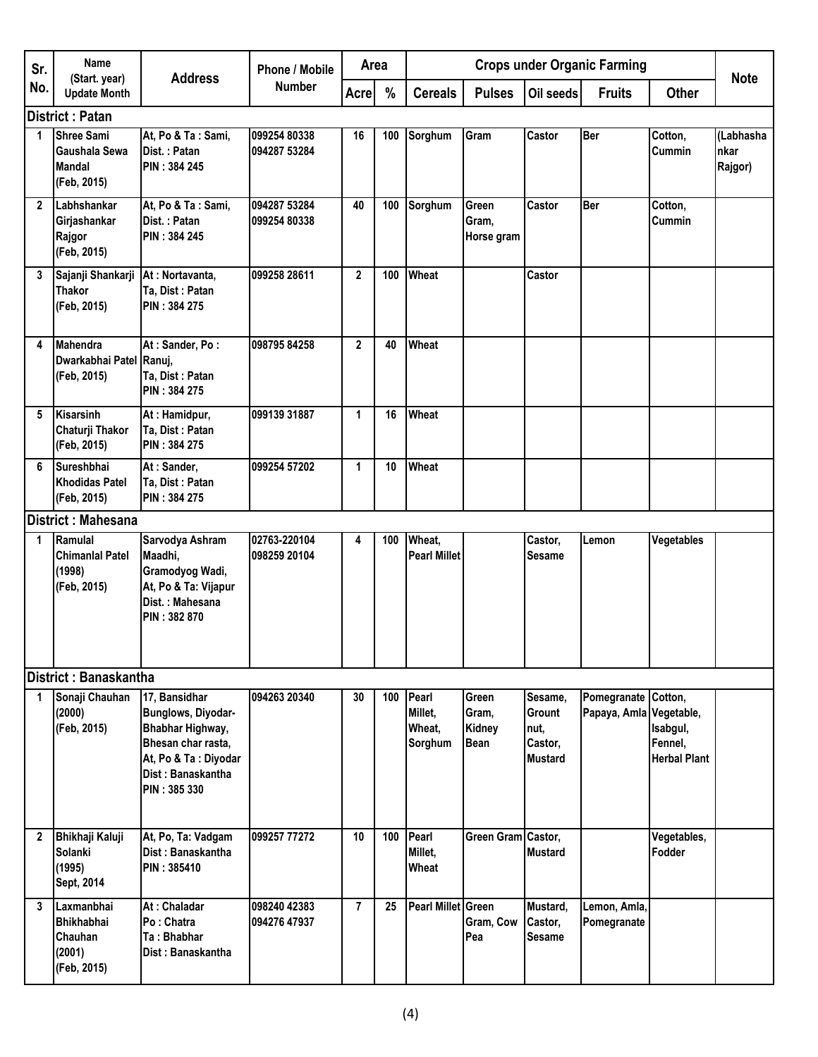| Sr. No. | Name (Start. year) Update Month | Address | Phone / Mobile Number | Area | | Crops under Organic Farming | | | | | Note |
|---|---|---|---|---|---|---|---|---|---|---|---|
| | | | | Acre | % | Cereals | Pulses | Oil seeds | Fruits | Other | |
| **District : Patan** | | | | | | | | | | | |
| 1 | Shree Sami Gaushala Sewa Mandal (Feb, 2015) | At, Po & Ta : Sami, Dist. : Patan PIN : 384 245 | 099254 80338 094287 53284 | 16 | 100 | Sorghum | Gram | Castor | Ber | Cotton, Cummin | (Labhashankar Rajgor) |
| 2 | Labhshankar Girjashankar Rajgor (Feb, 2015) | At, Po & Ta : Sami, Dist. : Patan PIN : 384 245 | 094287 53284 099254 80338 | 40 | 100 | Sorghum | Green Gram, Horse gram | Castor | Ber | Cotton, Cummin | |
| 3 | Sajanji Shankarji Thakor (Feb, 2015) | At : Nortavanta, Ta, Dist : Patan PIN : 384 275 | 099258 28611 | 2 | 100 | Wheat | | Castor | | | |
| 4 | Mahendra Dwarkabhai Patel (Feb, 2015) | At : Sander, Po : Ranuj, Ta, Dist : Patan PIN : 384 275 | 098795 84258 | 2 | 40 | Wheat | | | | | |
| 5 | Kisarsinh Chaturji Thakor (Feb, 2015) | At : Hamidpur, Ta, Dist : Patan PIN : 384 275 | 099139 31887 | 1 | 16 | Wheat | | | | | |
| 6 | Sureshbhai Khodidas Patel (Feb, 2015) | At : Sander, Ta, Dist : Patan PIN : 384 275 | 099254 57202 | 1 | 10 | Wheat | | | | | |
| **District : Mahesana** | | | | | | | | | | | |
| 1 | Ramulal Chimanlal Patel (1998) (Feb, 2015) | Sarvodya Ashram Maadhi, Gramodyog Wadi, At, Po & Ta: Vijapur Dist. : Mahesana PIN : 382 870 | 02763-220104 098259 20104 | 4 | 100 | Wheat, Pearl Millet | | Castor, Sesame | Lemon | Vegetables | |
| **District : Banaskantha** | | | | | | | | | | | |
| 1 | Sonaji Chauhan (2000) (Feb, 2015) | 17, Bansidhar Bunglows, Diyodar-Bhabhar Highway, Bhesan char rasta, At, Po & Ta : Diyodar Dist : Banaskantha PIN : 385 330 | 094263 20340 | 30 | 100 | Pearl Millet, Wheat, Sorghum | Green Gram, Kidney Bean | Sesame, Grount nut, Castor, Mustard | Pomegranate Papaya, Amla | Cotton, Vegetable, Isabgul, Fennel, Herbal Plant | |
| 2 | Bhikhaji Kaluji Solanki (1995) Sept, 2014 | At, Po, Ta: Vadgam Dist : Banaskantha PIN : 385410 | 099257 77272 | 10 | 100 | Pearl Millet, Wheat | Green Gram | Castor, Mustard | | Vegetables, Fodder | |
| 3 | Laxmanbhai Bhikhabhai Chauhan (2001) (Feb, 2015) | At : Chaladar Po : Chatra Ta : Bhabhar Dist : Banaskantha | 098240 42383 094276 47937 | 7 | 25 | Pearl Millet | Green Gram, Cow Pea | Mustard, Castor, Sesame | Lemon, Amla, Pomegranate | | |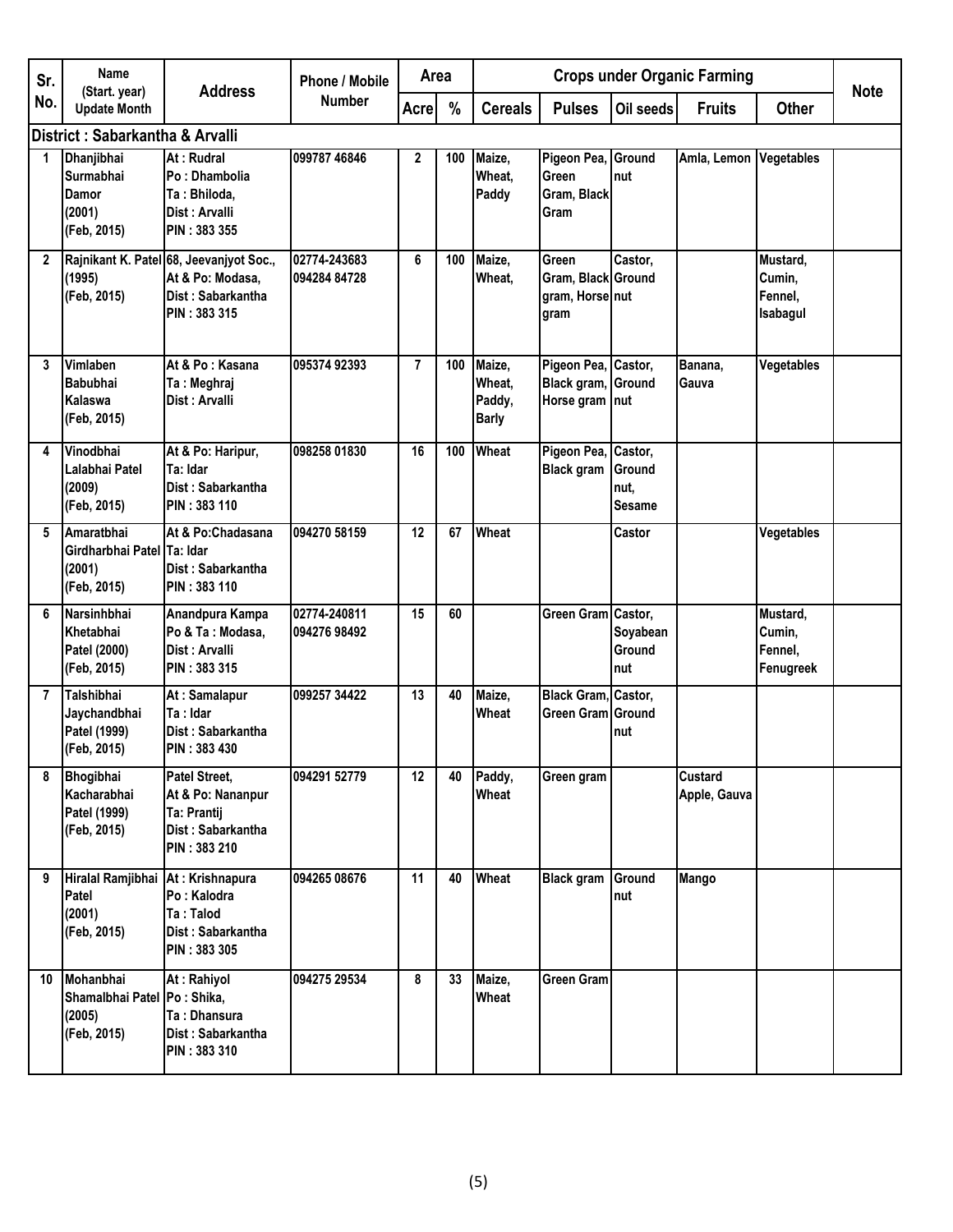| Sr. No. | Name (Start. year) Update Month | Address | Phone / Mobile Number | Area | | Crops under Organic Farming | | | | | Note |
|---|---|---|---|---|---|---|---|---|---|---|---|
| | | | | Acre | % | Cereals | Pulses | Oil seeds | Fruits | Other | |
| **District : Sabarkantha & Arvalli** | | | | | | | | | | | |
| 1 | Dhanjibhai Surmabhai Damor (2001) (Feb, 2015) | At : Rudral Po : Dhambolia Ta : Bhiloda, Dist : Arvalli PIN : 383 355 | 099787 46846 | 2 | 100 | Maize, Wheat, Paddy | Pigeon Pea, Green Gram, Black Gram | Ground nut | Amla, Lemon | Vegetables | |
| 2 | Rajnikant K. Patel (1995) (Feb, 2015) | 68, Jeevanjyot Soc., At & Po: Modasa, Dist : Sabarkantha PIN : 383 315 | 02774-243683 094284 84728 | 6 | 100 | Maize, Wheat, | Green Gram, Black gram, Horse gram | Castor, Ground nut | | Mustard, Cumin, Fennel, Isabagul | |
| 3 | Vimlaben Babubhai Kalaswa (Feb, 2015) | At & Po : Kasana Ta : Meghraj Dist : Arvalli | 095374 92393 | 7 | 100 | Maize, Wheat, Paddy, Barly | Pigeon Pea, Black gram, Horse gram | Castor, Ground nut | Banana, Gauva | Vegetables | |
| 4 | Vinodbhai Lalabhai Patel (2009) (Feb, 2015) | At & Po: Haripur, Ta: Idar Dist : Sabarkantha PIN : 383 110 | 098258 01830 | 16 | 100 | Wheat | Pigeon Pea, Black gram | Castor, Ground nut, Sesame | | | |
| 5 | Amaratbhai Girdharbhai Patel (2001) (Feb, 2015) | At & Po:Chadasana Ta: Idar Dist : Sabarkantha PIN : 383 110 | 094270 58159 | 12 | 67 | Wheat | | Castor | | Vegetables | |
| 6 | Narsinhbhai Khetabhai Patel (2000) (Feb, 2015) | Anandpura Kampa Po & Ta : Modasa, Dist : Arvalli PIN : 383 315 | 02774-240811 094276 98492 | 15 | 60 | | Green Gram | Castor, Soyabean Ground nut | | Mustard, Cumin, Fennel, Fenugreek | |
| 7 | Talshibhai Jaychandbhai Patel (1999) (Feb, 2015) | At : Samalapur Ta : Idar Dist : Sabarkantha PIN : 383 430 | 099257 34422 | 13 | 40 | Maize, Wheat | Black Gram, Green Gram | Castor, Ground nut | | | |
| 8 | Bhogibhai Kacharabhai Patel (1999) (Feb, 2015) | Patel Street, At & Po: Nananpur Ta: Prantij Dist : Sabarkantha PIN : 383 210 | 094291 52779 | 12 | 40 | Paddy, Wheat | Green gram | | Custard Apple, Gauva | | |
| 9 | Hiralal Ramjibhai Patel (2001) (Feb, 2015) | At : Krishnapura Po : Kalodra Ta : Talod Dist : Sabarkantha PIN : 383 305 | 094265 08676 | 11 | 40 | Wheat | Black gram | Ground nut | Mango | | |
| 10 | Mohanbhai Shamalbhai Patel (2005) (Feb, 2015) | At : Rahiyol Po : Shika, Ta : Dhansura Dist : Sabarkantha PIN : 383 310 | 094275 29534 | 8 | 33 | Maize, Wheat | Green Gram | | | | |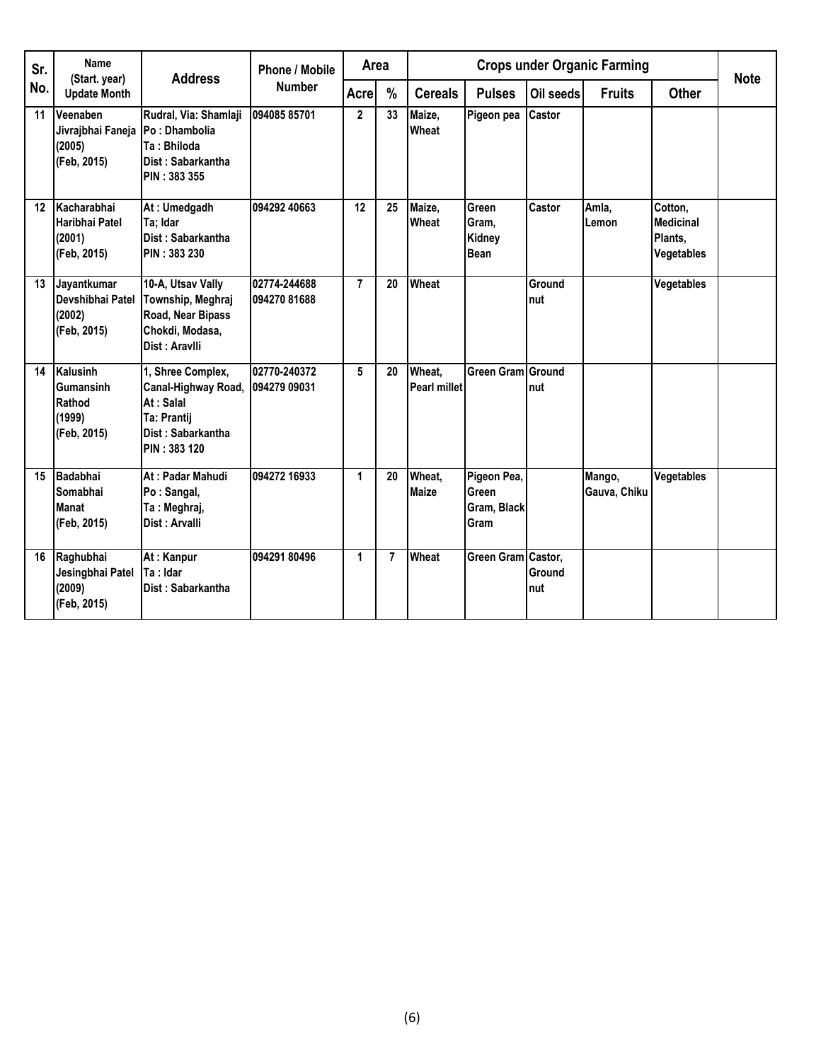| Sr. No. | Name (Start. year) Update Month | Address | Phone / Mobile Number | Area | | Crops under Organic Farming | | | | | Note |
|---|---|---|---|---|---|---|---|---|---|---|---|
| | | | | Acre | % | Cereals | Pulses | Oil seeds | Fruits | Other | |
| 11 | Veenaben Jivrajbhai Faneja (2005) (Feb, 2015) | Rudral, Via: Shamlaji Po : Dhambolia Ta : Bhiloda Dist : Sabarkantha PIN : 383 355 | 094085 85701 | 2 | 33 | Maize, Wheat | Pigeon pea | Castor | | | |
| 12 | Kacharabhai Haribhai Patel (2001) (Feb, 2015) | At : Umedgadh Ta; Idar Dist : Sabarkantha PIN : 383 230 | 094292 40663 | 12 | 25 | Maize, Wheat | Green Gram, Kidney Bean | Castor | Amla, Lemon | Cotton, Medicinal Plants, Vegetables | |
| 13 | Jayantkumar Devshibhai Patel (2002) (Feb, 2015) | 10-A, Utsav Vally Township, Meghraj Road, Near Bipass Chokdi, Modasa, Dist : Aravlli | 02774-244688 094270 81688 | 7 | 20 | Wheat | | Ground nut | | Vegetables | |
| 14 | Kalusinh Gumansinh Rathod (1999) (Feb, 2015) | 1, Shree Complex, Canal-Highway Road, At : Salal Ta: Prantij Dist : Sabarkantha PIN : 383 120 | 02770-240372 094279 09031 | 5 | 20 | Wheat, Pearl millet | Green Gram | Ground nut | | | |
| 15 | Badabhai Somabhai Manat (Feb, 2015) | At : Padar Mahudi Po : Sangal, Ta : Meghraj, Dist : Arvalli | 094272 16933 | 1 | 20 | Wheat, Maize | Pigeon Pea, Green Gram, Black Gram | | Mango, Gauva, Chiku | Vegetables | |
| 16 | Raghubhai Jesingbhai Patel (2009) (Feb, 2015) | At : Kanpur Ta : Idar Dist : Sabarkantha | 094291 80496 | 1 | 7 | Wheat | Green Gram | Castor, Ground nut | | | |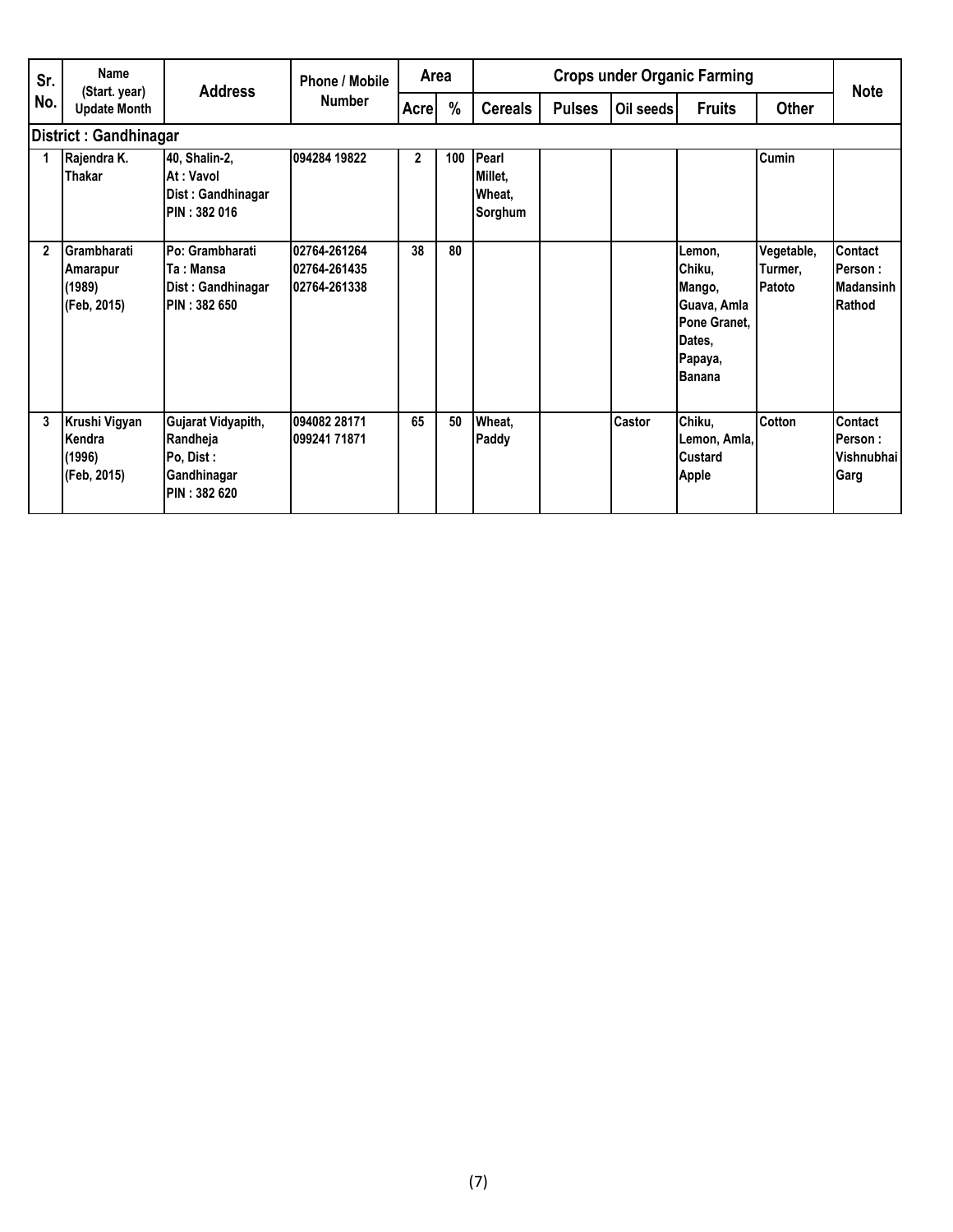| Sr. No. | Name (Start. year) Update Month | Address | Phone / Mobile Number | Area | | Crops under Organic Farming | | | | | Note |
|---|---|---|---|---|---|---|---|---|---|---|---|
| | | | | Acre | % | Cereals | Pulses | Oil seeds | Fruits | Other | |
| **District : Gandhinagar** | | | | | | | | | | | |
| 1 | Rajendra K. Thakar | 40, Shalin-2, At : Vavol Dist : Gandhinagar PIN : 382 016 | 094284 19822 | 2 | 100 | Pearl Millet, Wheat, Sorghum | | | | Cumin | |
| 2 | Grambharati Amarapur (1989) (Feb, 2015) | Po: Grambharati Ta : Mansa Dist : Gandhinagar PIN : 382 650 | 02764-261264 02764-261435 02764-261338 | 38 | 80 | | | | Lemon, Chiku, Mango, Guava, Amla Pone Granet, Dates, Papaya, Banana | Vegetable, Turmer, Patoto | Contact Person : Madansinh Rathod |
| 3 | Krushi Vigyan Kendra (1996) (Feb, 2015) | Gujarat Vidyapith, Randheja Po, Dist : Gandhinagar PIN : 382 620 | 094082 28171 099241 71871 | 65 | 50 | Wheat, Paddy | | Castor | Chiku, Lemon, Amla, Custard Apple | Cotton | Contact Person : Vishnubhai Garg |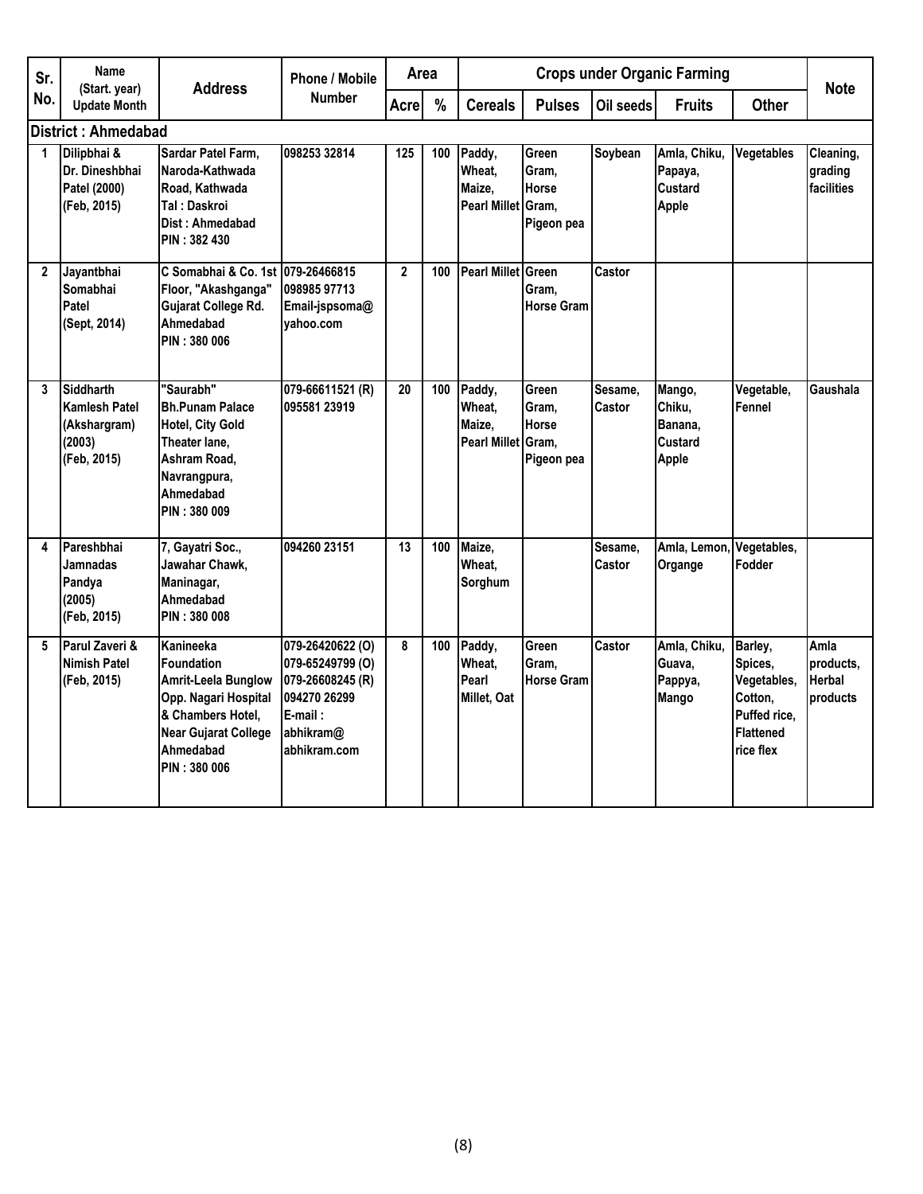| Sr. No. | Name (Start. year) Update Month | Address | Phone / Mobile Number | Area | | Crops under Organic Farming | | | | | Note |
|---|---|---|---|---|---|---|---|---|---|---|---|
| | | | | Acre | % | Cereals | Pulses | Oil seeds | Fruits | Other | |
| **District : Ahmedabad** | | | | | | | | | | | |
| 1 | Dilipbhai & Dr. Dineshbhai Patel (2000) (Feb, 2015) | Sardar Patel Farm, Naroda-Kathwada Road, Kathwada Tal : Daskroi Dist : Ahmedabad PIN : 382 430 | 098253 32814 | 125 | 100 | Paddy, Wheat, Maize, Pearl Millet | Green Gram, Horse Gram, Pigeon pea | Soybean | Amla, Chiku, Papaya, Custard Apple | Vegetables | Cleaning, grading facilities |
| 2 | Jayantbhai Somabhai Patel (Sept, 2014) | C Somabhai & Co. 1st Floor, "Akashganga" Gujarat College Rd. Ahmedabad PIN : 380 006 | 079-26466815 098985 97713 Email-jspsoma@ yahoo.com | 2 | 100 | Pearl Millet | Green Gram, Horse Gram | Castor | | | |
| 3 | Siddharth Kamlesh Patel (Akshargram) (2003) (Feb, 2015) | "Saurabh" Bh.Punam Palace Hotel, City Gold Theater lane, Ashram Road, Navrangpura, Ahmedabad PIN : 380 009 | 079-66611521 (R) 095581 23919 | 20 | 100 | Paddy, Wheat, Maize, Pearl Millet | Green Gram, Horse Gram, Pigeon pea | Sesame, Castor | Mango, Chiku, Banana, Custard Apple | Vegetable, Fennel | Gaushala |
| 4 | Pareshbhai Jamnadas Pandya (2005) (Feb, 2015) | 7, Gayatri Soc., Jawahar Chawk, Maninagar, Ahmedabad PIN : 380 008 | 094260 23151 | 13 | 100 | Maize, Wheat, Sorghum | | Sesame, Castor | Amla, Lemon, Organge | Vegetables, Fodder | |
| 5 | Parul Zaveri & Nimish Patel (Feb, 2015) | Kanineeka Foundation Amrit-Leela Bunglow Opp. Nagari Hospital & Chambers Hotel, Near Gujarat College Ahmedabad PIN : 380 006 | 079-26420622 (O) 079-65249799 (O) 079-26608245 (R) 094270 26299 E-mail : abhikram@ abhikram.com | 8 | 100 | Paddy, Wheat, Pearl Millet, Oat | Green Gram, Horse Gram | Castor | Amla, Chiku, Guava, Pappya, Mango | Barley, Spices, Vegetables, Cotton, Puffed rice, Flattened rice flex | Amla products, Herbal products |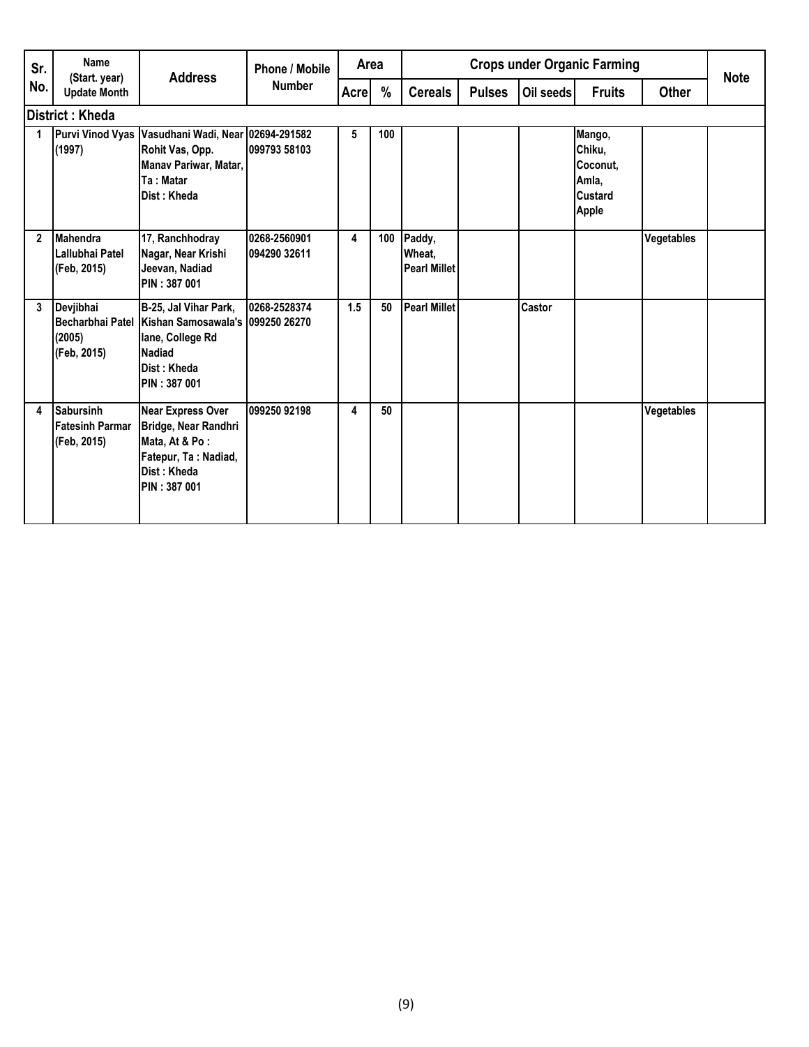| Sr. No. | Name (Start. year) Update Month | Address | Phone / Mobile Number | Area | | Crops under Organic Farming | | | | | Note |
|---|---|---|---|---|---|---|---|---|---|---|---|
| | | | | Acre | % | Cereals | Pulses | Oil seeds | Fruits | Other | |
| **District : Kheda** | | | | | | | | | | | |
| 1 | Purvi Vinod Vyas (1997) | Vasudhani Wadi, Near Rohit Vas, Opp. Manav Pariwar, Matar, Ta : Matar Dist : Kheda | 02694-291582 099793 58103 | 5 | 100 | | | | Mango, Chiku, Coconut, Amla, Custard Apple | | |
| 2 | Mahendra Lallubhai Patel (Feb, 2015) | 17, Ranchhodray Nagar, Near Krishi Jeevan, Nadiad PIN : 387 001 | 0268-2560901 094290 32611 | 4 | 100 | Paddy, Wheat, Pearl Millet | | | | Vegetables | |
| 3 | Devjibhai Becharbhai Patel (2005) (Feb, 2015) | B-25, Jal Vihar Park, Kishan Samosawala's lane, College Rd Nadiad Dist : Kheda PIN : 387 001 | 0268-2528374 099250 26270 | 1.5 | 50 | Pearl Millet | | Castor | | | |
| 4 | Sabursinh Fatesinh Parmar (Feb, 2015) | Near Express Over Bridge, Near Randhri Mata, At & Po : Fatepur, Ta : Nadiad, Dist : Kheda PIN : 387 001 | 099250 92198 | 4 | 50 | | | | | Vegetables | |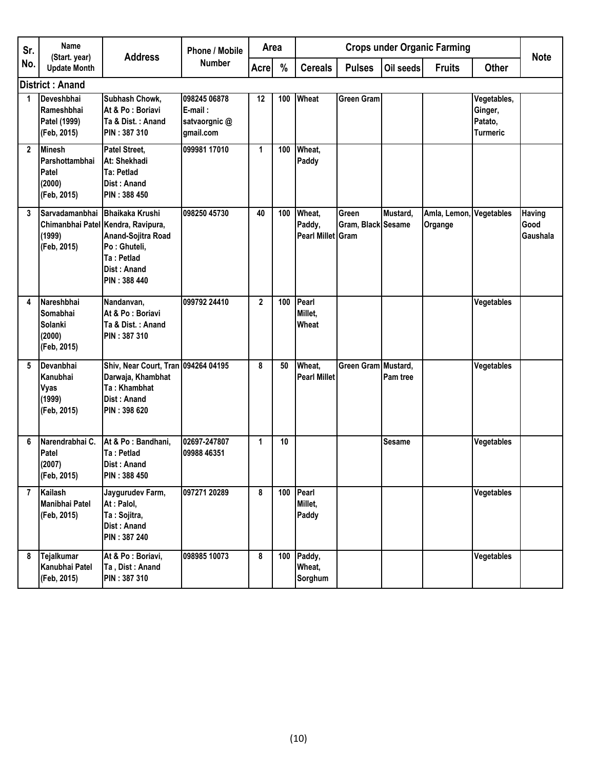| Sr. No. | Name (Start. year) Update Month | Address | Phone / Mobile Number | Area | | Crops under Organic Farming | | | | | Note |
|---|---|---|---|---|---|---|---|---|---|---|---|
| | | | | Acre | % | Cereals | Pulses | Oil seeds | Fruits | Other | |
| **District : Anand** | | | | | | | | | | | |
| 1 | Deveshbhai Rameshbhai Patel (1999) (Feb, 2015) | Subhash Chowk, At & Po : Boriavi Ta & Dist. : Anand PIN : 387 310 | 098245 06878 E-mail : satvaorgnic @ gmail.com | 12 | 100 | Wheat | Green Gram | | | Vegetables, Ginger, Patato, Turmeric | |
| 2 | Minesh Parshottambhai Patel (2000) (Feb, 2015) | Patel Street, At: Shekhadi Ta: Petlad Dist : Anand PIN : 388 450 | 099981 17010 | 1 | 100 | Wheat, Paddy | | | | | |
| 3 | Sarvadamanbhai Chimanbhai Patel (1999) (Feb, 2015) | Bhaikaka Krushi Kendra, Ravipura, Anand-Sojitra Road Po : Ghuteli, Ta : Petlad Dist : Anand PIN : 388 440 | 098250 45730 | 40 | 100 | Wheat, Paddy, Pearl Millet | Green Gram, Black Gram | Mustard, Sesame | Amla, Lemon, Organge | Vegetables | Having Good Gaushala |
| 4 | Nareshbhai Somabhai Solanki (2000) (Feb, 2015) | Nandanvan, At & Po : Boriavi Ta & Dist. : Anand PIN : 387 310 | 099792 24410 | 2 | 100 | Pearl Millet, Wheat | | | | Vegetables | |
| 5 | Devanbhai Kanubhai Vyas (1999) (Feb, 2015) | Shiv, Near Court, Tran Darwaja, Khambhat Ta : Khambhat Dist : Anand PIN : 398 620 | 094264 04195 | 8 | 50 | Wheat, Pearl Millet | Green Gram | Mustard, Pam tree | | Vegetables | |
| 6 | Narendrabhai C. Patel (2007) (Feb, 2015) | At & Po : Bandhani, Ta : Petlad Dist : Anand PIN : 388 450 | 02697-247807 09988 46351 | 1 | 10 | | | Sesame | | Vegetables | |
| 7 | Kailash Manibhai Patel (Feb, 2015) | Jaygurudev Farm, At : Palol, Ta : Sojitra, Dist : Anand PIN : 387 240 | 097271 20289 | 8 | 100 | Pearl Millet, Paddy | | | | Vegetables | |
| 8 | Tejalkumar Kanubhai Patel (Feb, 2015) | At & Po : Boriavi, Ta , Dist : Anand PIN : 387 310 | 098985 10073 | 8 | 100 | Paddy, Wheat, Sorghum | | | | Vegetables | |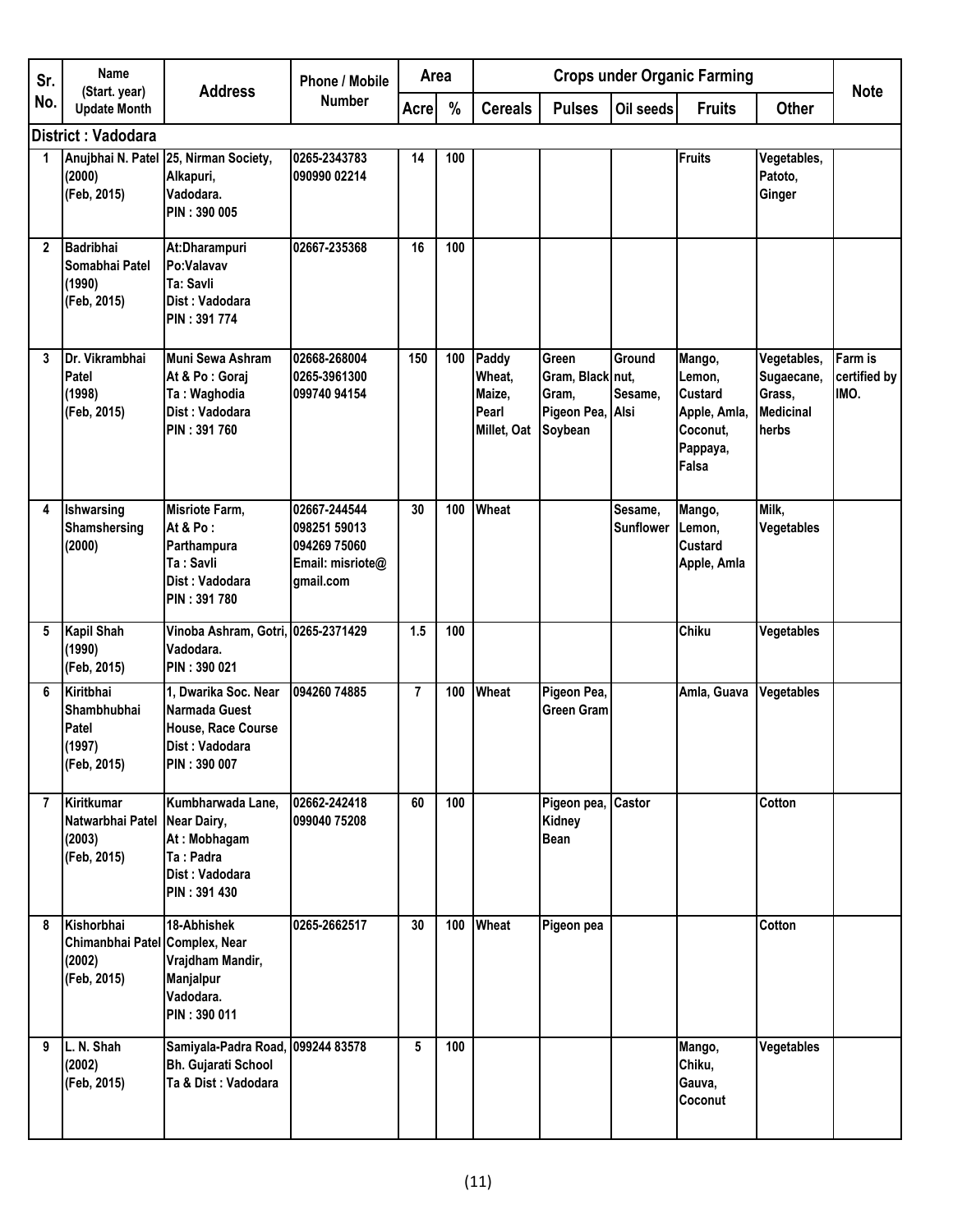| Sr. No. | Name (Start. year) Update Month | Address | Phone / Mobile Number | Area | | Crops under Organic Farming | | | | | Note |
|---|---|---|---|---|---|---|---|---|---|---|---|
| | | | | Acre | % | Cereals | Pulses | Oil seeds | Fruits | Other | |
| **District : Vadodara** | | | | | | | | | | | |
| 1 | Anujbhai N. Patel (2000) (Feb, 2015) | 25, Nirman Society, Alkapuri, Vadodara. PIN : 390 005 | 0265-2343783 090990 02214 | 14 | 100 | | | | Fruits | Vegetables, Patoto, Ginger | |
| 2 | Badribhai Somabhai Patel (1990) (Feb, 2015) | At:Dharampuri Po:Valavav Ta: Savli Dist : Vadodara PIN : 391 774 | 02667-235368 | 16 | 100 | | | | | | |
| 3 | Dr. Vikrambhai Patel (1998) (Feb, 2015) | Muni Sewa Ashram At & Po : Goraj Ta : Waghodia Dist : Vadodara PIN : 391 760 | 02668-268004 0265-3961300 099740 94154 | 150 | 100 | Paddy Wheat, Maize, Pearl Millet, Oat | Green Gram, Black Gram, Pigeon Pea, Soybean | Ground nut, Sesame, Alsi | Mango, Lemon, Custard Apple, Amla, Coconut, Pappaya, Falsa | Vegetables, Sugaecane, Grass, Medicinal herbs | Farm is certified by IMO. |
| 4 | Ishwarsing Shamshersing (2000) | Misriote Farm, At & Po : Parthampura Ta : Savli Dist : Vadodara PIN : 391 780 | 02667-244544 098251 59013 094269 75060 Email: misriote@gmail.com | 30 | 100 | Wheat | | Sesame, Sunflower | Mango, Lemon, Custard Apple, Amla | Milk, Vegetables | |
| 5 | Kapil Shah (1990) (Feb, 2015) | Vinoba Ashram, Gotri, Vadodara. PIN : 390 021 | 0265-2371429 | 1.5 | 100 | | | | Chiku | Vegetables | |
| 6 | Kiritbhai Shambhubhai Patel (1997) (Feb, 2015) | 1, Dwarika Soc. Near Narmada Guest House, Race Course Dist : Vadodara PIN : 390 007 | 094260 74885 | 7 | 100 | Wheat | Pigeon Pea, Green Gram | | Amla, Guava | Vegetables | |
| 7 | Kiritkumar Natwarbhai Patel (2003) (Feb, 2015) | Kumbharwada Lane, Near Dairy, At : Mobhagam Ta : Padra Dist : Vadodara PIN : 391 430 | 02662-242418 099040 75208 | 60 | 100 | | Pigeon pea, Kidney Bean | Castor | | Cotton | |
| 8 | Kishorbhai Chimanbhai Patel (2002) (Feb, 2015) | 18-Abhishek Complex, Near Vrajdham Mandir, Manjalpur Vadodara. PIN : 390 011 | 0265-2662517 | 30 | 100 | Wheat | Pigeon pea | | | Cotton | |
| 9 | L. N. Shah (2002) (Feb, 2015) | Samiyala-Padra Road, Bh. Gujarati School Ta & Dist : Vadodara | 099244 83578 | 5 | 100 | | | | Mango, Chiku, Gauva, Coconut | Vegetables | |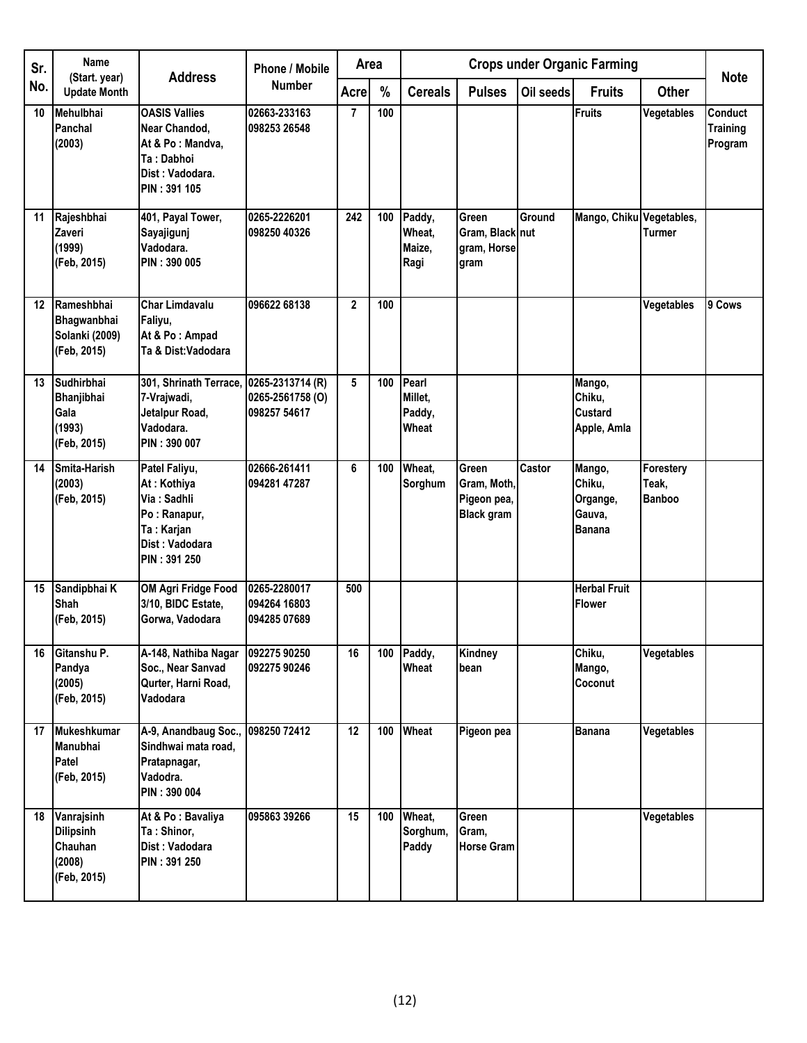| Sr. No. | Name (Start. year) Update Month | Address | Phone / Mobile Number | Area | | Crops under Organic Farming | | | | | Note |
|---|---|---|---|---|---|---|---|---|---|---|---|
| | | | | Acre | % | Cereals | Pulses | Oil seeds | Fruits | Other | |
| 10 | Mehulbhai Panchal (2003) | OASIS Vallies Near Chandod, At & Po : Mandva, Ta : Dabhoi Dist : Vadodara. PIN : 391 105 | 02663-233163 098253 26548 | 7 | 100 | | | | Fruits | Vegetables | Conduct Training Program |
| 11 | Rajeshbhai Zaveri (1999) (Feb, 2015) | 401, Payal Tower, Sayajigunj Vadodara. PIN : 390 005 | 0265-2226201 098250 40326 | 242 | 100 | Paddy, Wheat, Maize, Ragi | Green Gram, Black gram, Horse gram | Ground nut | Mango, Chiku | Vegetables, Turmer | |
| 12 | Rameshbhai Bhagwanbhai Solanki (2009) (Feb, 2015) | Char Limdavalu Faliyu, At & Po : Ampad Ta & Dist:Vadodara | 096622 68138 | 2 | 100 | | | | | Vegetables | 9 Cows |
| 13 | Sudhirbhai Bhanjibhai Gala (1993) (Feb, 2015) | 301, Shrinath Terrace, 7-Vrajwadi, Jetalpur Road, Vadodara. PIN : 390 007 | 0265-2313714 (R) 0265-2561758 (O) 098257 54617 | 5 | 100 | Pearl Millet, Paddy, Wheat | | | Mango, Chiku, Custard Apple, Amla | | |
| 14 | Smita-Harish (2003) (Feb, 2015) | Patel Faliyu, At : Kothiya Via : Sadhli Po : Ranapur, Ta : Karjan Dist : Vadodara PIN : 391 250 | 02666-261411 094281 47287 | 6 | 100 | Wheat, Sorghum | Green Gram, Moth, Pigeon pea, Black gram | Castor | Mango, Chiku, Organge, Gauva, Banana | Forestery Teak, Banboo | |
| 15 | Sandipbhai K Shah (Feb, 2015) | OM Agri Fridge Food 3/10, BIDC Estate, Gorwa, Vadodara | 0265-2280017 094264 16803 094285 07689 | 500 | | | | | Herbal Fruit Flower | | |
| 16 | Gitanshu P. Pandya (2005) (Feb, 2015) | A-148, Nathiba Nagar Soc., Near Sanvad Qurter, Harni Road, Vadodara | 092275 90250 092275 90246 | 16 | 100 | Paddy, Wheat | Kindney bean | | Chiku, Mango, Coconut | Vegetables | |
| 17 | Mukeshkumar Manubhai Patel (Feb, 2015) | A-9, Anandbaug Soc., Sindhwai mata road, Pratapnagar, Vadodra. PIN : 390 004 | 098250 72412 | 12 | 100 | Wheat | Pigeon pea | | Banana | Vegetables | |
| 18 | Vanrajsinh Dilipsinh Chauhan (2008) (Feb, 2015) | At & Po : Bavaliya Ta : Shinor, Dist : Vadodara PIN : 391 250 | 095863 39266 | 15 | 100 | Wheat, Sorghum, Paddy | Green Gram, Horse Gram | | | Vegetables | |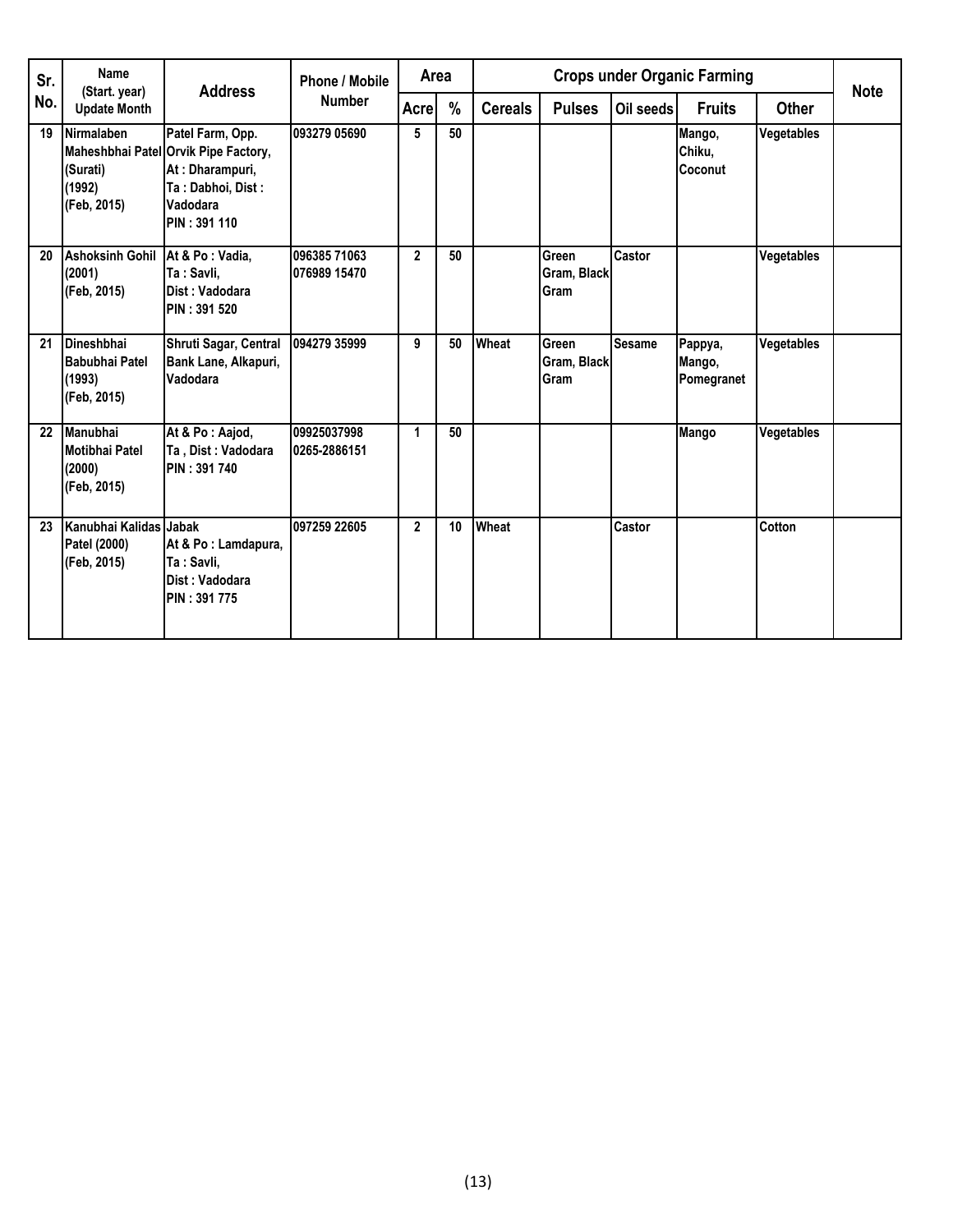| Sr. No. | Name (Start. year) Update Month | Address | Phone / Mobile Number | Area | | Crops under Organic Farming | | | | | Note |
|---|---|---|---|---|---|---|---|---|---|---|---|
| | | | | Acre | % | Cereals | Pulses | Oil seeds | Fruits | Other | |
| 19 | Nirmalaben Maheshbhai Patel (Surati) (1992) (Feb, 2015) | Patel Farm, Opp. Orvik Pipe Factory, At : Dharampuri, Ta : Dabhoi, Dist : Vadodara PIN : 391 110 | 093279 05690 | 5 | 50 | | | | Mango, Chiku, Coconut | Vegetables | |
| 20 | Ashoksinh Gohil (2001) (Feb, 2015) | At & Po : Vadia, Ta : Savli, Dist : Vadodara PIN : 391 520 | 096385 71063 076989 15470 | 2 | 50 | | Green Gram, Black Gram | Castor | | Vegetables | |
| 21 | Dineshbhai Babubhai Patel (1993) (Feb, 2015) | Shruti Sagar, Central Bank Lane, Alkapuri, Vadodara | 094279 35999 | 9 | 50 | Wheat | Green Gram, Black Gram | Sesame | Pappya, Mango, Pomegranet | Vegetables | |
| 22 | Manubhai Motibhai Patel (2000) (Feb, 2015) | At & Po : Aajod, Ta , Dist : Vadodara PIN : 391 740 | 09925037998 0265-2886151 | 1 | 50 | | | | Mango | Vegetables | |
| 23 | Kanubhai Kalidas Patel (2000) (Feb, 2015) | Jabak At & Po : Lamdapura, Ta : Savli, Dist : Vadodara PIN : 391 775 | 097259 22605 | 2 | 10 | Wheat | | Castor | | Cotton | |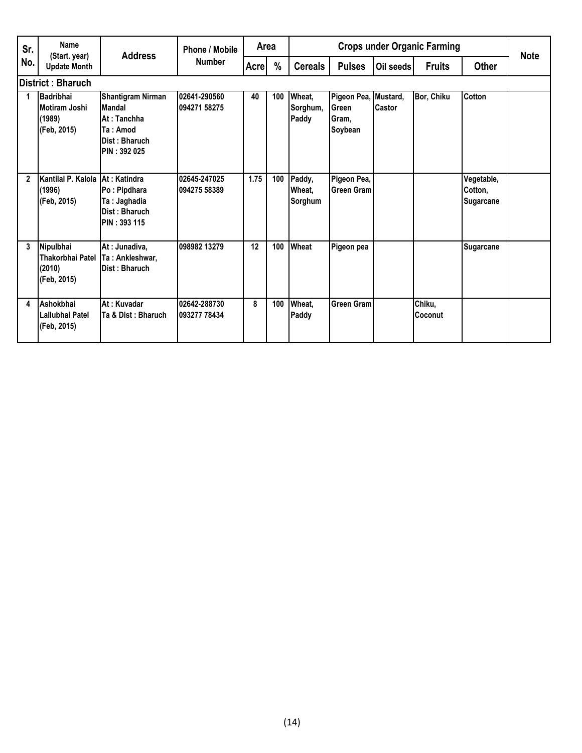| Sr. No. | Name (Start. year) Update Month | Address | Phone / Mobile Number | Area | | Crops under Organic Farming | | | | | Note |
|---|---|---|---|---|---|---|---|---|---|---|---|
| | | | | Acre | % | Cereals | Pulses | Oil seeds | Fruits | Other | |
| **District : Bharuch** | | | | | | | | | | | |
| 1 | Badribhai Motiram Joshi (1989) (Feb, 2015) | Shantigram Nirman Mandal At : Tanchha Ta : Amod Dist : Bharuch PIN : 392 025 | 02641-290560 094271 58275 | 40 | 100 | Wheat, Sorghum, Paddy | Pigeon Pea, Green Gram, Soybean | Mustard, Castor | Bor, Chiku | Cotton | |
| 2 | Kantilal P. Kalola (1996) (Feb, 2015) | At : Katindra Po : Pipdhara Ta : Jaghadia Dist : Bharuch PIN : 393 115 | 02645-247025 094275 58389 | 1.75 | 100 | Paddy, Wheat, Sorghum | Pigeon Pea, Green Gram | | | Vegetable, Cotton, Sugarcane | |
| 3 | Nipulbhai Thakorbhai Patel (2010) (Feb, 2015) | At : Junadiva, Ta : Ankleshwar, Dist : Bharuch | 098982 13279 | 12 | 100 | Wheat | Pigeon pea | | | Sugarcane | |
| 4 | Ashokbhai Lallubhai Patel (Feb, 2015) | At : Kuvadar Ta & Dist : Bharuch | 02642-288730 093277 78434 | 8 | 100 | Wheat, Paddy | Green Gram | | Chiku, Coconut | | |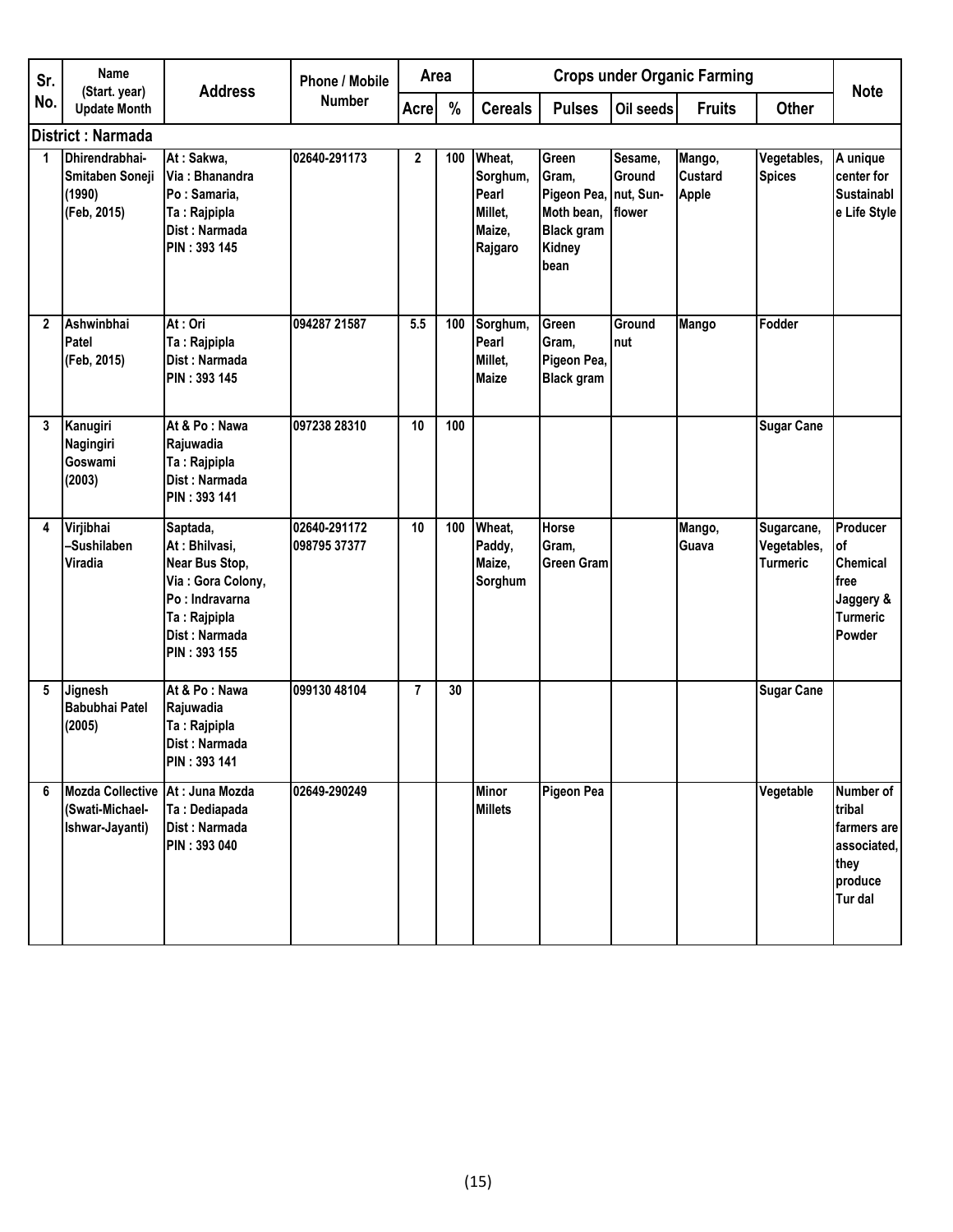| Sr. No. | Name (Start. year) Update Month | Address | Phone / Mobile Number | Area | | Crops under Organic Farming | | | | | Note |
|---|---|---|---|---|---|---|---|---|---|---|---|
| | | | | Acre | % | Cereals | Pulses | Oil seeds | Fruits | Other | |
| **District : Narmada** | | | | | | | | | | | |
| 1 | Dhirendrabhai-Smitaben Soneji (1990) (Feb, 2015) | At : Sakwa, Via : Bhanandra Po : Samaria, Ta : Rajpipla Dist : Narmada PIN : 393 145 | 02640-291173 | 2 | 100 | Wheat, Sorghum, Pearl Millet, Maize, Rajgaro | Green Gram, Pigeon Pea, Moth bean, Black gram Kidney bean | Sesame, Ground nut, Sun-flower | Mango, Custard Apple | Vegetables, Spices | A unique center for Sustainable Life Style |
| 2 | Ashwinbhai Patel (Feb, 2015) | At : Ori Ta : Rajpipla Dist : Narmada PIN : 393 145 | 094287 21587 | 5.5 | 100 | Sorghum, Pearl Millet, Maize | Green Gram, Pigeon Pea, Black gram | Ground nut | Mango | Fodder | |
| 3 | Kanugiri Nagingiri Goswami (2003) | At & Po : Nawa Rajuwadia Ta : Rajpipla Dist : Narmada PIN : 393 141 | 097238 28310 | 10 | 100 | | | | | Sugar Cane | |
| 4 | Virjibhai –Sushilaben Viradia | Saptada, At : Bhilvasi, Near Bus Stop, Via : Gora Colony, Po : Indravarna Ta : Rajpipla Dist : Narmada PIN : 393 155 | 02640-291172 098795 37377 | 10 | 100 | Wheat, Paddy, Maize, Sorghum | Horse Gram, Green Gram | | Mango, Guava | Sugarcane, Vegetables, Turmeric | Producer of Chemical free Jaggery & Turmeric Powder |
| 5 | Jignesh Babubhai Patel (2005) | At & Po : Nawa Rajuwadia Ta : Rajpipla Dist : Narmada PIN : 393 141 | 099130 48104 | 7 | 30 | | | | | Sugar Cane | |
| 6 | Mozda Collective (Swati-Michael-Ishwar-Jayanti) | At : Juna Mozda Ta : Dediapada Dist : Narmada PIN : 393 040 | 02649-290249 | | | Minor Millets | Pigeon Pea | | | Vegetable | Number of tribal farmers are associated, they produce Tur dal |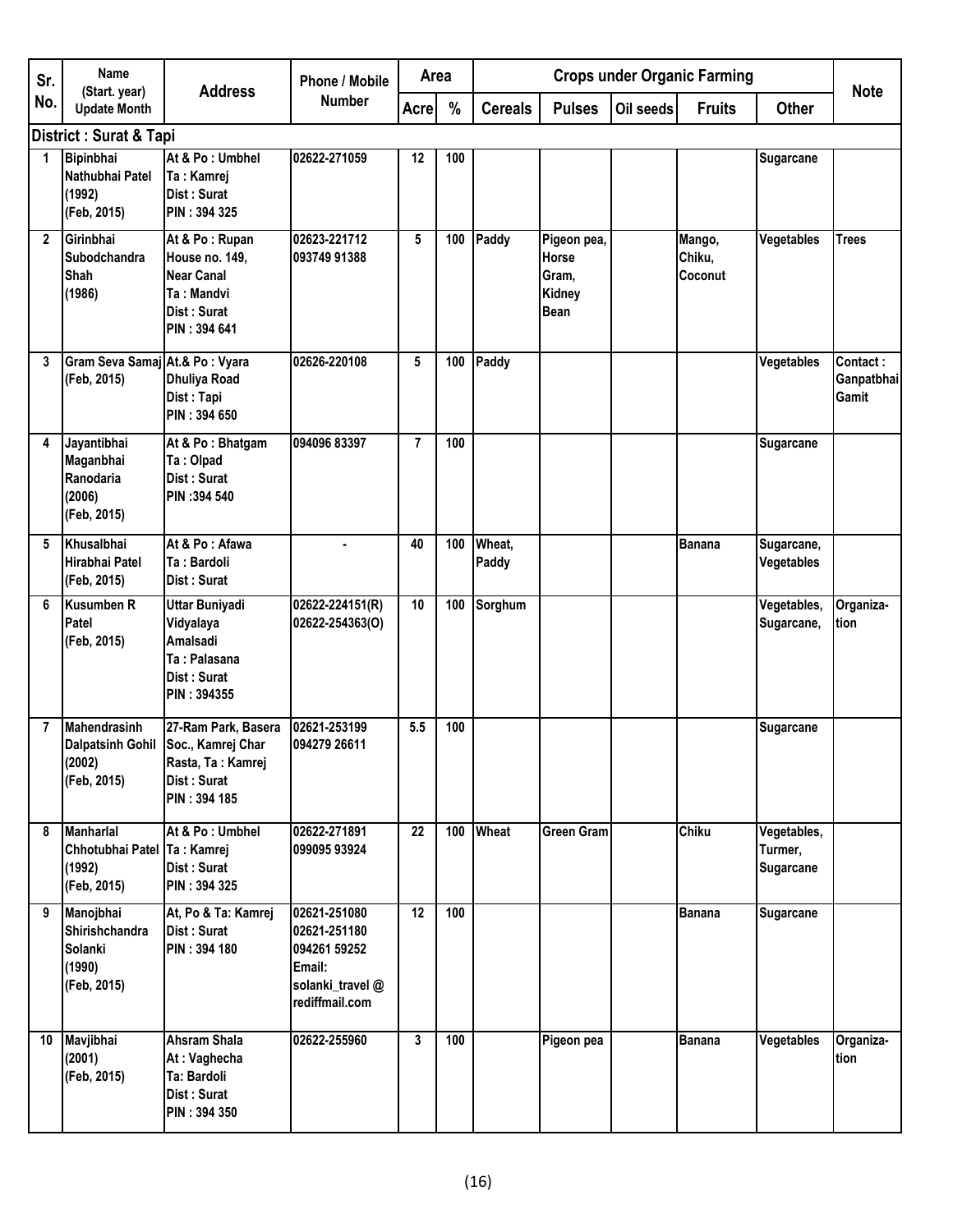| Sr. No. | Name (Start. year) Update Month | Address | Phone / Mobile Number | Area | | Crops under Organic Farming | | | | | Note |
|---|---|---|---|---|---|---|---|---|---|---|---|
| | | | | Acre | % | Cereals | Pulses | Oil seeds | Fruits | Other | |
| **District : Surat & Tapi** | | | | | | | | | | | |
| 1 | Bipinbhai Nathubhai Patel (1992) (Feb, 2015) | At & Po : Umbhel Ta : Kamrej Dist : Surat PIN : 394 325 | 02622-271059 | 12 | 100 | | | | | Sugarcane | |
| 2 | Girinbhai Subodchandra Shah (1986) | At & Po : Rupan House no. 149, Near Canal Ta : Mandvi Dist : Surat PIN : 394 641 | 02623-221712 093749 91388 | 5 | 100 | Paddy | Pigeon pea, Horse Gram, Kidney Bean | | Mango, Chiku, Coconut | Vegetables | Trees |
| 3 | Gram Seva Samaj (Feb, 2015) | At.& Po : Vyara Dhuliya Road Dist : Tapi PIN : 394 650 | 02626-220108 | 5 | 100 | Paddy | | | | Vegetables | Contact : Ganpatbhai Gamit |
| 4 | Jayantibhai Maganbhai Ranodaria (2006) (Feb, 2015) | At & Po : Bhatgam Ta : Olpad Dist : Surat PIN :394 540 | 094096 83397 | 7 | 100 | | | | | Sugarcane | |
| 5 | Khusalbhai Hirabhai Patel (Feb, 2015) | At & Po : Afawa Ta : Bardoli Dist : Surat | - | 40 | 100 | Wheat, Paddy | | | Banana | Sugarcane, Vegetables | |
| 6 | Kusumben R Patel (Feb, 2015) | Uttar Buniyadi Vidyalaya Amalsadi Ta : Palasana Dist : Surat PIN : 394355 | 02622-224151(R) 02622-254363(O) | 10 | 100 | Sorghum | | | | Vegetables, Sugarcane, | Organiza-tion |
| 7 | Mahendrasinh Dalpatsinh Gohil (2002) (Feb, 2015) | 27-Ram Park, Basera Soc., Kamrej Char Rasta, Ta : Kamrej Dist : Surat PIN : 394 185 | 02621-253199 094279 26611 | 5.5 | 100 | | | | | Sugarcane | |
| 8 | Manharlal Chhotubhai Patel (1992) (Feb, 2015) | At & Po : Umbhel Ta : Kamrej Dist : Surat PIN : 394 325 | 02622-271891 099095 93924 | 22 | 100 | Wheat | Green Gram | | Chiku | Vegetables, Turmer, Sugarcane | |
| 9 | Manojbhai Shirishchandra Solanki (1990) (Feb, 2015) | At, Po & Ta: Kamrej Dist : Surat PIN : 394 180 | 02621-251080 02621-251180 094261 59252 Email: solanki_travel @ rediffmail.com | 12 | 100 | | | | Banana | Sugarcane | |
| 10 | Mavjibhai (2001) (Feb, 2015) | Ahsram Shala At : Vaghecha Ta: Bardoli Dist : Surat PIN : 394 350 | 02622-255960 | 3 | 100 | | Pigeon pea | | Banana | Vegetables | Organiza-tion |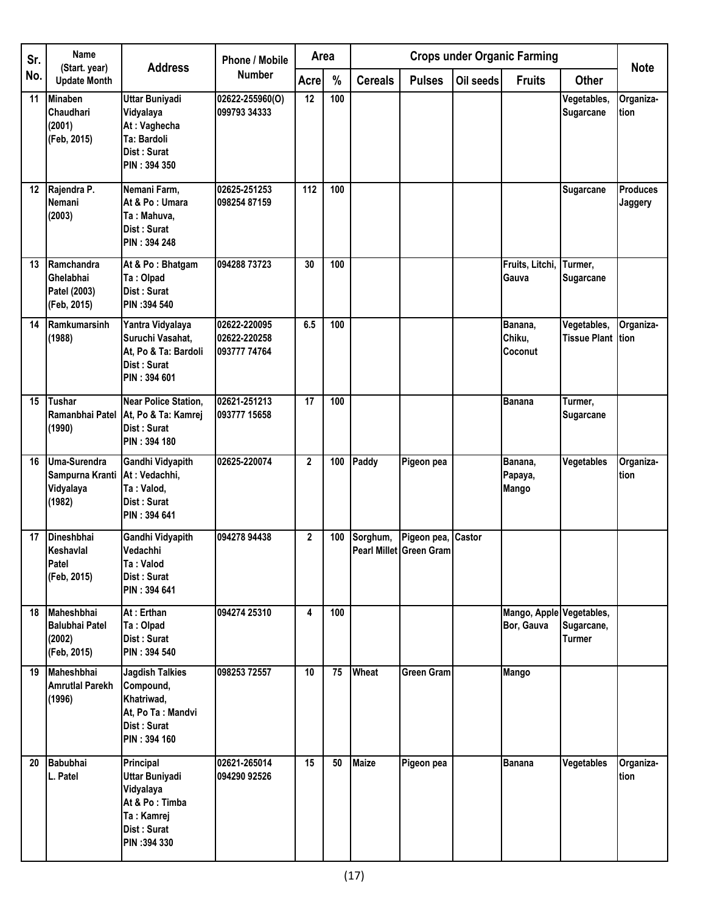| Sr. No. | Name (Start. year) Update Month | Address | Phone / Mobile Number | Area | | Crops under Organic Farming | | | | | Note |
|---|---|---|---|---|---|---|---|---|---|---|---|
| | | | | Acre | % | Cereals | Pulses | Oil seeds | Fruits | Other | |
| 11 | Minaben Chaudhari (2001) (Feb, 2015) | Uttar Buniyadi Vidyalaya At : Vaghecha Ta: Bardoli Dist : Surat PIN : 394 350 | 02622-255960(O) 099793 34333 | 12 | 100 | | | | | Vegetables, Sugarcane | Organiza-tion |
| 12 | Rajendra P. Nemani (2003) | Nemani Farm, At & Po : Umara Ta : Mahuva, Dist : Surat PIN : 394 248 | 02625-251253 098254 87159 | 112 | 100 | | | | | Sugarcane | Produces Jaggery |
| 13 | Ramchandra Ghelabhai Patel (2003) (Feb, 2015) | At & Po : Bhatgam Ta : Olpad Dist : Surat PIN :394 540 | 094288 73723 | 30 | 100 | | | | Fruits, Litchi, Gauva | Turmer, Sugarcane | |
| 14 | Ramkumarsinh (1988) | Yantra Vidyalaya Suruchi Vasahat, At, Po & Ta: Bardoli Dist : Surat PIN : 394 601 | 02622-220095 02622-220258 093777 74764 | 6.5 | 100 | | | | Banana, Chiku, Coconut | Vegetables, Tissue Plant | Organiza-tion |
| 15 | Tushar Ramanbhai Patel (1990) | Near Police Station, At, Po & Ta: Kamrej Dist : Surat PIN : 394 180 | 02621-251213 093777 15658 | 17 | 100 | | | | Banana | Turmer, Sugarcane | |
| 16 | Uma-Surendra Sampurna Kranti Vidyalaya (1982) | Gandhi Vidyapith At : Vedachhi, Ta : Valod, Dist : Surat PIN : 394 641 | 02625-220074 | 2 | 100 | Paddy | Pigeon pea | | Banana, Papaya, Mango | Vegetables | Organiza-tion |
| 17 | Dineshbhai Keshavlal Patel (Feb, 2015) | Gandhi Vidyapith Vedachhi Ta : Valod Dist : Surat PIN : 394 641 | 094278 94438 | 2 | 100 | Sorghum, Pearl Millet | Pigeon pea, Green Gram | Castor | | | |
| 18 | Maheshbhai Balubhai Patel (2002) (Feb, 2015) | At : Erthan Ta : Olpad Dist : Surat PIN : 394 540 | 094274 25310 | 4 | 100 | | | | Mango, Apple Bor, Gauva | Vegetables, Sugarcane, Turmer | |
| 19 | Maheshbhai Amrutlal Parekh (1996) | Jagdish Talkies Compound, Khatriwad, At, Po Ta : Mandvi Dist : Surat PIN : 394 160 | 098253 72557 | 10 | 75 | Wheat | Green Gram | | Mango | | |
| 20 | Babubhai L. Patel | Principal Uttar Buniyadi Vidyalaya At & Po : Timba Ta : Kamrej Dist : Surat PIN :394 330 | 02621-265014 094290 92526 | 15 | 50 | Maize | Pigeon pea | | Banana | Vegetables | Organiza-tion |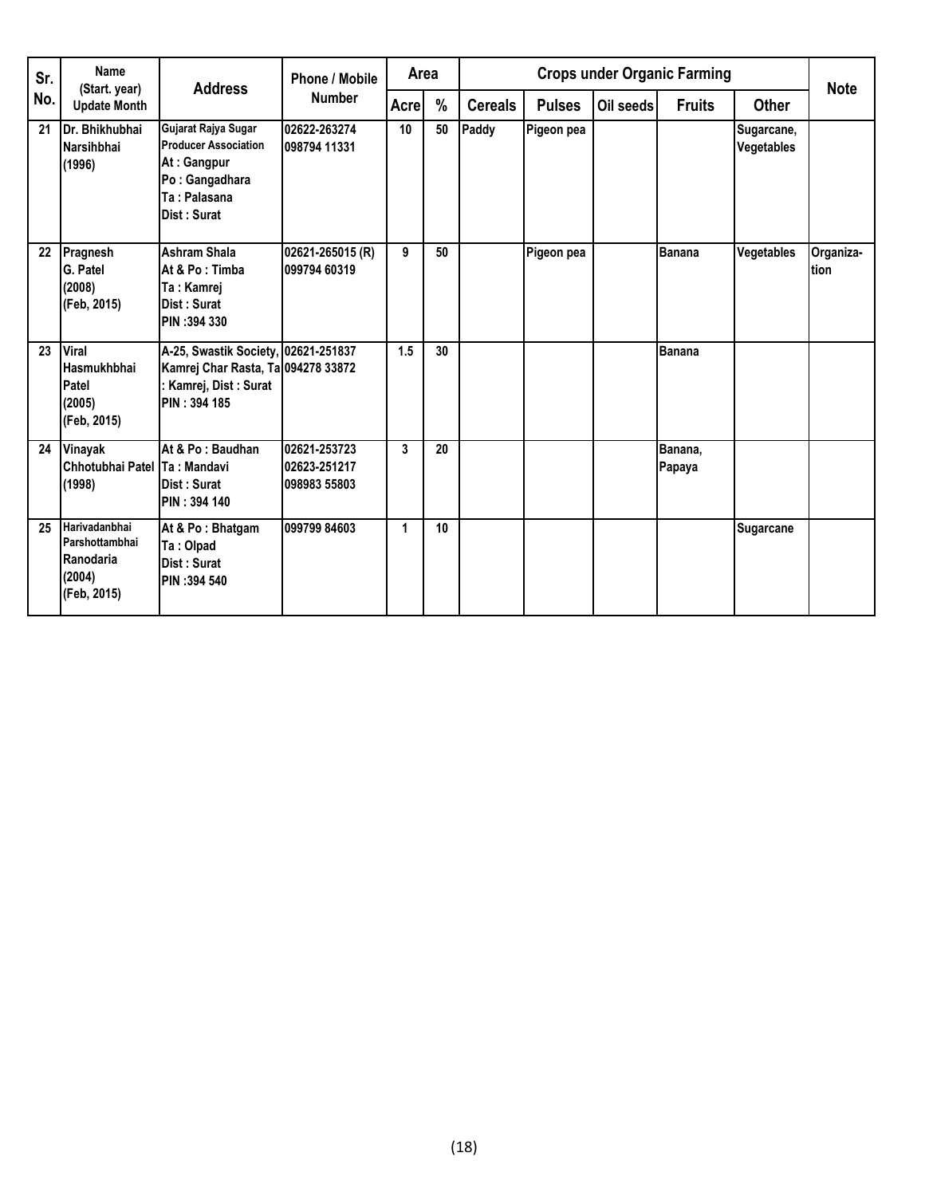| Sr. No. | Name (Start. year) Update Month | Address | Phone / Mobile Number | Area | | Crops under Organic Farming | | | | | Note |
|---|---|---|---|---|---|---|---|---|---|---|---|
| | | | | Acre | % | Cereals | Pulses | Oil seeds | Fruits | Other | |
| 21 | Dr. Bhikhubhai Narsihbhai (1996) | Gujarat Rajya Sugar Producer Association At : Gangpur Po : Gangadhara Ta : Palasana Dist : Surat | 02622-263274 098794 11331 | 10 | 50 | Paddy | Pigeon pea | | | Sugarcane, Vegetables | |
| 22 | Pragnesh G. Patel (2008) (Feb, 2015) | Ashram Shala At & Po : Timba Ta : Kamrej Dist : Surat PIN :394 330 | 02621-265015 (R) 099794 60319 | 9 | 50 | | Pigeon pea | | Banana | Vegetables | Organiza-tion |
| 23 | Viral Hasmukhbhai Patel (2005) (Feb, 2015) | A-25, Swastik Society, Kamrej Char Rasta, Ta : Kamrej, Dist : Surat PIN : 394 185 | 02621-251837 094278 33872 | 1.5 | 30 | | | | Banana | | |
| 24 | Vinayak Chhotubhai Patel (1998) | At & Po : Baudhan Ta : Mandavi Dist : Surat PIN : 394 140 | 02621-253723 02623-251217 098983 55803 | 3 | 20 | | | | Banana, Papaya | | |
| 25 | Harivadanbhai Parshottambhai Ranodaria (2004) (Feb, 2015) | At & Po : Bhatgam Ta : Olpad Dist : Surat PIN :394 540 | 099799 84603 | 1 | 10 | | | | | Sugarcane | |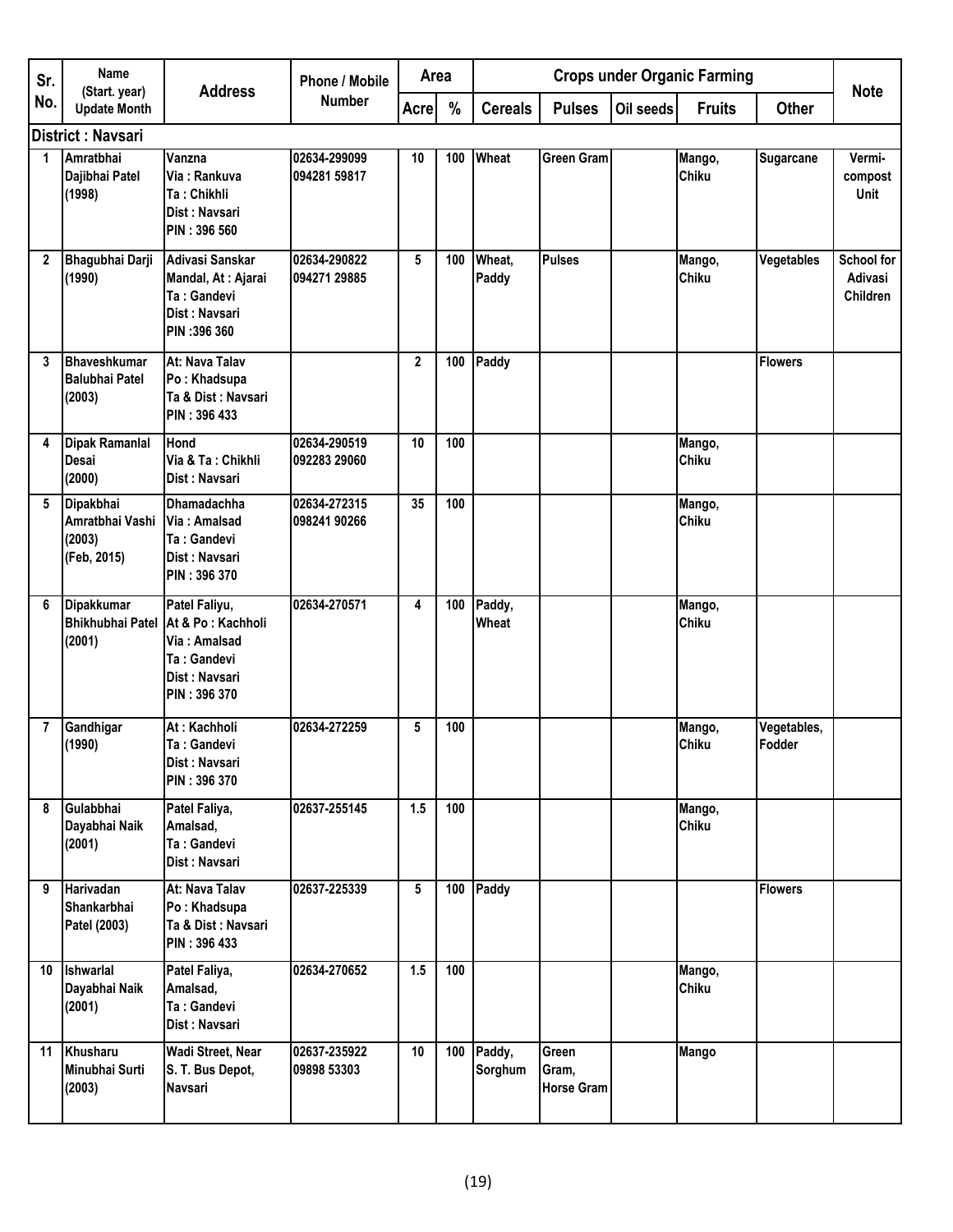| Sr. No. | Name (Start. year) Update Month | Address | Phone / Mobile Number | Area | | Crops under Organic Farming | | | | | Note |
|---|---|---|---|---|---|---|---|---|---|---|---|
| | | | | Acre | % | Cereals | Pulses | Oil seeds | Fruits | Other | |
| **District : Navsari** | | | | | | | | | | | |
| 1 | Amratbhai Dajibhai Patel (1998) | Vanzna Via : Rankuva Ta : Chikhli Dist : Navsari PIN : 396 560 | 02634-299099 094281 59817 | 10 | 100 | Wheat | Green Gram | | Mango, Chiku | Sugarcane | Vermi-compost Unit |
| 2 | Bhagubhai Darji (1990) | Adivasi Sanskar Mandal, At : Ajarai Ta : Gandevi Dist : Navsari PIN :396 360 | 02634-290822 094271 29885 | 5 | 100 | Wheat, Paddy | Pulses | | Mango, Chiku | Vegetables | School for Adivasi Children |
| 3 | Bhaveshkumar Balubhai Patel (2003) | At: Nava Talav Po : Khadsupa Ta & Dist : Navsari PIN : 396 433 | | 2 | 100 | Paddy | | | | Flowers | |
| 4 | Dipak Ramanlal Desai (2000) | Hond Via & Ta : Chikhli Dist : Navsari | 02634-290519 092283 29060 | 10 | 100 | | | | Mango, Chiku | | |
| 5 | Dipakbhai Amratbhai Vashi (2003) (Feb, 2015) | Dhamadachha Via : Amalsad Ta : Gandevi Dist : Navsari PIN : 396 370 | 02634-272315 098241 90266 | 35 | 100 | | | | Mango, Chiku | | |
| 6 | Dipakkumar Bhikhubhai Patel (2001) | Patel Faliyu, At & Po : Kachholi Via : Amalsad Ta : Gandevi Dist : Navsari PIN : 396 370 | 02634-270571 | 4 | 100 | Paddy, Wheat | | | Mango, Chiku | | |
| 7 | Gandhigar (1990) | At : Kachholi Ta : Gandevi Dist : Navsari PIN : 396 370 | 02634-272259 | 5 | 100 | | | | Mango, Chiku | Vegetables, Fodder | |
| 8 | Gulabbhai Dayabhai Naik (2001) | Patel Faliya, Amalsad, Ta : Gandevi Dist : Navsari | 02637-255145 | 1.5 | 100 | | | | Mango, Chiku | | |
| 9 | Harivadan Shankarbhai Patel (2003) | At: Nava Talav Po : Khadsupa Ta & Dist : Navsari PIN : 396 433 | 02637-225339 | 5 | 100 | Paddy | | | | Flowers | |
| 10 | Ishwarlal Dayabhai Naik (2001) | Patel Faliya, Amalsad, Ta : Gandevi Dist : Navsari | 02634-270652 | 1.5 | 100 | | | | Mango, Chiku | | |
| 11 | Khusharu Minubhai Surti (2003) | Wadi Street, Near S. T. Bus Depot, Navsari | 02637-235922 09898 53303 | 10 | 100 | Paddy, Sorghum | Green Gram, Horse Gram | | Mango | | |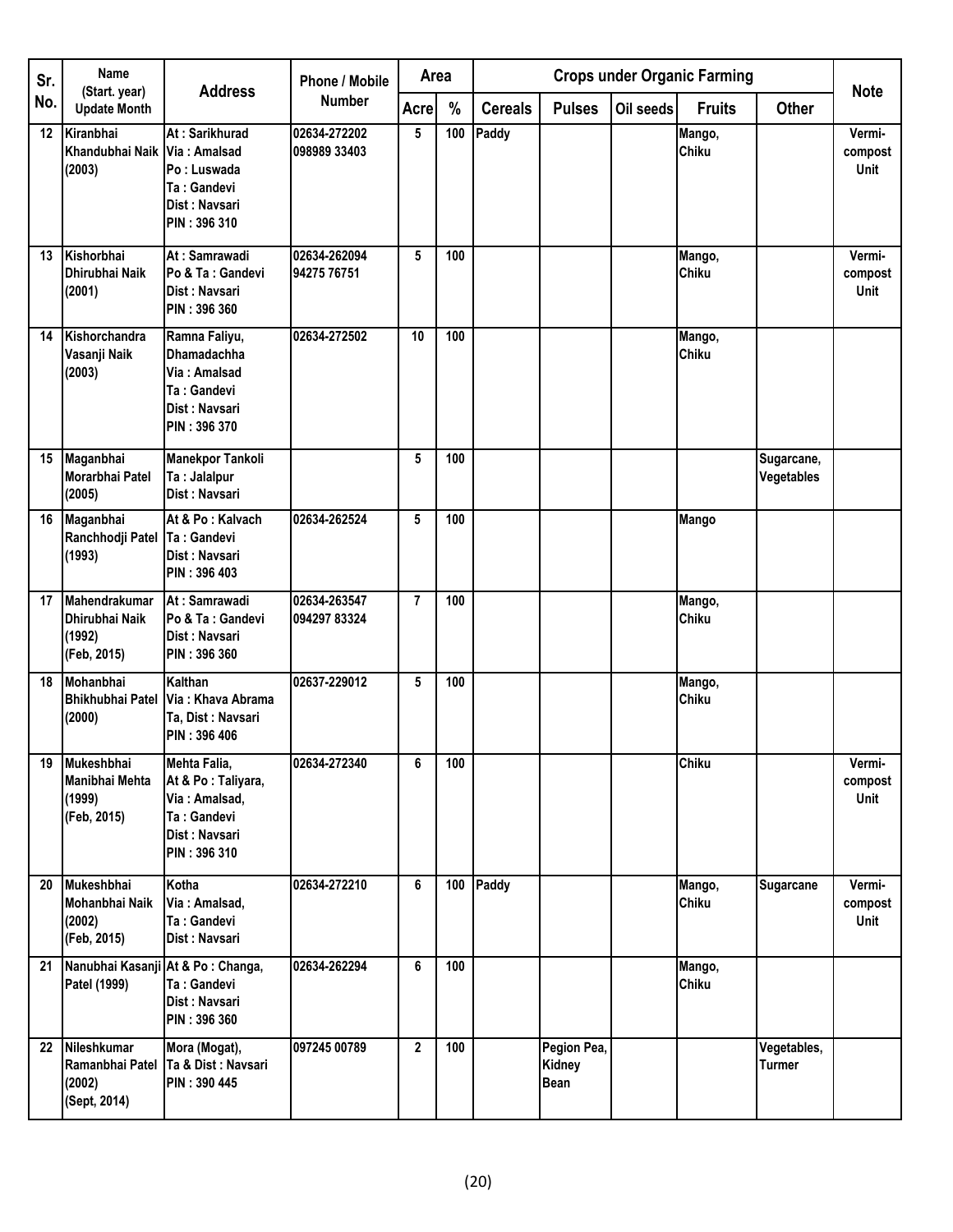| Sr. No. | Name (Start. year) Update Month | Address | Phone / Mobile Number | Area | | Crops under Organic Farming | | | | | Note |
|---|---|---|---|---|---|---|---|---|---|---|---|
| | | | | Acre | % | Cereals | Pulses | Oil seeds | Fruits | Other | |
| 12 | Kiranbhai Khandubhai Naik (2003) | At : Sarikhurad Via : Amalsad Po : Luswada Ta : Gandevi Dist : Navsari PIN : 396 310 | 02634-272202 098989 33403 | 5 | 100 | Paddy | | | Mango, Chiku | | Vermi-compost Unit |
| 13 | Kishorbhai Dhirubhai Naik (2001) | At : Samrawadi Po & Ta : Gandevi Dist : Navsari PIN : 396 360 | 02634-262094 94275 76751 | 5 | 100 | | | | Mango, Chiku | | Vermi-compost Unit |
| 14 | Kishorchandra Vasanji Naik (2003) | Ramna Faliyu, Dhamadachha Via : Amalsad Ta : Gandevi Dist : Navsari PIN : 396 370 | 02634-272502 | 10 | 100 | | | | Mango, Chiku | | |
| 15 | Maganbhai Morarbhai Patel (2005) | Manekpor Tankoli Ta : Jalalpur Dist : Navsari | | 5 | 100 | | | | | Sugarcane, Vegetables | |
| 16 | Maganbhai Ranchhodji Patel (1993) | At & Po : Kalvach Ta : Gandevi Dist : Navsari PIN : 396 403 | 02634-262524 | 5 | 100 | | | | Mango | | |
| 17 | Mahendrakumar Dhirubhai Naik (1992) (Feb, 2015) | At : Samrawadi Po & Ta : Gandevi Dist : Navsari PIN : 396 360 | 02634-263547 094297 83324 | 7 | 100 | | | | Mango, Chiku | | |
| 18 | Mohanbhai Bhikhubhai Patel (2000) | Kalthan Via : Khava Abrama Ta, Dist : Navsari PIN : 396 406 | 02637-229012 | 5 | 100 | | | | Mango, Chiku | | |
| 19 | Mukeshbhai Manibhai Mehta (1999) (Feb, 2015) | Mehta Falia, At & Po : Taliyara, Via : Amalsad, Ta : Gandevi Dist : Navsari PIN : 396 310 | 02634-272340 | 6 | 100 | | | | Chiku | | Vermi-compost Unit |
| 20 | Mukeshbhai Mohanbhai Naik (2002) (Feb, 2015) | Kotha Via : Amalsad, Ta : Gandevi Dist : Navsari | 02634-272210 | 6 | 100 | Paddy | | | Mango, Chiku | Sugarcane | Vermi-compost Unit |
| 21 | Nanubhai Kasanji Patel (1999) | At & Po : Changa, Ta : Gandevi Dist : Navsari PIN : 396 360 | 02634-262294 | 6 | 100 | | | | Mango, Chiku | | |
| 22 | Nileshkumar Ramanbhai Patel (2002) (Sept, 2014) | Mora (Mogat), Ta & Dist : Navsari PIN : 390 445 | 097245 00789 | 2 | 100 | | Pegion Pea, Kidney Bean | | | Vegetables, Turmer | |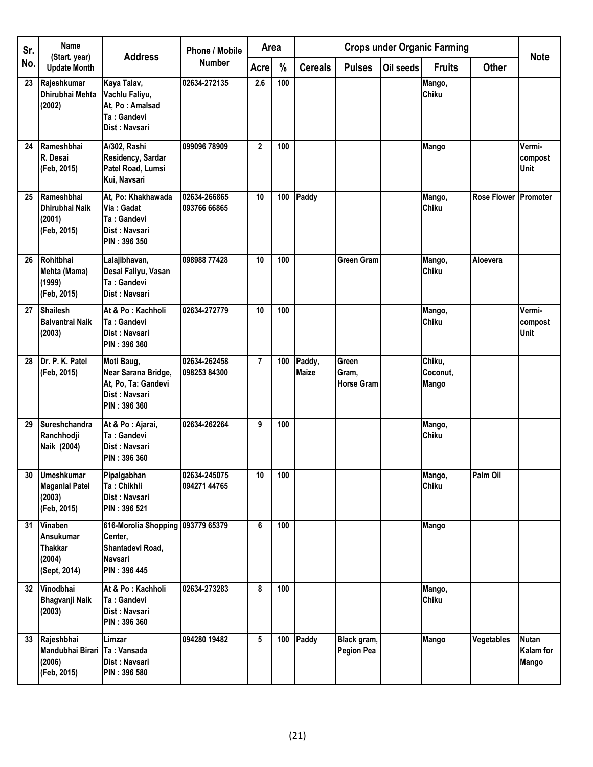| Sr. No. | Name (Start. year) Update Month | Address | Phone / Mobile Number | Area | | Crops under Organic Farming | | | | | Note |
|---|---|---|---|---|---|---|---|---|---|---|---|
| | | | | Acre | % | Cereals | Pulses | Oil seeds | Fruits | Other | |
| 23 | Rajeshkumar Dhirubhai Mehta (2002) | Kaya Talav, Vachlu Faliyu, At, Po : Amalsad Ta : Gandevi Dist : Navsari | 02634-272135 | 2.6 | 100 | | | | Mango, Chiku | | |
| 24 | Rameshbhai R. Desai (Feb, 2015) | A/302, Rashi Residency, Sardar Patel Road, Lumsi Kui, Navsari | 099096 78909 | 2 | 100 | | | | Mango | | Vermi-compost Unit |
| 25 | Rameshbhai Dhirubhai Naik (2001) (Feb, 2015) | At, Po: Khakhawada Via : Gadat Ta : Gandevi Dist : Navsari PIN : 396 350 | 02634-266865 093766 66865 | 10 | 100 | Paddy | | | Mango, Chiku | Rose Flower | Promoter |
| 26 | Rohitbhai Mehta (Mama) (1999) (Feb, 2015) | Lalajibhavan, Desai Faliyu, Vasan Ta : Gandevi Dist : Navsari | 098988 77428 | 10 | 100 | | Green Gram | | Mango, Chiku | Aloevera | |
| 27 | Shailesh Balvantrai Naik (2003) | At & Po : Kachholi Ta : Gandevi Dist : Navsari PIN : 396 360 | 02634-272779 | 10 | 100 | | | | Mango, Chiku | | Vermi-compost Unit |
| 28 | Dr. P. K. Patel (Feb, 2015) | Moti Baug, Near Sarana Bridge, At, Po, Ta: Gandevi Dist : Navsari PIN : 396 360 | 02634-262458 098253 84300 | 7 | 100 | Paddy, Maize | Green Gram, Horse Gram | | Chiku, Coconut, Mango | | |
| 29 | Sureshchandra Ranchhodji Naik (2004) | At & Po : Ajarai, Ta : Gandevi Dist : Navsari PIN : 396 360 | 02634-262264 | 9 | 100 | | | | Mango, Chiku | | |
| 30 | Umeshkumar Maganlal Patel (2003) (Feb, 2015) | Pipalgabhan Ta : Chikhli Dist : Navsari PIN : 396 521 | 02634-245075 094271 44765 | 10 | 100 | | | | Mango, Chiku | Palm Oil | |
| 31 | Vinaben Ansukumar Thakkar (2004) (Sept, 2014) | 616-Morolia Shopping Center, Shantadevi Road, Navsari PIN : 396 445 | 093779 65379 | 6 | 100 | | | | Mango | | |
| 32 | Vinodbhai Bhagvanji Naik (2003) | At & Po : Kachholi Ta : Gandevi Dist : Navsari PIN : 396 360 | 02634-273283 | 8 | 100 | | | | Mango, Chiku | | |
| 33 | Rajeshbhai Mandubhai Birari (2006) (Feb, 2015) | Limzar Ta : Vansada Dist : Navsari PIN : 396 580 | 094280 19482 | 5 | 100 | Paddy | Black gram, Pegion Pea | | Mango | Vegetables | Nutan Kalam for Mango |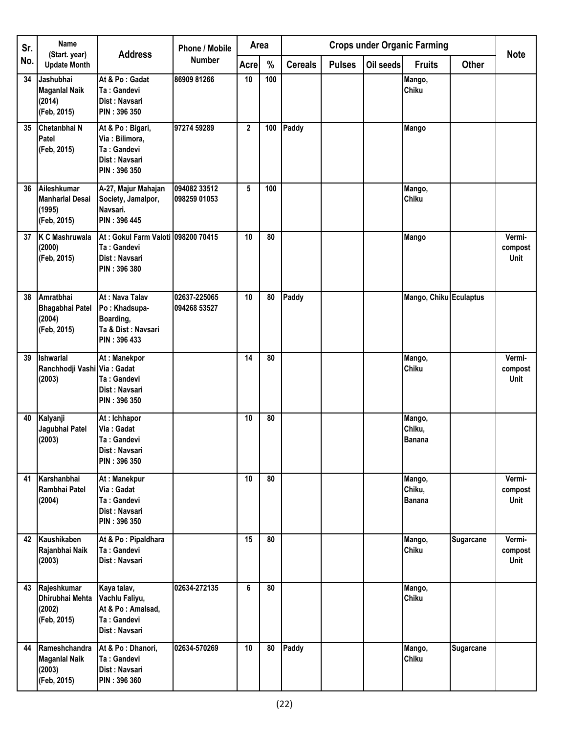| Sr. No. | Name (Start. year) Update Month | Address | Phone / Mobile Number | Area | | Crops under Organic Farming | | | | | Note |
|---|---|---|---|---|---|---|---|---|---|---|---|
| | | | | Acre | % | Cereals | Pulses | Oil seeds | Fruits | Other | |
| 34 | Jashubhai Maganlal Naik (2014) (Feb, 2015) | At & Po : Gadat Ta : Gandevi Dist : Navsari PIN : 396 350 | 86909 81266 | 10 | 100 | | | | Mango, Chiku | | |
| 35 | Chetanbhai N Patel (Feb, 2015) | At & Po : Bigari, Via : Bilimora, Ta : Gandevi Dist : Navsari PIN : 396 350 | 97274 59289 | 2 | 100 | Paddy | | | Mango | | |
| 36 | Aileshkumar Manharlal Desai (1995) (Feb, 2015) | A-27, Majur Mahajan Society, Jamalpor, Navsari. PIN : 396 445 | 094082 33512 098259 01053 | 5 | 100 | | | | Mango, Chiku | | |
| 37 | K C Mashruwala (2000) (Feb, 2015) | At : Gokul Farm Valoti Ta : Gandevi Dist : Navsari PIN : 396 380 | 098200 70415 | 10 | 80 | | | | Mango | | Vermi-compost Unit |
| 38 | Amratbhai Bhagabhai Patel (2004) (Feb, 2015) | At : Nava Talav Po : Khadsupa-Boarding, Ta & Dist : Navsari PIN : 396 433 | 02637-225065 094268 53527 | 10 | 80 | Paddy | | | Mango, Chiku | Eculaptus | |
| 39 | Ishwarlal Ranchhodji Vashi (2003) | At : Manekpor Via : Gadat Ta : Gandevi Dist : Navsari PIN : 396 350 | | 14 | 80 | | | | Mango, Chiku | | Vermi-compost Unit |
| 40 | Kalyanji Jagubhai Patel (2003) | At : Ichhapor Via : Gadat Ta : Gandevi Dist : Navsari PIN : 396 350 | | 10 | 80 | | | | Mango, Chiku, Banana | | |
| 41 | Karshanbhai Rambhai Patel (2004) | At : Manekpur Via : Gadat Ta : Gandevi Dist : Navsari PIN : 396 350 | | 10 | 80 | | | | Mango, Chiku, Banana | | Vermi-compost Unit |
| 42 | Kaushikaben Rajanbhai Naik (2003) | At & Po : Pipaldhara Ta : Gandevi Dist : Navsari | | 15 | 80 | | | | Mango, Chiku | Sugarcane | Vermi-compost Unit |
| 43 | Rajeshkumar Dhirubhai Mehta (2002) (Feb, 2015) | Kaya talav, Vachlu Faliyu, At & Po : Amalsad, Ta : Gandevi Dist : Navsari | 02634-272135 | 6 | 80 | | | | Mango, Chiku | | |
| 44 | Rameshchandra Maganlal Naik (2003) (Feb, 2015) | At & Po : Dhanori, Ta : Gandevi Dist : Navsari PIN : 396 360 | 02634-570269 | 10 | 80 | Paddy | | | Mango, Chiku | Sugarcane | |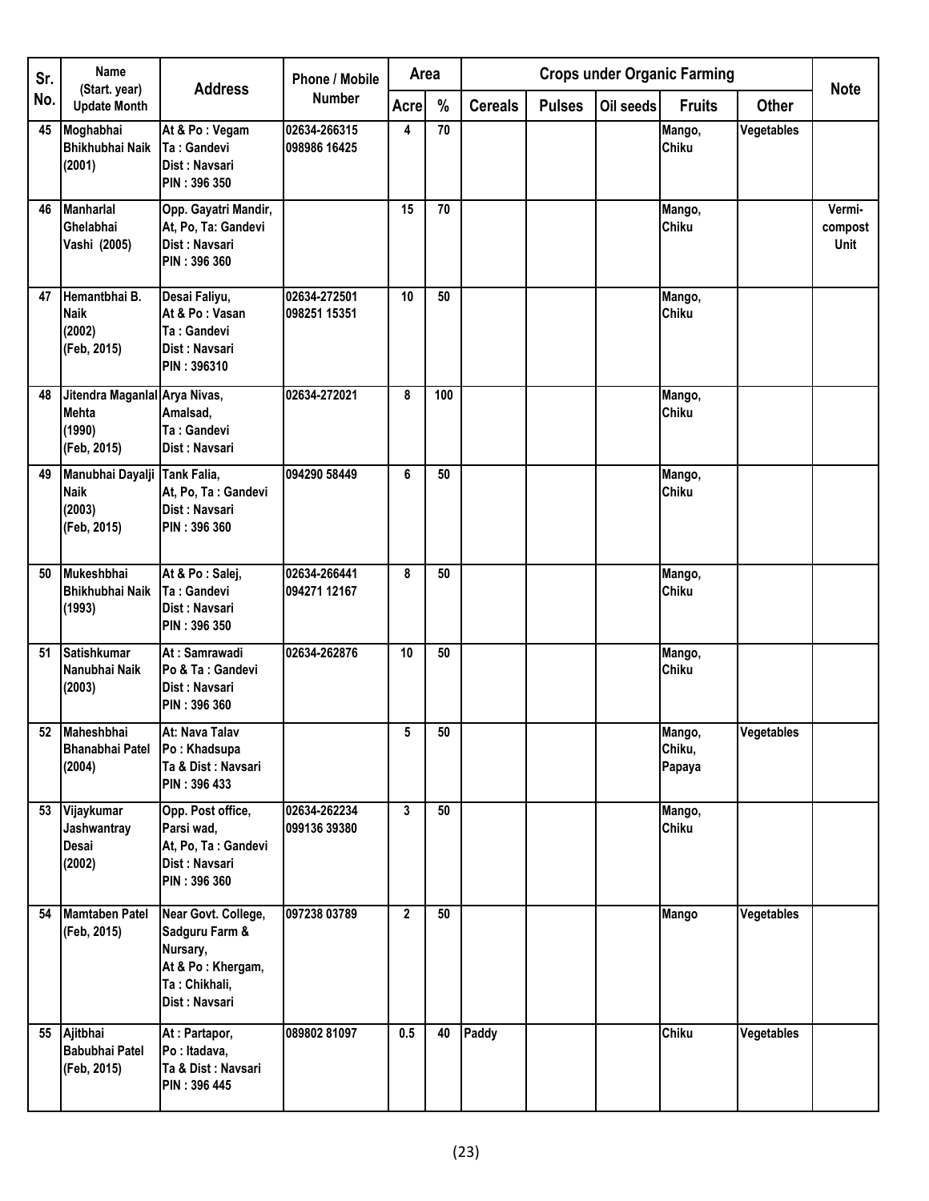| Sr. No. | Name (Start. year) Update Month | Address | Phone / Mobile Number | Area | | Crops under Organic Farming | | | | | Note |
|---|---|---|---|---|---|---|---|---|---|---|---|
| | | | | Acre | % | Cereals | Pulses | Oil seeds | Fruits | Other | |
| 45 | Moghabhai Bhikhubhai Naik (2001) | At & Po : Vegam Ta : Gandevi Dist : Navsari PIN : 396 350 | 02634-266315 098986 16425 | 4 | 70 | | | | Mango, Chiku | Vegetables | |
| 46 | Manharlal Ghelabhai Vashi (2005) | Opp. Gayatri Mandir, At, Po, Ta: Gandevi Dist : Navsari PIN : 396 360 | | 15 | 70 | | | | Mango, Chiku | | Vermi-compost Unit |
| 47 | Hemantbhai B. Naik (2002) (Feb, 2015) | Desai Faliyu, At & Po : Vasan Ta : Gandevi Dist : Navsari PIN : 396310 | 02634-272501 098251 15351 | 10 | 50 | | | | Mango, Chiku | | |
| 48 | Jitendra Maganlal Mehta (1990) (Feb, 2015) | Arya Nivas, Amalsad, Ta : Gandevi Dist : Navsari | 02634-272021 | 8 | 100 | | | | Mango, Chiku | | |
| 49 | Manubhai Dayalji Naik (2003) (Feb, 2015) | Tank Falia, At, Po, Ta : Gandevi Dist : Navsari PIN : 396 360 | 094290 58449 | 6 | 50 | | | | Mango, Chiku | | |
| 50 | Mukeshbhai Bhikhubhai Naik (1993) | At & Po : Salej, Ta : Gandevi Dist : Navsari PIN : 396 350 | 02634-266441 094271 12167 | 8 | 50 | | | | Mango, Chiku | | |
| 51 | Satishkumar Nanubhai Naik (2003) | At : Samrawadi Po & Ta : Gandevi Dist : Navsari PIN : 396 360 | 02634-262876 | 10 | 50 | | | | Mango, Chiku | | |
| 52 | Maheshbhai Bhanabhai Patel (2004) | At: Nava Talav Po : Khadsupa Ta & Dist : Navsari PIN : 396 433 | | 5 | 50 | | | | Mango, Chiku, Papaya | Vegetables | |
| 53 | Vijaykumar Jashwantray Desai (2002) | Opp. Post office, Parsi wad, At, Po, Ta : Gandevi Dist : Navsari PIN : 396 360 | 02634-262234 099136 39380 | 3 | 50 | | | | Mango, Chiku | | |
| 54 | Mamtaben Patel (Feb, 2015) | Near Govt. College, Sadguru Farm & Nursary, At & Po : Khergam, Ta : Chikhali, Dist : Navsari | 097238 03789 | 2 | 50 | | | | Mango | Vegetables | |
| 55 | Ajitbhai Babubhai Patel (Feb, 2015) | At : Partapor, Po : Itadava, Ta & Dist : Navsari PIN : 396 445 | 089802 81097 | 0.5 | 40 | Paddy | | | Chiku | Vegetables | |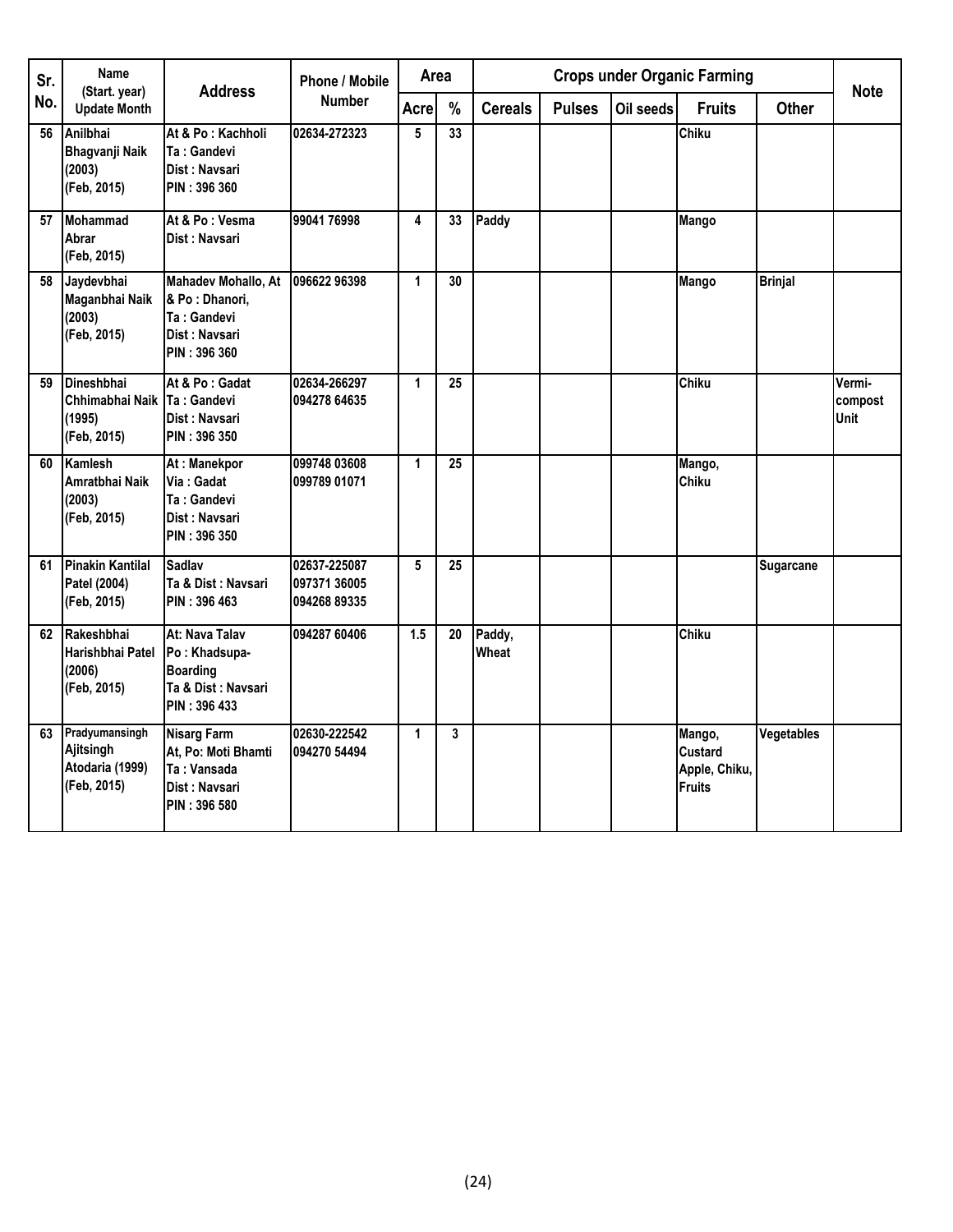| Sr. No. | Name (Start. year) Update Month | Address | Phone / Mobile Number | Area | | Crops under Organic Farming | | | | | Note |
|---|---|---|---|---|---|---|---|---|---|---|---|
| | | | | Acre | % | Cereals | Pulses | Oil seeds | Fruits | Other | |
| 56 | Anilbhai Bhagvanji Naik (2003) (Feb, 2015) | At & Po : Kachholi Ta : Gandevi Dist : Navsari PIN : 396 360 | 02634-272323 | 5 | 33 | | | | Chiku | | |
| 57 | Mohammad Abrar (Feb, 2015) | At & Po : Vesma Dist : Navsari | 99041 76998 | 4 | 33 | Paddy | | | Mango | | |
| 58 | Jaydevbhai Maganbhai Naik (2003) (Feb, 2015) | Mahadev Mohallo, At & Po : Dhanori, Ta : Gandevi Dist : Navsari PIN : 396 360 | 096622 96398 | 1 | 30 | | | | Mango | Brinjal | |
| 59 | Dineshbhai Chhimabhai Naik (1995) (Feb, 2015) | At & Po : Gadat Ta : Gandevi Dist : Navsari PIN : 396 350 | 02634-266297 094278 64635 | 1 | 25 | | | | Chiku | | Vermi-compost Unit |
| 60 | Kamlesh Amratbhai Naik (2003) (Feb, 2015) | At : Manekpor Via : Gadat Ta : Gandevi Dist : Navsari PIN : 396 350 | 099748 03608 099789 01071 | 1 | 25 | | | | Mango, Chiku | | |
| 61 | Pinakin Kantilal Patel (2004) (Feb, 2015) | Sadlav Ta & Dist : Navsari PIN : 396 463 | 02637-225087 097371 36005 094268 89335 | 5 | 25 | | | | | Sugarcane | |
| 62 | Rakeshbhai Harishbhai Patel (2006) (Feb, 2015) | At: Nava Talav Po : Khadsupa-Boarding Ta & Dist : Navsari PIN : 396 433 | 094287 60406 | 1.5 | 20 | Paddy, Wheat | | | Chiku | | |
| 63 | Pradyumansingh Ajitsingh Atodaria (1999) (Feb, 2015) | Nisarg Farm At, Po: Moti Bhamti Ta : Vansada Dist : Navsari PIN : 396 580 | 02630-222542 094270 54494 | 1 | 3 | | | | Mango, Custard Apple, Chiku, Fruits | Vegetables | |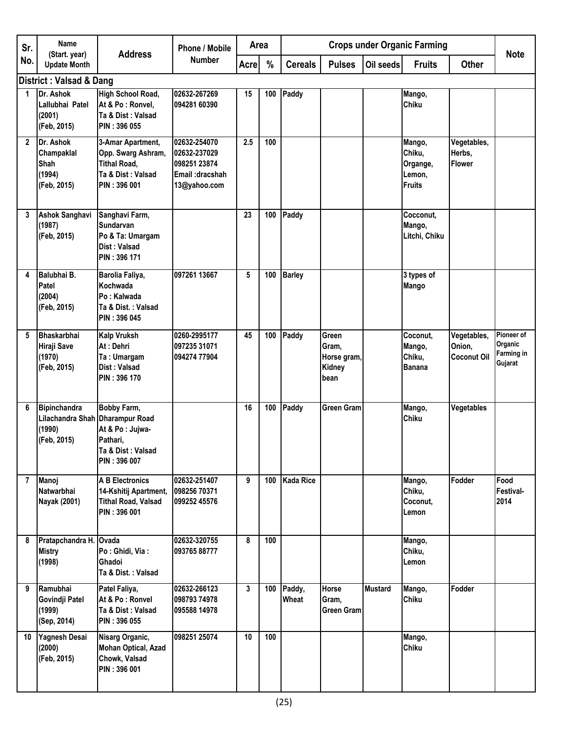| Sr. No. | Name (Start. year) Update Month | Address | Phone / Mobile Number | Area | | Crops under Organic Farming | | | | | Note |
|---|---|---|---|---|---|---|---|---|---|---|---|
| | | | | Acre | % | Cereals | Pulses | Oil seeds | Fruits | Other | |
| **District : Valsad & Dang** | | | | | | | | | | | |
| 1 | Dr. Ashok Lallubhai Patel (2001) (Feb, 2015) | High School Road, At & Po : Ronvel, Ta & Dist : Valsad PIN : 396 055 | 02632-267269 094281 60390 | 15 | 100 | Paddy | | | Mango, Chiku | | |
| 2 | Dr. Ashok Champaklal Shah (1994) (Feb, 2015) | 3-Amar Apartment, Opp. Swarg Ashram, Tithal Road, Ta & Dist : Valsad PIN : 396 001 | 02632-254070 02632-237029 098251 23874 Email :dracshah 13@yahoo.com | 2.5 | 100 | | | | Mango, Chiku, Organge, Lemon, Fruits | Vegetables, Herbs, Flower | |
| 3 | Ashok Sanghavi (1987) (Feb, 2015) | Sanghavi Farm, Sundarvan Po & Ta: Umargam Dist : Valsad PIN : 396 171 | | 23 | 100 | Paddy | | | Cocconut, Mango, Litchi, Chiku | | |
| 4 | Balubhai B. Patel (2004) (Feb, 2015) | Barolia Faliya, Kochwada Po : Kalwada Ta & Dist. : Valsad PIN : 396 045 | 097261 13667 | 5 | 100 | Barley | | | 3 types of Mango | | |
| 5 | Bhaskarbhai Hiraji Save (1970) (Feb, 2015) | Kalp Vruksh At : Dehri Ta : Umargam Dist : Valsad PIN : 396 170 | 0260-2995177 097235 31071 094274 77904 | 45 | 100 | Paddy | Green Gram, Horse gram, Kidney bean | | Coconut, Mango, Chiku, Banana | Vegetables, Onion, Coconut Oil | Pioneer of Organic Farming in Gujarat |
| 6 | Bipinchandra Lilachandra Shah (1990) (Feb, 2015) | Bobby Farm, Dharampur Road At & Po : Jujwa-Pathari, Ta & Dist : Valsad PIN : 396 007 | | 16 | 100 | Paddy | Green Gram | | Mango, Chiku | Vegetables | |
| 7 | Manoj Natwarbhai Nayak (2001) | A B Electronics 14-Kshitij Apartment, Tithal Road, Valsad PIN : 396 001 | 02632-251407 098256 70371 099252 45576 | 9 | 100 | Kada Rice | | | Mango, Chiku, Coconut, Lemon | Fodder | Food Festival-2014 |
| 8 | Pratapchandra H. Mistry (1998) | Ovada Po : Ghidi, Via : Ghadoi Ta & Dist. : Valsad | 02632-320755 093765 88777 | 8 | 100 | | | | Mango, Chiku, Lemon | | |
| 9 | Ramubhai Govindji Patel (1999) (Sep, 2014) | Patel Faliya, At & Po : Ronvel Ta & Dist : Valsad PIN : 396 055 | 02632-266123 098793 74978 095588 14978 | 3 | 100 | Paddy, Wheat | Horse Gram, Green Gram | Mustard | Mango, Chiku | Fodder | |
| 10 | Yagnesh Desai (2000) (Feb, 2015) | Nisarg Organic, Mohan Optical, Azad Chowk, Valsad PIN : 396 001 | 098251 25074 | 10 | 100 | | | | Mango, Chiku | | |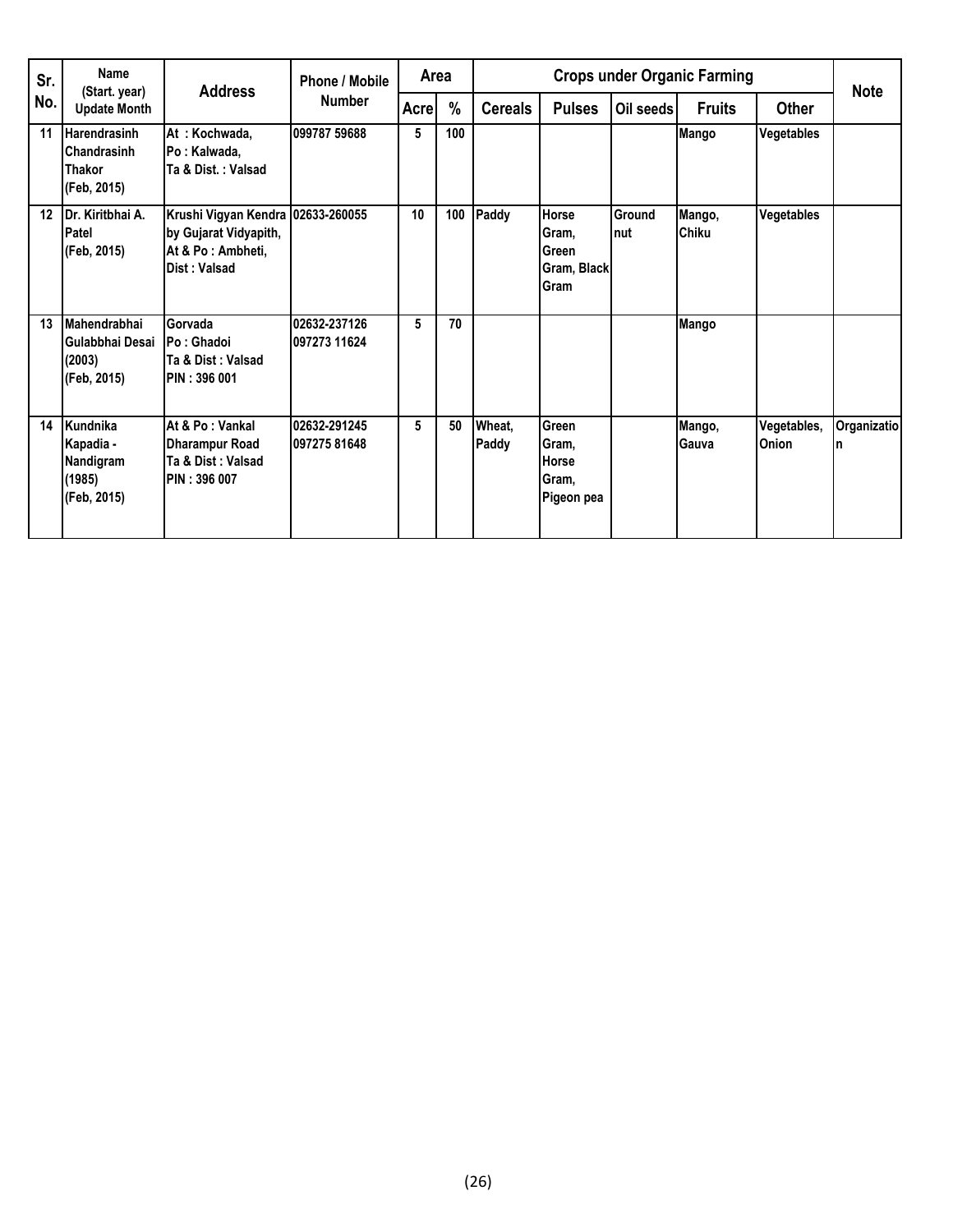| Sr. No. | Name (Start. year) Update Month | Address | Phone / Mobile Number | Area | | Crops under Organic Farming | | | | | Note |
|---|---|---|---|---|---|---|---|---|---|---|---|
| | | | | Acre | % | Cereals | Pulses | Oil seeds | Fruits | Other | |
| 11 | Harendrasinh Chandrasinh Thakor (Feb, 2015) | At : Kochwada, Po : Kalwada, Ta & Dist. : Valsad | 099787 59688 | 5 | 100 | | | | Mango | Vegetables | |
| 12 | Dr. Kiritbhai A. Patel (Feb, 2015) | Krushi Vigyan Kendra by Gujarat Vidyapith, At & Po : Ambheti, Dist : Valsad | 02633-260055 | 10 | 100 | Paddy | Horse Gram, Green Gram, Black Gram | Ground nut | Mango, Chiku | Vegetables | |
| 13 | Mahendrabhai Gulabbhai Desai (2003) (Feb, 2015) | Gorvada Po : Ghadoi Ta & Dist : Valsad PIN : 396 001 | 02632-237126 097273 11624 | 5 | 70 | | | | Mango | | |
| 14 | Kundnika Kapadia - Nandigram (1985) (Feb, 2015) | At & Po : Vankal Dharampur Road Ta & Dist : Valsad PIN : 396 007 | 02632-291245 097275 81648 | 5 | 50 | Wheat, Paddy | Green Gram, Horse Gram, Pigeon pea | | Mango, Gauva | Vegetables, Onion | Organization |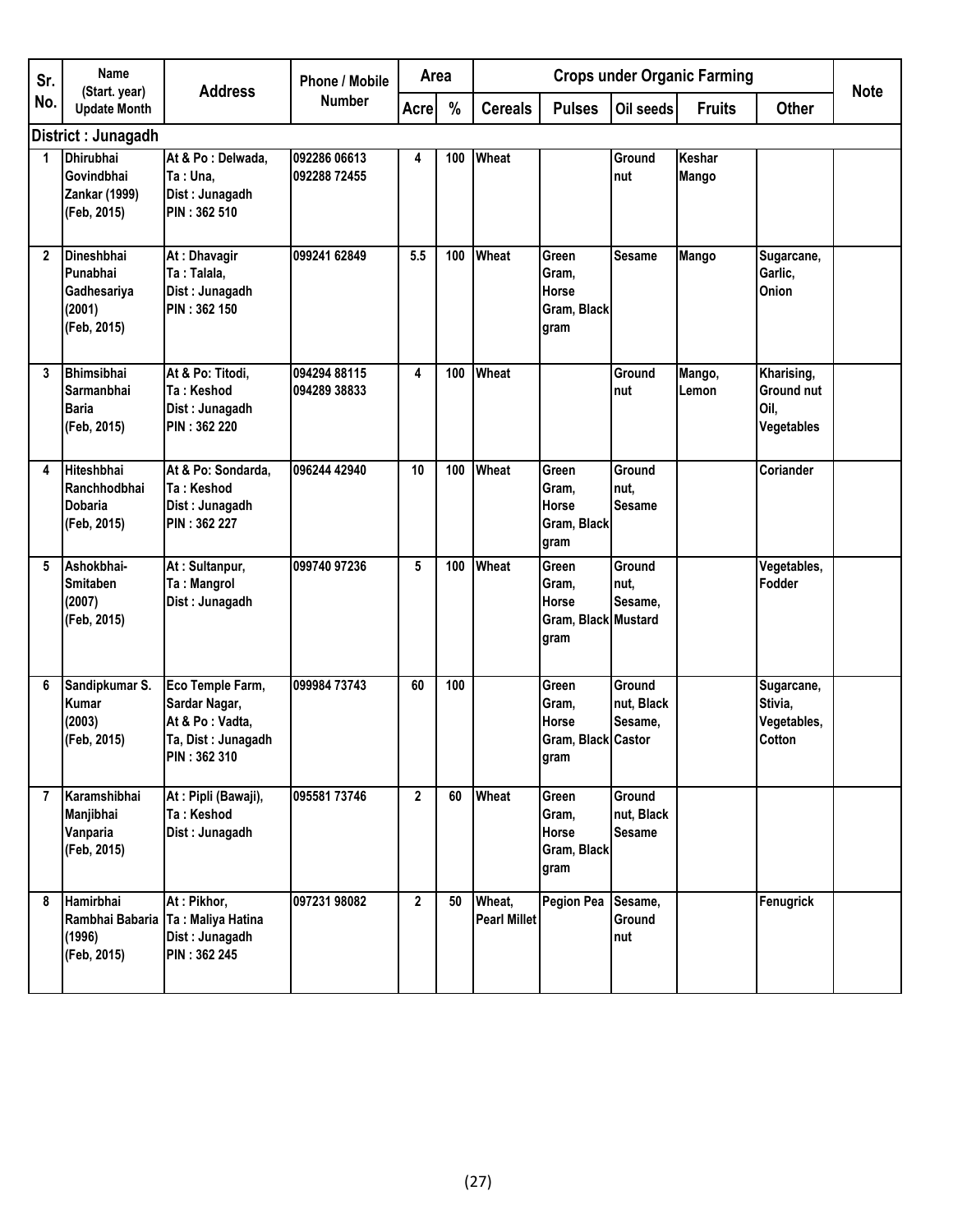| Sr. No. | Name (Start. year) Update Month | Address | Phone / Mobile Number | Area | | Crops under Organic Farming | | | | | Note |
|---|---|---|---|---|---|---|---|---|---|---|---|
| | | | | Acre | % | Cereals | Pulses | Oil seeds | Fruits | Other | |
| **District : Junagadh** | | | | | | | | | | | |
| 1 | Dhirubhai Govindbhai Zankar (1999) (Feb, 2015) | At & Po : Delwada, Ta : Una, Dist : Junagadh PIN : 362 510 | 092286 06613 092288 72455 | 4 | 100 | Wheat | | Ground nut | Keshar Mango | | |
| 2 | Dineshbhai Punabhai Gadhesariya (2001) (Feb, 2015) | At : Dhavagir Ta : Talala, Dist : Junagadh PIN : 362 150 | 099241 62849 | 5.5 | 100 | Wheat | Green Gram, Horse Gram, Black gram | Sesame | Mango | Sugarcane, Garlic, Onion | |
| 3 | Bhimsibhai Sarmanbhai Baria (Feb, 2015) | At & Po: Titodi, Ta : Keshod Dist : Junagadh PIN : 362 220 | 094294 88115 094289 38833 | 4 | 100 | Wheat | | Ground nut | Mango, Lemon | Kharising, Ground nut Oil, Vegetables | |
| 4 | Hiteshbhai Ranchhodbhai Dobaria (Feb, 2015) | At & Po: Sondarda, Ta : Keshod Dist : Junagadh PIN : 362 227 | 096244 42940 | 10 | 100 | Wheat | Green Gram, Horse Gram, Black gram | Ground nut, Sesame | | Coriander | |
| 5 | Ashokbhai-Smitaben (2007) (Feb, 2015) | At : Sultanpur, Ta : Mangrol Dist : Junagadh | 099740 97236 | 5 | 100 | Wheat | Green Gram, Horse Gram, Black gram | Ground nut, Sesame, Mustard | | Vegetables, Fodder | |
| 6 | Sandipkumar S. Kumar (2003) (Feb, 2015) | Eco Temple Farm, Sardar Nagar, At & Po : Vadta, Ta, Dist : Junagadh PIN : 362 310 | 099984 73743 | 60 | 100 | | Green Gram, Horse Gram, Black gram | Ground nut, Black Sesame, Castor | | Sugarcane, Stivia, Vegetables, Cotton | |
| 7 | Karamshibhai Manjibhai Vanparia (Feb, 2015) | At : Pipli (Bawaji), Ta : Keshod Dist : Junagadh | 095581 73746 | 2 | 60 | Wheat | Green Gram, Horse Gram, Black gram | Ground nut, Black Sesame | | | |
| 8 | Hamirbhai Rambhai Babaria (1996) (Feb, 2015) | At : Pikhor, Ta : Maliya Hatina Dist : Junagadh PIN : 362 245 | 097231 98082 | 2 | 50 | Wheat, Pearl Millet | Pegion Pea | Sesame, Ground nut | | Fenugrick | |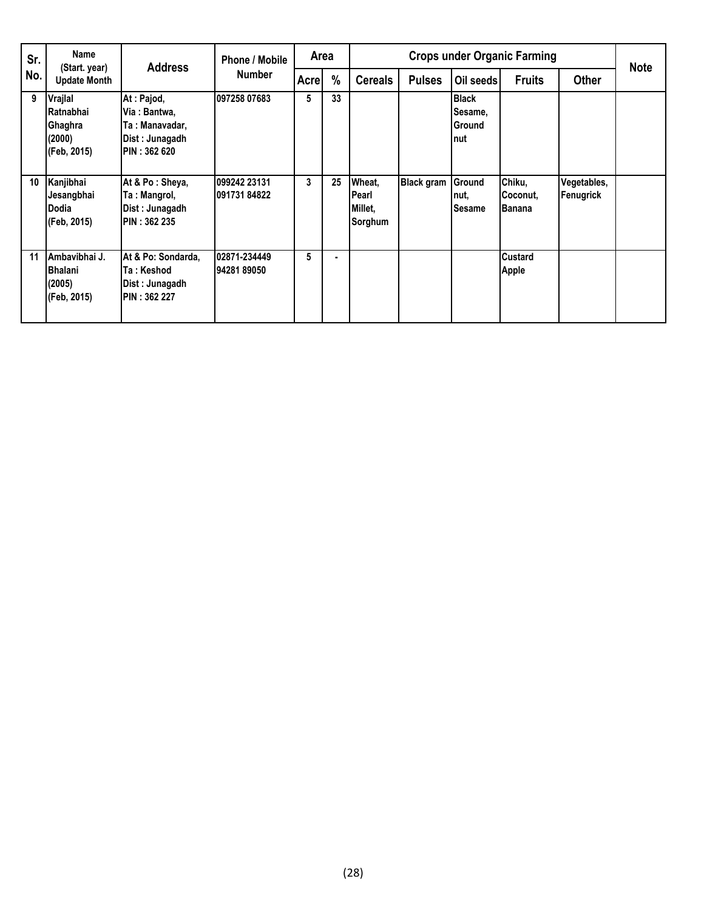| Sr. No. | Name (Start. year) Update Month | Address | Phone / Mobile Number | Area | | Crops under Organic Farming | | | | | Note |
|---|---|---|---|---|---|---|---|---|---|---|---|
| | | | | Acre | % | Cereals | Pulses | Oil seeds | Fruits | Other | |
| 9 | Vrajlal Ratnabhai Ghaghra (2000) (Feb, 2015) | At : Pajod, Via : Bantwa, Ta : Manavadar, Dist : Junagadh PIN : 362 620 | 097258 07683 | 5 | 33 | | | Black Sesame, Ground nut | | | |
| 10 | Kanjibhai Jesangbhai Dodia (Feb, 2015) | At & Po : Sheya, Ta : Mangrol, Dist : Junagadh PIN : 362 235 | 099242 23131 091731 84822 | 3 | 25 | Wheat, Pearl Millet, Sorghum | Black gram | Ground nut, Sesame | Chiku, Coconut, Banana | Vegetables, Fenugrick | |
| 11 | Ambavibhai J. Bhalani (2005) (Feb, 2015) | At & Po: Sondarda, Ta : Keshod Dist : Junagadh PIN : 362 227 | 02871-234449 94281 89050 | 5 | - | | | | Custard Apple | | |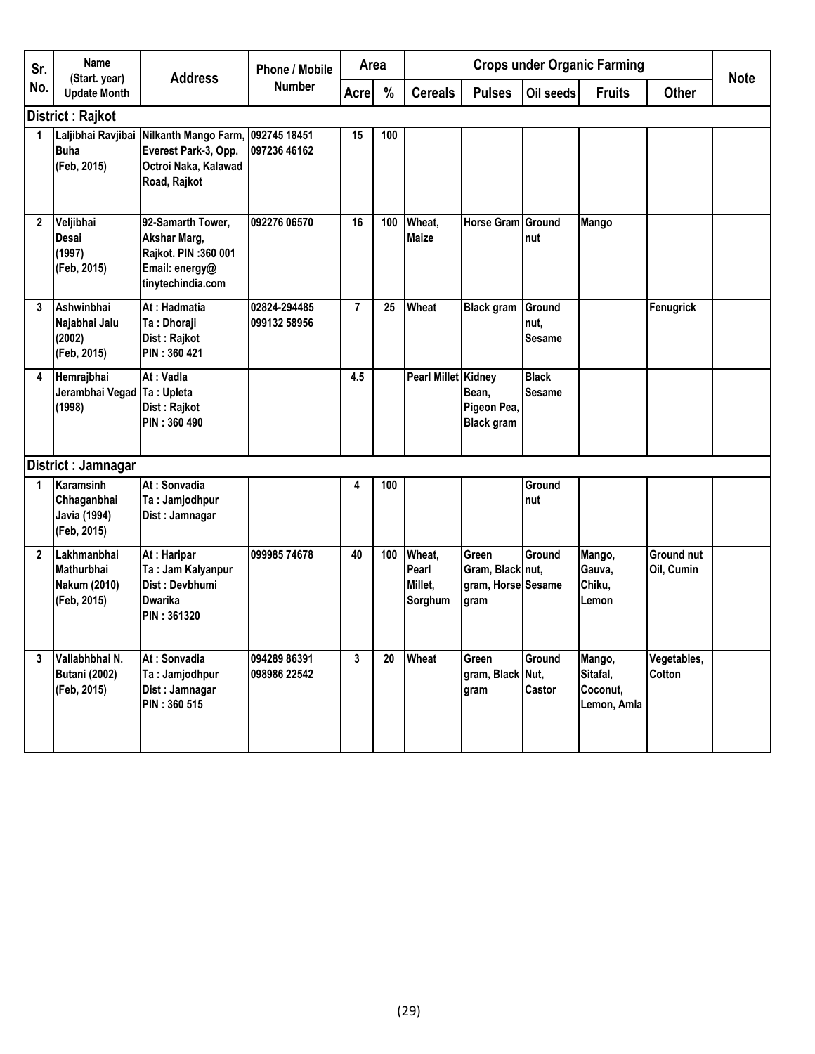| Sr. No. | Name (Start. year) Update Month | Address | Phone / Mobile Number | Area | | Crops under Organic Farming | | | | | Note |
|---|---|---|---|---|---|---|---|---|---|---|---|
| | | | | Acre | % | Cereals | Pulses | Oil seeds | Fruits | Other | |
| **District : Rajkot** | | | | | | | | | | | |
| 1 | Laljibhai Ravjibai Buha (Feb, 2015) | Nilkanth Mango Farm, Everest Park-3, Opp. Octroi Naka, Kalawad Road, Rajkot | 092745 18451 097236 46162 | 15 | 100 | | | | | | |
| 2 | Veljibhai Desai (1997) (Feb, 2015) | 92-Samarth Tower, Akshar Marg, Rajkot. PIN :360 001 Email: energy@tinytechindia.com | 092276 06570 | 16 | 100 | Wheat, Maize | Horse Gram | Ground nut | Mango | | |
| 3 | Ashwinbhai Najabhai Jalu (2002) (Feb, 2015) | At : Hadmatia Ta : Dhoraji Dist : Rajkot PIN : 360 421 | 02824-294485 099132 58956 | 7 | 25 | Wheat | Black gram | Ground nut, Sesame | | Fenugrick | |
| 4 | Hemrajbhai Jerambhai Vegad (1998) | At : Vadla Ta : Upleta Dist : Rajkot PIN : 360 490 | | 4.5 | | Pearl Millet | Kidney Bean, Pigeon Pea, Black gram | Black Sesame | | | |
| **District : Jamnagar** | | | | | | | | | | | |
| 1 | Karamsinh Chhaganbhai Javia (1994) (Feb, 2015) | At : Sonvadia Ta : Jamjodhpur Dist : Jamnagar | | 4 | 100 | | | Ground nut | | | |
| 2 | Lakhmanbhai Mathurbhai Nakum (2010) (Feb, 2015) | At : Haripar Ta : Jam Kalyanpur Dist : Devbhumi Dwarika PIN : 361320 | 099985 74678 | 40 | 100 | Wheat, Pearl Millet, Sorghum | Green Gram, Black gram, Horse gram | Ground nut, Sesame | Mango, Gauva, Chiku, Lemon | Ground nut Oil, Cumin | |
| 3 | Vallabhbhai N. Butani (2002) (Feb, 2015) | At : Sonvadia Ta : Jamjodhpur Dist : Jamnagar PIN : 360 515 | 094289 86391 098986 22542 | 3 | 20 | Wheat | Green gram, Black gram | Ground Nut, Castor | Mango, Sitafal, Coconut, Lemon, Amla | Vegetables, Cotton | |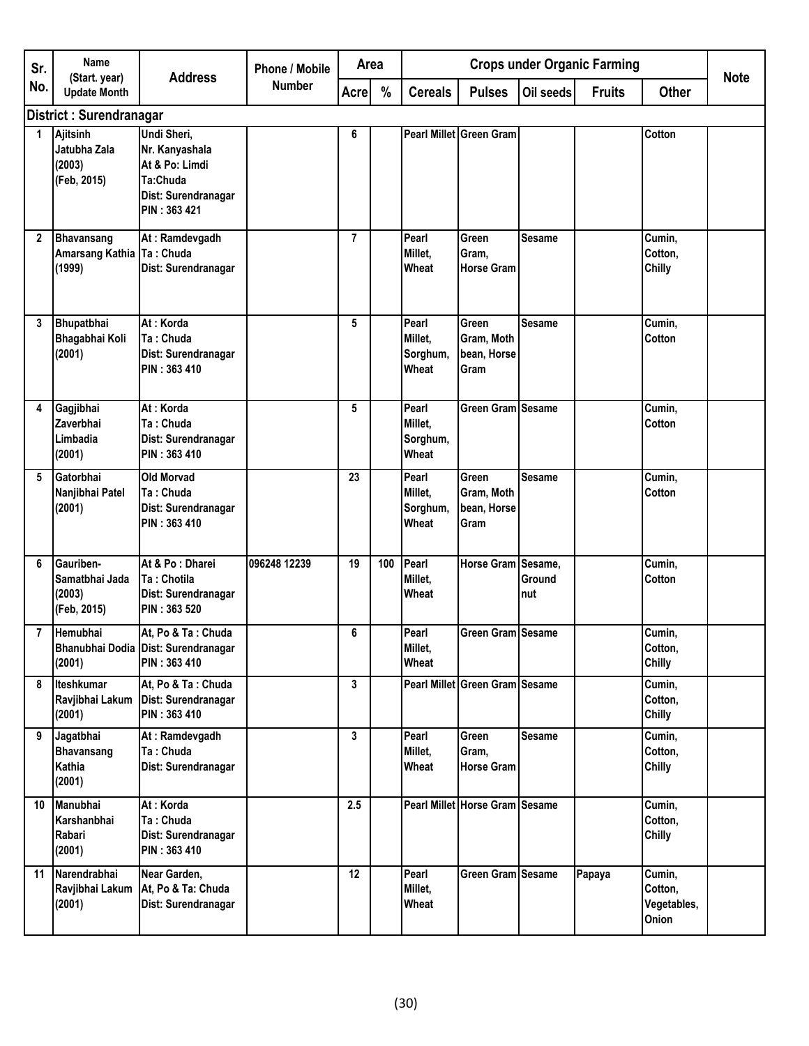| Sr. No. | Name (Start. year) Update Month | Address | Phone / Mobile Number | Area | | Crops under Organic Farming | | | | | Note |
|---|---|---|---|---|---|---|---|---|---|---|---|
| | | | | Acre | % | Cereals | Pulses | Oil seeds | Fruits | Other | |
| **District : Surendranagar** | | | | | | | | | | | |
| 1 | Ajitsinh Jatubha Zala (2003) (Feb, 2015) | Undi Sheri, Nr. Kanyashala At & Po: Limdi Ta:Chuda Dist: Surendranagar PIN : 363 421 | | 6 | | Pearl Millet | Green Gram | | | Cotton | |
| 2 | Bhavansang Amarsang Kathia (1999) | At : Ramdevgadh Ta : Chuda Dist: Surendranagar | | 7 | | Pearl Millet, Wheat | Green Gram, Horse Gram | Sesame | | Cumin, Cotton, Chilly | |
| 3 | Bhupatbhai Bhagabhai Koli (2001) | At : Korda Ta : Chuda Dist: Surendranagar PIN : 363 410 | | 5 | | Pearl Millet, Sorghum, Wheat | Green Gram, Moth bean, Horse Gram | Sesame | | Cumin, Cotton | |
| 4 | Gagjibhai Zaverbhai Limbadia (2001) | At : Korda Ta : Chuda Dist: Surendranagar PIN : 363 410 | | 5 | | Pearl Millet, Sorghum, Wheat | Green Gram | Sesame | | Cumin, Cotton | |
| 5 | Gatorbhai Nanjibhai Patel (2001) | Old Morvad Ta : Chuda Dist: Surendranagar PIN : 363 410 | | 23 | | Pearl Millet, Sorghum, Wheat | Green Gram, Moth bean, Horse Gram | Sesame | | Cumin, Cotton | |
| 6 | Gauriben-Samatbhai Jada (2003) (Feb, 2015) | At & Po : Dharei Ta : Chotila Dist: Surendranagar PIN : 363 520 | 096248 12239 | 19 | 100 | Pearl Millet, Wheat | Horse Gram | Sesame, Ground nut | | Cumin, Cotton | |
| 7 | Hemubhai Bhanubhai Dodia (2001) | At, Po & Ta : Chuda Dist: Surendranagar PIN : 363 410 | | 6 | | Pearl Millet, Wheat | Green Gram | Sesame | | Cumin, Cotton, Chilly | |
| 8 | Iteshkumar Ravjibhai Lakum (2001) | At, Po & Ta : Chuda Dist: Surendranagar PIN : 363 410 | | 3 | | Pearl Millet | Green Gram | Sesame | | Cumin, Cotton, Chilly | |
| 9 | Jagatbhai Bhavansang Kathia (2001) | At : Ramdevgadh Ta : Chuda Dist: Surendranagar | | 3 | | Pearl Millet, Wheat | Green Gram, Horse Gram | Sesame | | Cumin, Cotton, Chilly | |
| 10 | Manubhai Karshanbhai Rabari (2001) | At : Korda Ta : Chuda Dist: Surendranagar PIN : 363 410 | | 2.5 | | Pearl Millet | Horse Gram | Sesame | | Cumin, Cotton, Chilly | |
| 11 | Narendrabhai Ravjibhai Lakum (2001) | Near Garden, At, Po & Ta: Chuda Dist: Surendranagar | | 12 | | Pearl Millet, Wheat | Green Gram | Sesame | Papaya | Cumin, Cotton, Vegetables, Onion | |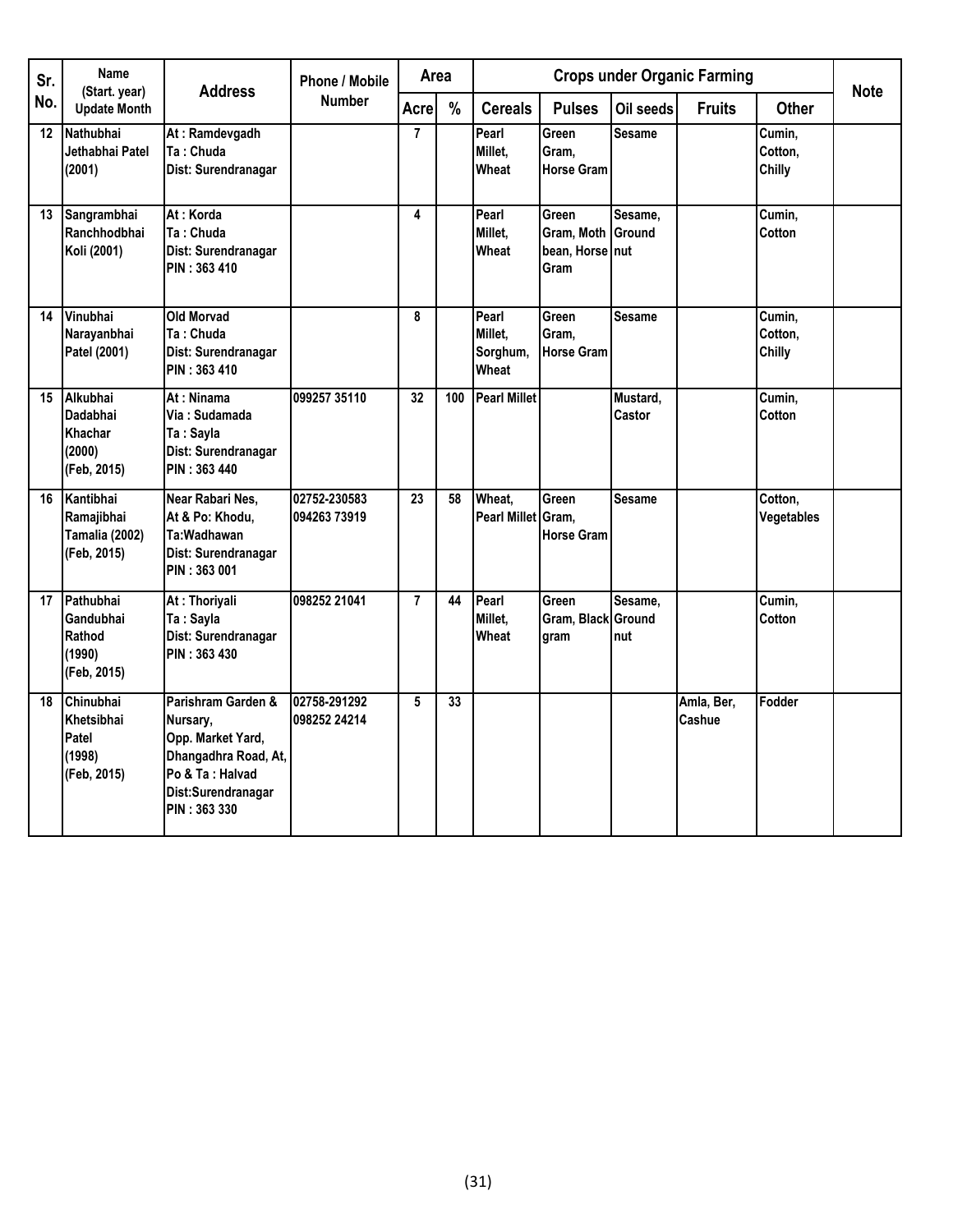| Sr. No. | Name (Start. year) Update Month | Address | Phone / Mobile Number | Area | | Crops under Organic Farming | | | | | Note |
|---|---|---|---|---|---|---|---|---|---|---|---|
| | | | | Acre | % | Cereals | Pulses | Oil seeds | Fruits | Other | |
| 12 | Nathubhai Jethabhai Patel (2001) | At : Ramdevgadh Ta : Chuda Dist: Surendranagar | | 7 | | Pearl Millet, Wheat | Green Gram, Horse Gram | Sesame | | Cumin, Cotton, Chilly | |
| 13 | Sangrambhai Ranchhodbhai Koli (2001) | At : Korda Ta : Chuda Dist: Surendranagar PIN : 363 410 | | 4 | | Pearl Millet, Wheat | Green Gram, Moth bean, Horse Gram | Sesame, Ground nut | | Cumin, Cotton | |
| 14 | Vinubhai Narayanbhai Patel (2001) | Old Morvad Ta : Chuda Dist: Surendranagar PIN : 363 410 | | 8 | | Pearl Millet, Sorghum, Wheat | Green Gram, Horse Gram | Sesame | | Cumin, Cotton, Chilly | |
| 15 | Alkubhai Dadabhai Khachar (2000) (Feb, 2015) | At : Ninama Via : Sudamada Ta : Sayla Dist: Surendranagar PIN : 363 440 | 099257 35110 | 32 | 100 | Pearl Millet | | Mustard, Castor | | Cumin, Cotton | |
| 16 | Kantibhai Ramajibhai Tamalia (2002) (Feb, 2015) | Near Rabari Nes, At & Po: Khodu, Ta:Wadhawan Dist: Surendranagar PIN : 363 001 | 02752-230583 094263 73919 | 23 | 58 | Wheat, Pearl Millet | Green Gram, Horse Gram | Sesame | | Cotton, Vegetables | |
| 17 | Pathubhai Gandubhai Rathod (1990) (Feb, 2015) | At : Thoriyali Ta : Sayla Dist: Surendranagar PIN : 363 430 | 098252 21041 | 7 | 44 | Pearl Millet, Wheat | Green Gram, Black gram | Sesame, Ground nut | | Cumin, Cotton | |
| 18 | Chinubhai Khetsibhai Patel (1998) (Feb, 2015) | Parishram Garden & Nursary, Opp. Market Yard, Dhangadhra Road, At, Po & Ta : Halvad Dist:Surendranagar PIN : 363 330 | 02758-291292 098252 24214 | 5 | 33 | | | | Amla, Ber, Cashue | Fodder | |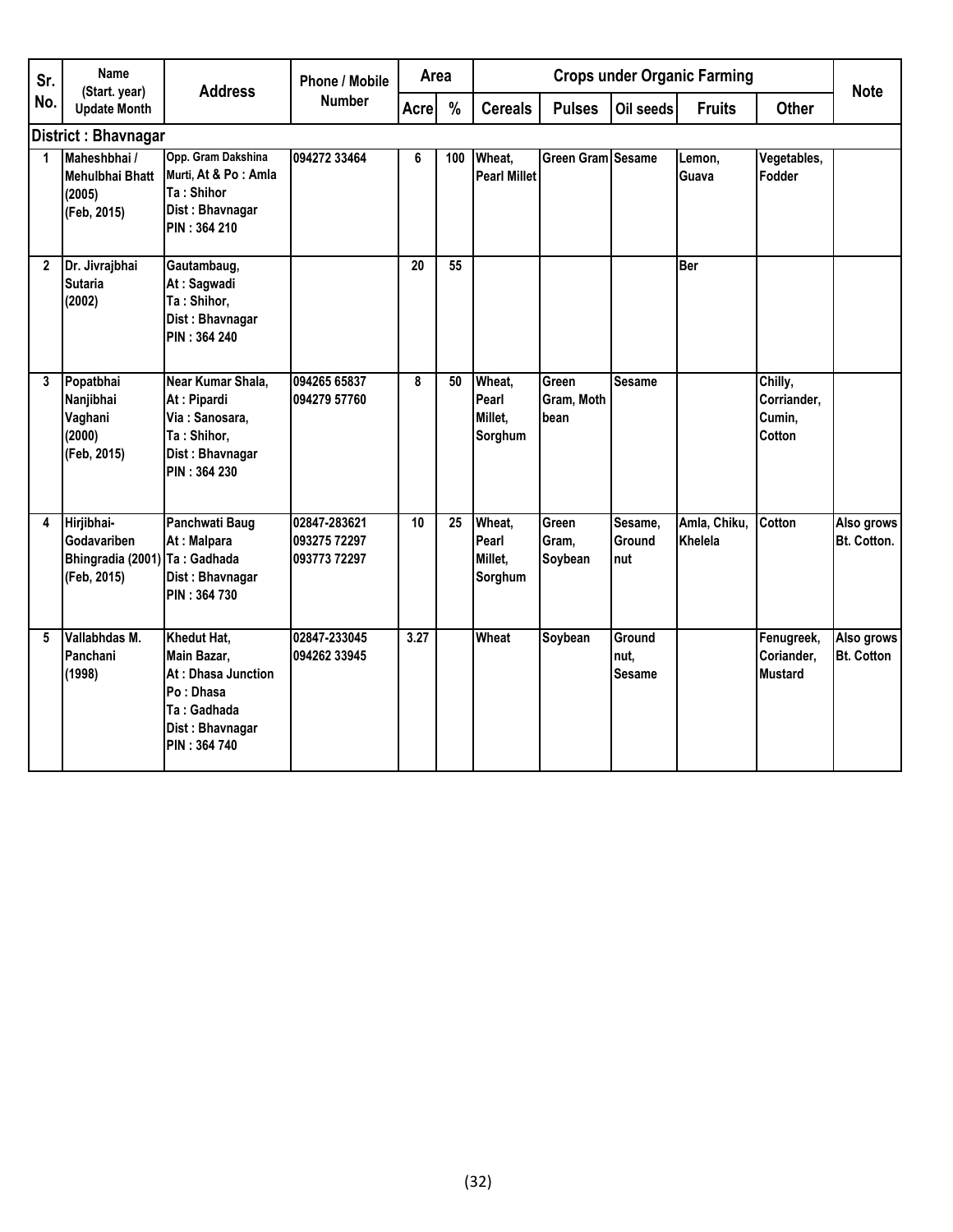| Sr. No. | Name (Start. year) Update Month | Address | Phone / Mobile Number | Area | | Crops under Organic Farming | | | | | Note |
|---|---|---|---|---|---|---|---|---|---|---|---|
| | | | | Acre | % | Cereals | Pulses | Oil seeds | Fruits | Other | |
| **District : Bhavnagar** | | | | | | | | | | | |
| 1 | Maheshbhai / Mehulbhai Bhatt (2005) (Feb, 2015) | Opp. Gram Dakshina Murti, At & Po : Amla Ta : Shihor Dist : Bhavnagar PIN : 364 210 | 094272 33464 | 6 | 100 | Wheat, Pearl Millet | Green Gram | Sesame | Lemon, Guava | Vegetables, Fodder | |
| 2 | Dr. Jivrajbhai Sutaria (2002) | Gautambaug, At : Sagwadi Ta : Shihor, Dist : Bhavnagar PIN : 364 240 | | 20 | 55 | | | | Ber | | |
| 3 | Popatbhai Nanjibhai Vaghani (2000) (Feb, 2015) | Near Kumar Shala, At : Pipardi Via : Sanosara, Ta : Shihor, Dist : Bhavnagar PIN : 364 230 | 094265 65837 094279 57760 | 8 | 50 | Wheat, Pearl Millet, Sorghum | Green Gram, Moth bean | Sesame | | Chilly, Corriander, Cumin, Cotton | |
| 4 | Hirjibhai-Godavariben Bhingradia (2001) (Feb, 2015) | Panchwati Baug At : Malpara Ta : Gadhada Dist : Bhavnagar PIN : 364 730 | 02847-283621 093275 72297 093773 72297 | 10 | 25 | Wheat, Pearl Millet, Sorghum | Green Gram, Soybean | Sesame, Ground nut | Amla, Chiku, Khelela | Cotton | Also grows Bt. Cotton. |
| 5 | Vallabhdas M. Panchani (1998) | Khedut Hat, Main Bazar, At : Dhasa Junction Po : Dhasa Ta : Gadhada Dist : Bhavnagar PIN : 364 740 | 02847-233045 094262 33945 | 3.27 | | Wheat | Soybean | Ground nut, Sesame | | Fenugreek, Coriander, Mustard | Also grows Bt. Cotton |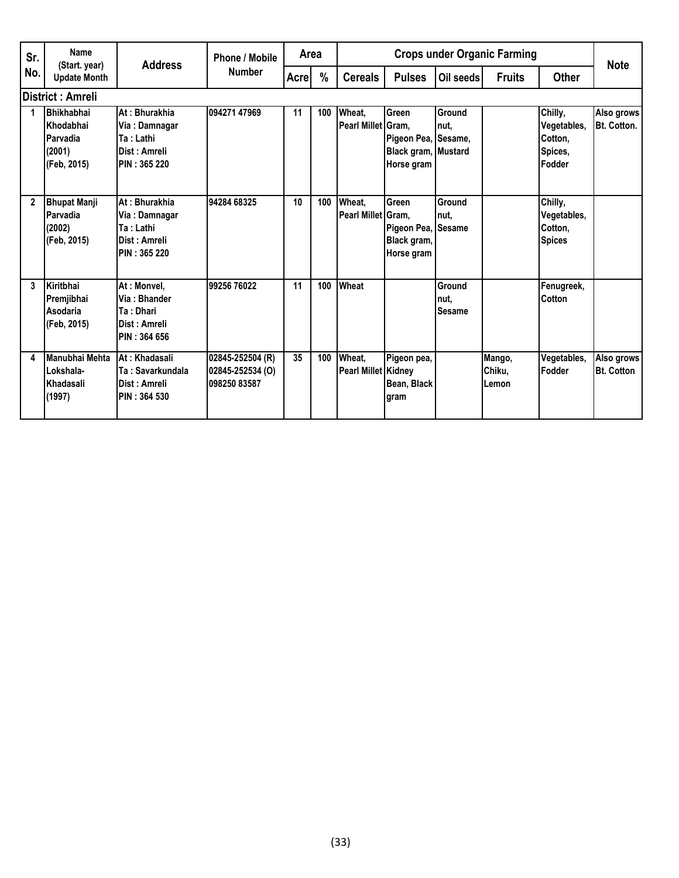| Sr. No. | Name (Start. year) Update Month | Address | Phone / Mobile Number | Area | | Crops under Organic Farming | | | | | Note |
|---|---|---|---|---|---|---|---|---|---|---|---|
| | | | | Acre | % | Cereals | Pulses | Oil seeds | Fruits | Other | |
| **District : Amreli** | | | | | | | | | | | |
| 1 | Bhikhabhai Khodabhai Parvadia (2001) (Feb, 2015) | At : Bhurakhia Via : Damnagar Ta : Lathi Dist : Amreli PIN : 365 220 | 094271 47969 | 11 | 100 | Wheat, Pearl Millet | Green Gram, Pigeon Pea, Black gram, Horse gram | Ground nut, Sesame, Mustard | | Chilly, Vegetables, Cotton, Spices, Fodder | Also grows Bt. Cotton. |
| 2 | Bhupat Manji Parvadia (2002) (Feb, 2015) | At : Bhurakhia Via : Damnagar Ta : Lathi Dist : Amreli PIN : 365 220 | 94284 68325 | 10 | 100 | Wheat, Pearl Millet | Green Gram, Pigeon Pea, Black gram, Horse gram | Ground nut, Sesame | | Chilly, Vegetables, Cotton, Spices | |
| 3 | Kiritbhai Premjibhai Asodaria (Feb, 2015) | At : Monvel, Via : Bhander Ta : Dhari Dist : Amreli PIN : 364 656 | 99256 76022 | 11 | 100 | Wheat | | Ground nut, Sesame | | Fenugreek, Cotton | |
| 4 | Manubhai Mehta Lokshala-Khadasali (1997) | At : Khadasali Ta : Savarkundala Dist : Amreli PIN : 364 530 | 02845-252504 (R) 02845-252534 (O) 098250 83587 | 35 | 100 | Wheat, Pearl Millet | Pigeon pea, Kidney Bean, Black gram | | Mango, Chiku, Lemon | Vegetables, Fodder | Also grows Bt. Cotton |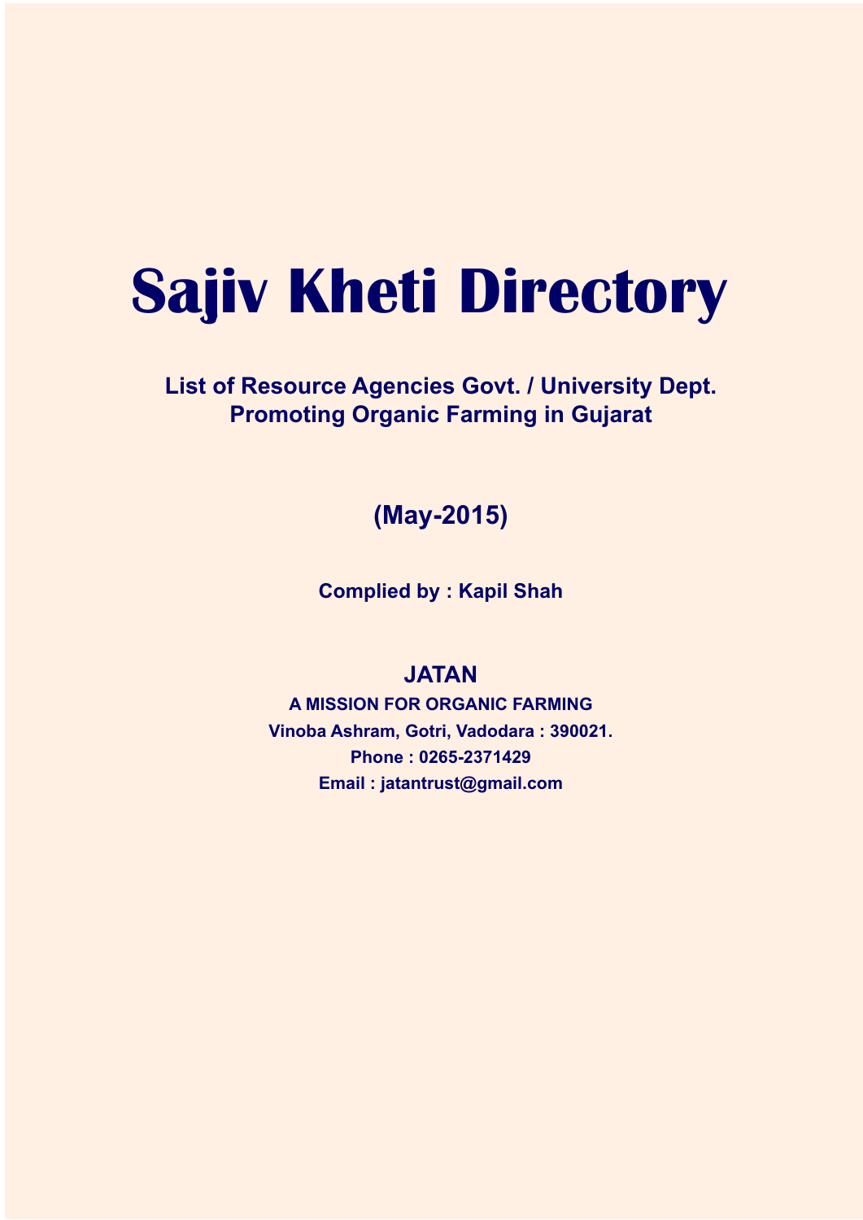# Sajiv Kheti Directory

**List of Resource Agencies Govt. / University Dept.**
**Promoting Organic Farming in Gujarat**

**(May-2015)**

**Complied by : Kapil Shah**

**JATAN**

**A MISSION FOR ORGANIC FARMING**

**Vinoba Ashram, Gotri, Vadodara : 390021.**

**Phone : 0265-2371429**

**Email : jatantrust@gmail.com**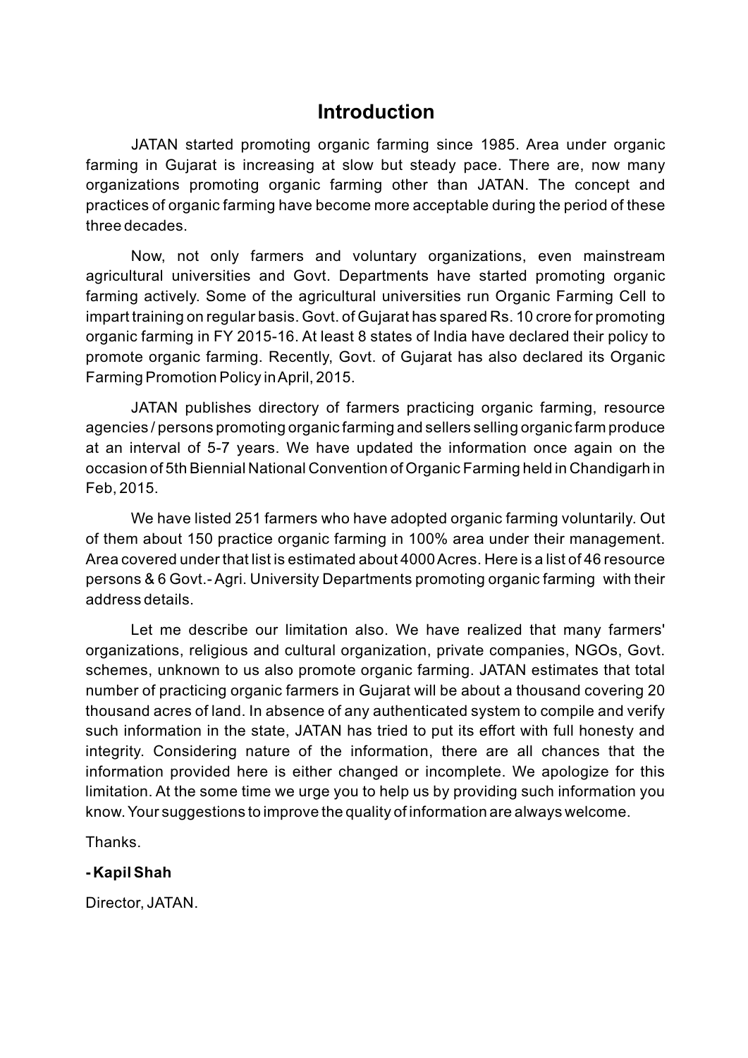# Introduction

JATAN started promoting organic farming since 1985. Area under organic farming in Gujarat is increasing at slow but steady pace. There are, now many organizations promoting organic farming other than JATAN. The concept and practices of organic farming have become more acceptable during the period of these three decades.

Now, not only farmers and voluntary organizations, even mainstream agricultural universities and Govt. Departments have started promoting organic farming actively. Some of the agricultural universities run Organic Farming Cell to impart training on regular basis. Govt. of Gujarat has spared Rs. 10 crore for promoting organic farming in FY 2015-16. At least 8 states of India have declared their policy to promote organic farming. Recently, Govt. of Gujarat has also declared its Organic Farming Promotion Policy in April, 2015.

JATAN publishes directory of farmers practicing organic farming, resource agencies / persons promoting organic farming and sellers selling organic farm produce at an interval of 5-7 years. We have updated the information once again on the occasion of 5th Biennial National Convention of Organic Farming held in Chandigarh in Feb, 2015.

We have listed 251 farmers who have adopted organic farming voluntarily. Out of them about 150 practice organic farming in 100% area under their management. Area covered under that list is estimated about 4000 Acres. Here is a list of 46 resource persons & 6 Govt.- Agri. University Departments promoting organic farming with their address details.

Let me describe our limitation also. We have realized that many farmers' organizations, religious and cultural organization, private companies, NGOs, Govt. schemes, unknown to us also promote organic farming. JATAN estimates that total number of practicing organic farmers in Gujarat will be about a thousand covering 20 thousand acres of land. In absence of any authenticated system to compile and verify such information in the state, JATAN has tried to put its effort with full honesty and integrity. Considering nature of the information, there are all chances that the information provided here is either changed or incomplete. We apologize for this limitation. At the some time we urge you to help us by providing such information you know. Your suggestions to improve the quality of information are always welcome.

Thanks.

**- Kapil Shah**

Director, JATAN.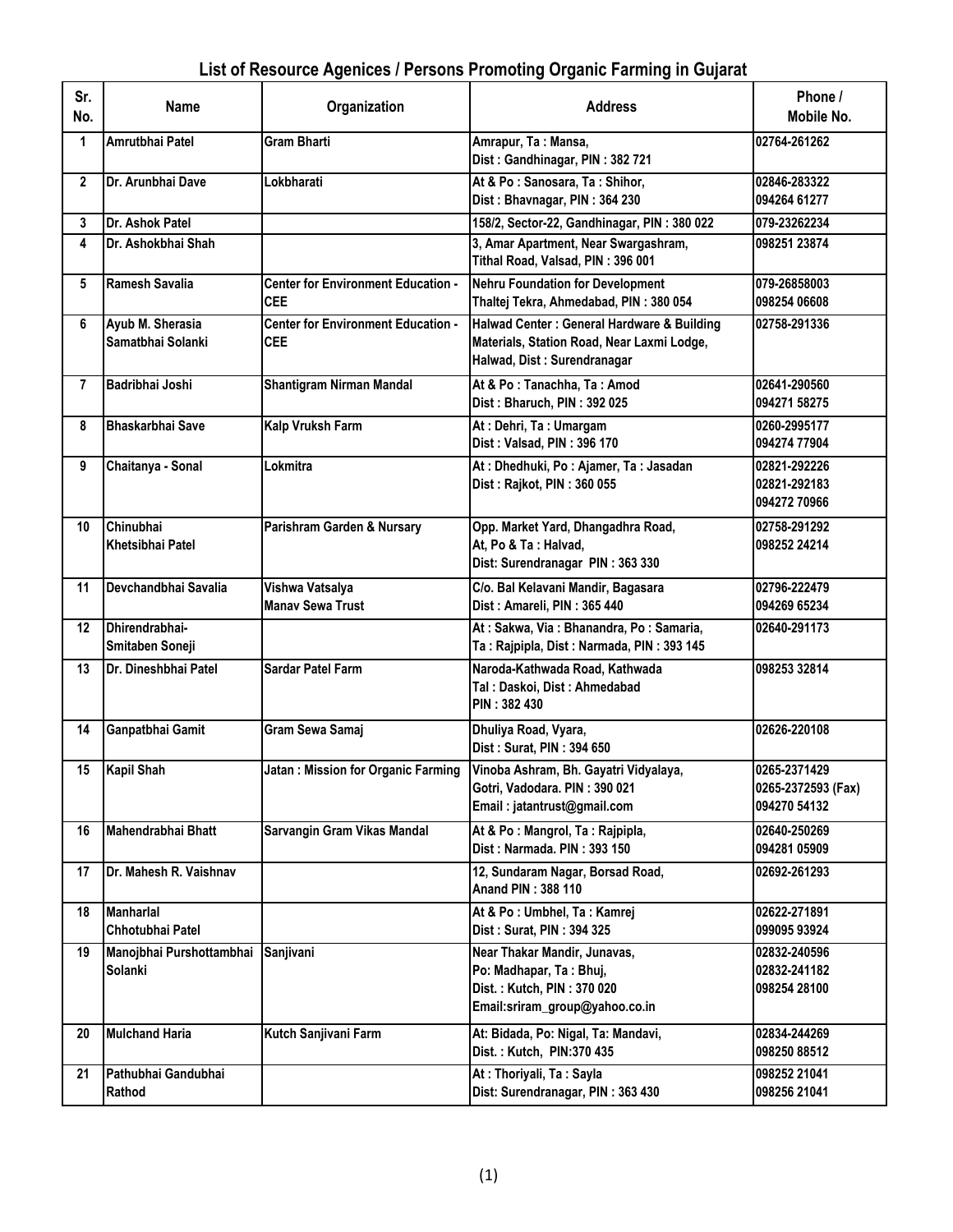## List of Resource Agenices / Persons Promoting Organic Farming in Gujarat

| Sr. No. | Name | Organization | Address | Phone / Mobile No. |
|---|---|---|---|---|
| 1 | Amrutbhai Patel | Gram Bharti | Amrapur, Ta : Mansa, Dist : Gandhinagar, PIN : 382 721 | 02764-261262 |
| 2 | Dr. Arunbhai Dave | Lokbharati | At & Po : Sanosara, Ta : Shihor, Dist : Bhavnagar, PIN : 364 230 | 02846-283322<br>094264 61277 |
| 3 | Dr. Ashok Patel | | 158/2, Sector-22, Gandhinagar, PIN : 380 022 | 079-23262234 |
| 4 | Dr. Ashokbhai Shah | | 3, Amar Apartment, Near Swargashram, Tithal Road, Valsad, PIN : 396 001 | 098251 23874 |
| 5 | Ramesh Savalia | Center for Environment Education - CEE | Nehru Foundation for Development Thaltej Tekra, Ahmedabad, PIN : 380 054 | 079-26858003<br>098254 06608 |
| 6 | Ayub M. Sherasia<br>Samatbhai Solanki | Center for Environment Education - CEE | Halwad Center : General Hardware & Building Materials, Station Road, Near Laxmi Lodge, Halwad, Dist : Surendranagar | 02758-291336 |
| 7 | Badribhai Joshi | Shantigram Nirman Mandal | At & Po : Tanachha, Ta : Amod Dist : Bharuch, PIN : 392 025 | 02641-290560<br>094271 58275 |
| 8 | Bhaskarbhai Save | Kalp Vruksh Farm | At : Dehri, Ta : Umargam Dist : Valsad, PIN : 396 170 | 0260-2995177<br>094274 77904 |
| 9 | Chaitanya - Sonal | Lokmitra | At : Dhedhuki, Po : Ajamer, Ta : Jasadan Dist : Rajkot, PIN : 360 055 | 02821-292226<br>02821-292183<br>094272 70966 |
| 10 | Chinubhai<br>Khetsibhai Patel | Parishram Garden & Nursary | Opp. Market Yard, Dhangadhra Road, At, Po & Ta : Halvad, Dist: Surendranagar PIN : 363 330 | 02758-291292<br>098252 24214 |
| 11 | Devchandbhai Savalia | Vishwa Vatsalya Manav Sewa Trust | C/o. Bal Kelavani Mandir, Bagasara Dist : Amareli, PIN : 365 440 | 02796-222479<br>094269 65234 |
| 12 | Dhirendrabhai-<br>Smitaben Soneji | | At : Sakwa, Via : Bhanandra, Po : Samaria, Ta : Rajpipla, Dist : Narmada, PIN : 393 145 | 02640-291173 |
| 13 | Dr. Dineshbhai Patel | Sardar Patel Farm | Naroda-Kathwada Road, Kathwada Tal : Daskoi, Dist : Ahmedabad PIN : 382 430 | 098253 32814 |
| 14 | Ganpatbhai Gamit | Gram Sewa Samaj | Dhuliya Road, Vyara, Dist : Surat, PIN : 394 650 | 02626-220108 |
| 15 | Kapil Shah | Jatan : Mission for Organic Farming | Vinoba Ashram, Bh. Gayatri Vidyalaya, Gotri, Vadodara. PIN : 390 021 Email : jatantrust@gmail.com | 0265-2371429<br>0265-2372593 (Fax)<br>094270 54132 |
| 16 | Mahendrabhai Bhatt | Sarvangin Gram Vikas Mandal | At & Po : Mangrol, Ta : Rajpipla, Dist : Narmada. PIN : 393 150 | 02640-250269<br>094281 05909 |
| 17 | Dr. Mahesh R. Vaishnav | | 12, Sundaram Nagar, Borsad Road, Anand PIN : 388 110 | 02692-261293 |
| 18 | Manharlal<br>Chhotubhai Patel | | At & Po : Umbhel, Ta : Kamrej Dist : Surat, PIN : 394 325 | 02622-271891<br>099095 93924 |
| 19 | Manojbhai Purshottambhai Solanki | Sanjivani | Near Thakar Mandir, Junavas, Po: Madhapar, Ta : Bhuj, Dist. : Kutch, PIN : 370 020 Email:sriram_group@yahoo.co.in | 02832-240596<br>02832-241182<br>098254 28100 |
| 20 | Mulchand Haria | Kutch Sanjivani Farm | At: Bidada, Po: Nigal, Ta: Mandavi, Dist. : Kutch, PIN:370 435 | 02834-244269<br>098250 88512 |
| 21 | Pathubhai Gandubhai<br>Rathod | | At : Thoriyali, Ta : Sayla Dist: Surendranagar, PIN : 363 430 | 098252 21041<br>098256 21041 |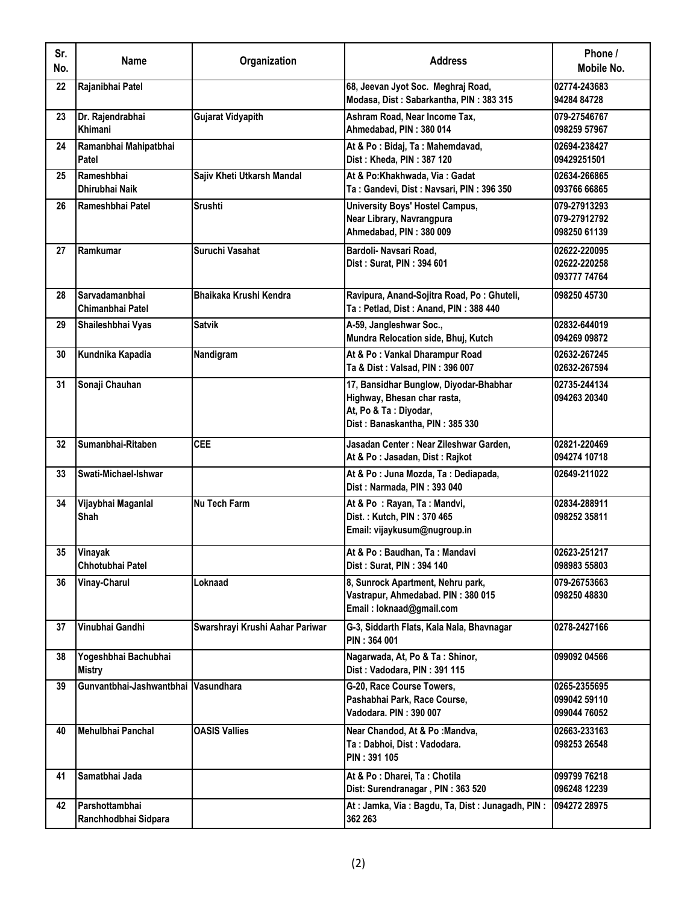| Sr. No. | Name | Organization | Address | Phone / Mobile No. |
|---|---|---|---|---|
| 22 | Rajanibhai Patel | | 68, Jeevan Jyot Soc. Meghraj Road, Modasa, Dist : Sabarkantha, PIN : 383 315 | 02774-243683 94284 84728 |
| 23 | Dr. Rajendrabhai Khimani | Gujarat Vidyapith | Ashram Road, Near Income Tax, Ahmedabad, PIN : 380 014 | 079-27546767 098259 57967 |
| 24 | Ramanbhai Mahipatbhai Patel | | At & Po : Bidaj, Ta : Mahemdavad, Dist : Kheda, PIN : 387 120 | 02694-238427 09429251501 |
| 25 | Rameshbhai Dhirubhai Naik | Sajiv Kheti Utkarsh Mandal | At & Po:Khakhwada, Via : Gadat Ta : Gandevi, Dist : Navsari, PIN : 396 350 | 02634-266865 093766 66865 |
| 26 | Rameshbhai Patel | Srushti | University Boys' Hostel Campus, Near Library, Navrangpura Ahmedabad, PIN : 380 009 | 079-27913293 079-27912792 098250 61139 |
| 27 | Ramkumar | Suruchi Vasahat | Bardoli- Navsari Road, Dist : Surat, PIN : 394 601 | 02622-220095 02622-220258 093777 74764 |
| 28 | Sarvadamanbhai Chimanbhai Patel | Bhaikaka Krushi Kendra | Ravipura, Anand-Sojitra Road, Po : Ghuteli, Ta : Petlad, Dist : Anand, PIN : 388 440 | 098250 45730 |
| 29 | Shaileshbhai Vyas | Satvik | A-59, Jangleshwar Soc., Mundra Relocation side, Bhuj, Kutch | 02832-644019 094269 09872 |
| 30 | Kundnika Kapadia | Nandigram | At & Po : Vankal Dharampur Road Ta & Dist : Valsad, PIN : 396 007 | 02632-267245 02632-267594 |
| 31 | Sonaji Chauhan | | 17, Bansidhar Bunglow, Diyodar-Bhabhar Highway, Bhesan char rasta, At, Po & Ta : Diyodar, Dist : Banaskantha, PIN : 385 330 | 02735-244134 094263 20340 |
| 32 | Sumanbhai-Ritaben | CEE | Jasadan Center : Near Zileshwar Garden, At & Po : Jasadan, Dist : Rajkot | 02821-220469 094274 10718 |
| 33 | Swati-Michael-Ishwar | | At & Po : Juna Mozda, Ta : Dediapada, Dist : Narmada, PIN : 393 040 | 02649-211022 |
| 34 | Vijaybhai Maganlal Shah | Nu Tech Farm | At & Po : Rayan, Ta : Mandvi, Dist. : Kutch, PIN : 370 465 Email: vijaykusum@nugroup.in | 02834-288911 098252 35811 |
| 35 | Vinayak Chhotubhai Patel | | At & Po : Baudhan, Ta : Mandavi Dist : Surat, PIN : 394 140 | 02623-251217 098983 55803 |
| 36 | Vinay-Charul | Loknaad | 8, Sunrock Apartment, Nehru park, Vastrapur, Ahmedabad. PIN : 380 015 Email : loknaad@gmail.com | 079-26753663 098250 48830 |
| 37 | Vinubhai Gandhi | Swarshrayi Krushi Aahar Pariwar | G-3, Siddarth Flats, Kala Nala, Bhavnagar PIN : 364 001 | 0278-2427166 |
| 38 | Yogeshbhai Bachubhai Mistry | | Nagarwada, At, Po & Ta : Shinor, Dist : Vadodara, PIN : 391 115 | 099092 04566 |
| 39 | Gunvantbhai-Jashwantbhai | Vasundhara | G-20, Race Course Towers, Pashabhai Park, Race Course, Vadodara. PIN : 390 007 | 0265-2355695 099042 59110 099044 76052 |
| 40 | Mehulbhai Panchal | OASIS Vallies | Near Chandod, At & Po :Mandva, Ta : Dabhoi, Dist : Vadodara. PIN : 391 105 | 02663-233163 098253 26548 |
| 41 | Samatbhai Jada | | At & Po : Dharei, Ta : Chotila Dist: Surendranagar , PIN : 363 520 | 099799 76218 096248 12239 |
| 42 | Parshottambhai Ranchhodbhai Sidpara | | At : Jamka, Via : Bagdu, Ta, Dist : Junagadh, PIN : 362 263 | 094272 28975 |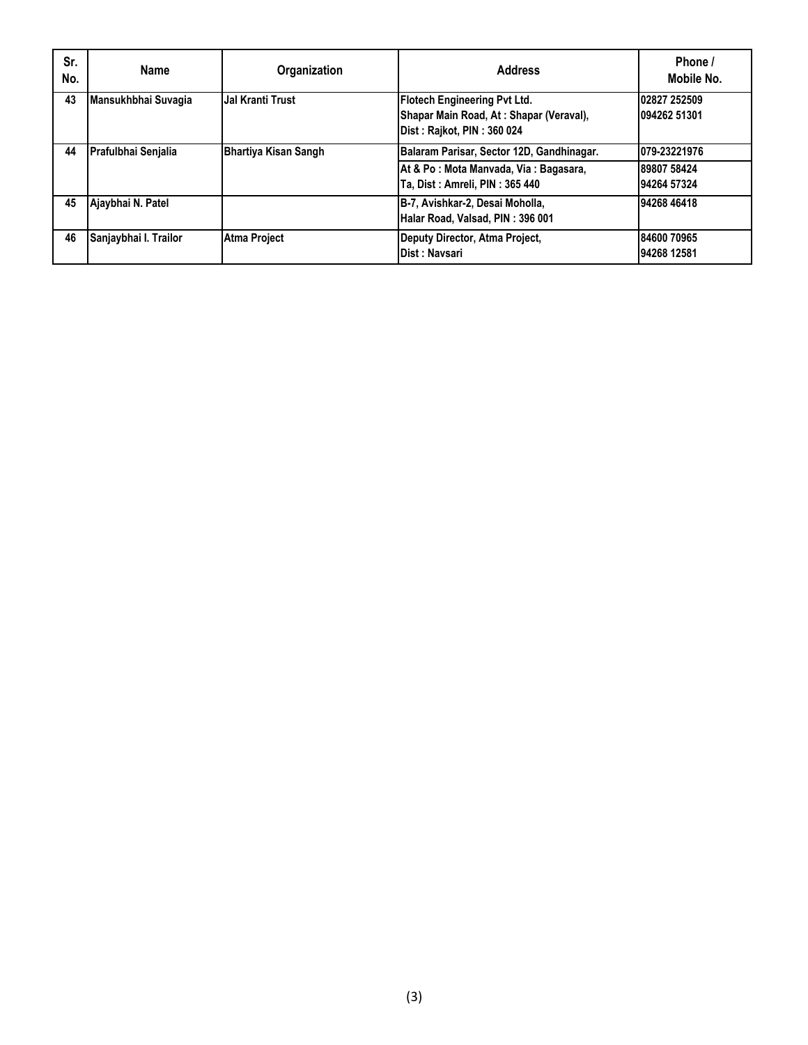| Sr. No. | Name | Organization | Address | Phone / Mobile No. |
|---|---|---|---|---|
| 43 | Mansukhbhai Suvagia | Jal Kranti Trust | Flotech Engineering Pvt Ltd.<br>Shapar Main Road, At : Shapar (Veraval),<br>Dist : Rajkot, PIN : 360 024 | 02827 252509<br>094262 51301 |
| 44 | Prafulbhai Senjalia | Bhartiya Kisan Sangh | Balaram Parisar, Sector 12D, Gandhinagar. | 079-23221976 |
| | | | At & Po : Mota Manvada, Via : Bagasara,<br>Ta, Dist : Amreli, PIN : 365 440 | 89807 58424<br>94264 57324 |
| 45 | Ajaybhai N. Patel | | B-7, Avishkar-2, Desai Moholla,<br>Halar Road, Valsad, PIN : 396 001 | 94268 46418 |
| 46 | Sanjaybhai I. Trailor | Atma Project | Deputy Director, Atma Project,<br>Dist : Navsari | 84600 70965<br>94268 12581 |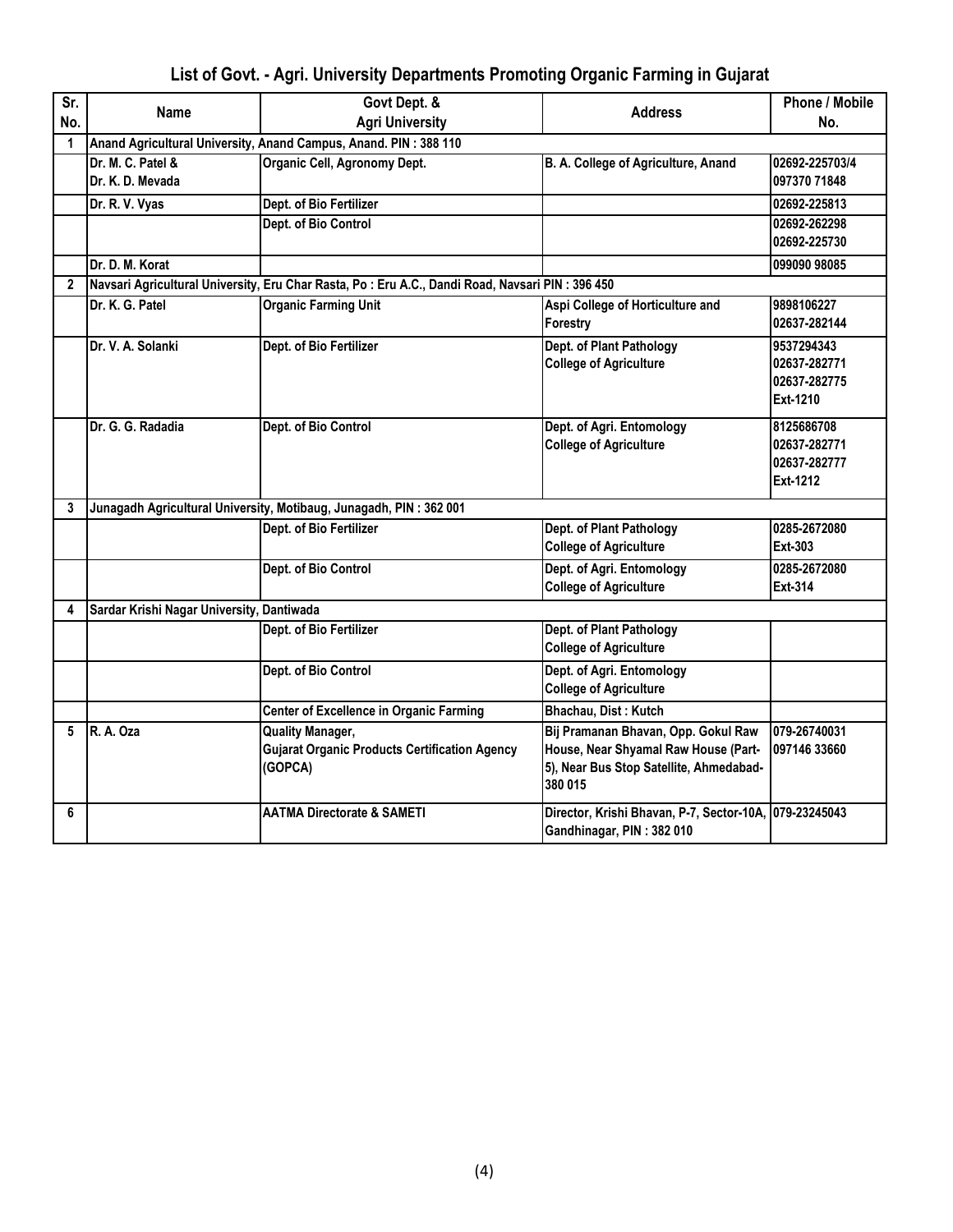# List of Govt. - Agri. University Departments Promoting Organic Farming in Gujarat

| Sr. No. | Name | Govt Dept. & Agri University | Address | Phone / Mobile No. |
|---|---|---|---|---|
| 1 | Anand Agricultural University, Anand Campus, Anand. PIN : 388 110 | | | |
| | Dr. M. C. Patel & Dr. K. D. Mevada | Organic Cell, Agronomy Dept. | B. A. College of Agriculture, Anand | 02692-225703/4<br>097370 71848 |
| | Dr. R. V. Vyas | Dept. of Bio Fertilizer | | 02692-225813 |
| | | Dept. of Bio Control | | 02692-262298<br>02692-225730 |
| | Dr. D. M. Korat | | | 099090 98085 |
| 2 | Navsari Agricultural University, Eru Char Rasta, Po : Eru A.C., Dandi Road, Navsari PIN : 396 450 | | | |
| | Dr. K. G. Patel | Organic Farming Unit | Aspi College of Horticulture and Forestry | 9898106227<br>02637-282144 |
| | Dr. V. A. Solanki | Dept. of Bio Fertilizer | Dept. of Plant Pathology<br>College of Agriculture | 9537294343<br>02637-282771<br>02637-282775<br>Ext-1210 |
| | Dr. G. G. Radadia | Dept. of Bio Control | Dept. of Agri. Entomology<br>College of Agriculture | 8125686708<br>02637-282771<br>02637-282777<br>Ext-1212 |
| 3 | Junagadh Agricultural University, Motibaug, Junagadh, PIN : 362 001 | | | |
| | | Dept. of Bio Fertilizer | Dept. of Plant Pathology<br>College of Agriculture | 0285-2672080<br>Ext-303 |
| | | Dept. of Bio Control | Dept. of Agri. Entomology<br>College of Agriculture | 0285-2672080<br>Ext-314 |
| 4 | Sardar Krishi Nagar University, Dantiwada | | | |
| | | Dept. of Bio Fertilizer | Dept. of Plant Pathology<br>College of Agriculture | |
| | | Dept. of Bio Control | Dept. of Agri. Entomology<br>College of Agriculture | |
| | | Center of Excellence in Organic Farming | Bhachau, Dist : Kutch | |
| 5 | R. A. Oza | Quality Manager,<br>Gujarat Organic Products Certification Agency (GOPCA) | Bij Pramanan Bhavan, Opp. Gokul Raw House, Near Shyamal Raw House (Part-5), Near Bus Stop Satellite, Ahmedabad-380 015 | 079-26740031<br>097146 33660 |
| 6 | | AATMA Directorate & SAMETI | Director, Krishi Bhavan, P-7, Sector-10A, Gandhinagar, PIN : 382 010 | 079-23245043 |